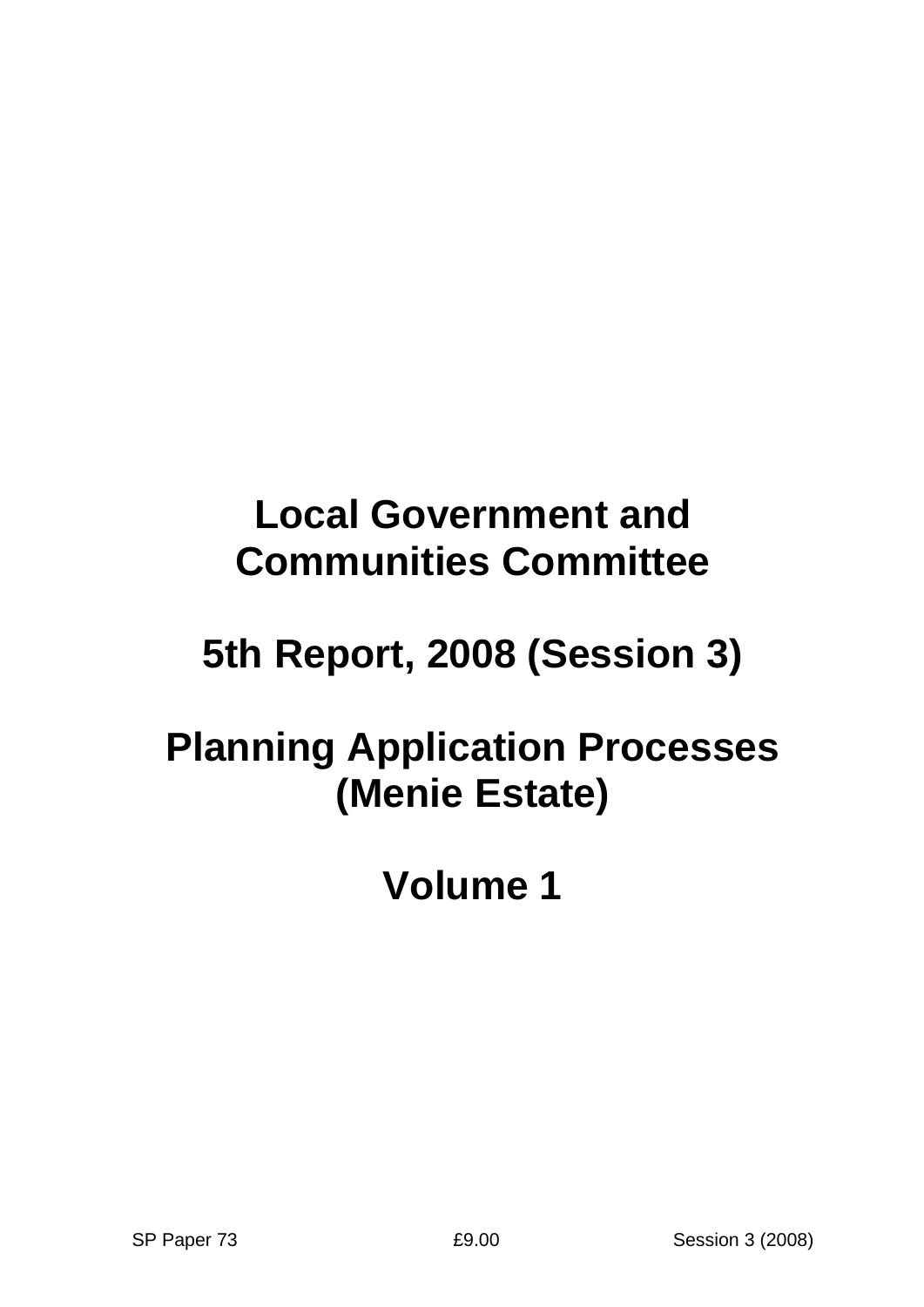# Local Government and Communities Committee

## 5th Report, 2008 (Session 3)

## Planning Application Processes (Menie Estate)

## Volume 1

SP Paper 73 £9.00 Session 3 (2008)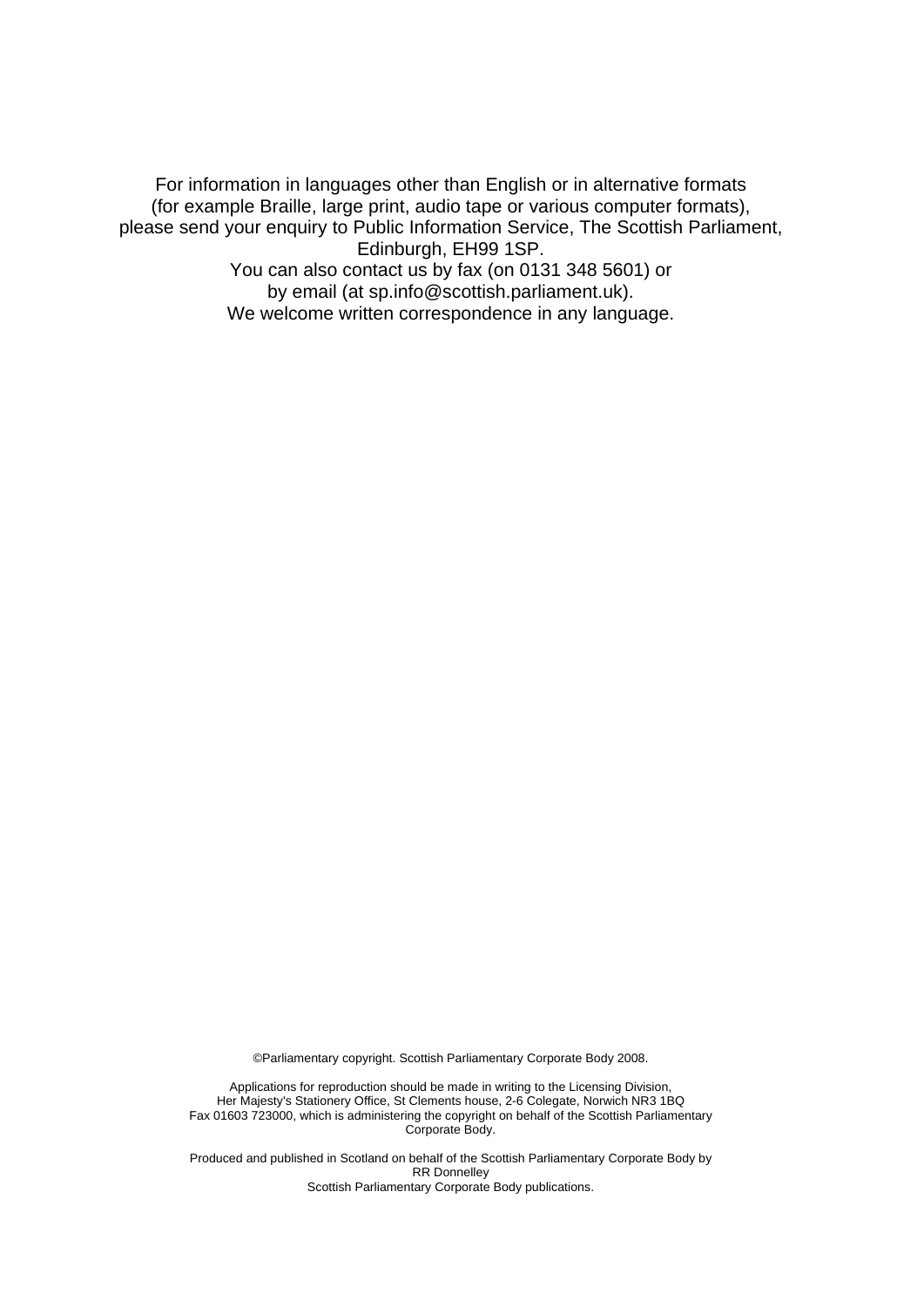For information in languages other than English or in alternative formats
(for example Braille, large print, audio tape or various computer formats),
please send your enquiry to Public Information Service, The Scottish Parliament,
Edinburgh, EH99 1SP.
You can also contact us by fax (on 0131 348 5601) or
by email (at sp.info@scottish.parliament.uk).
We welcome written correspondence in any language.

©Parliamentary copyright. Scottish Parliamentary Corporate Body 2008.

Applications for reproduction should be made in writing to the Licensing Division,
Her Majesty's Stationery Office, St Clements house, 2-6 Colegate, Norwich NR3 1BQ
Fax 01603 723000, which is administering the copyright on behalf of the Scottish Parliamentary
Corporate Body.

Produced and published in Scotland on behalf of the Scottish Parliamentary Corporate Body by
RR Donnelley
Scottish Parliamentary Corporate Body publications.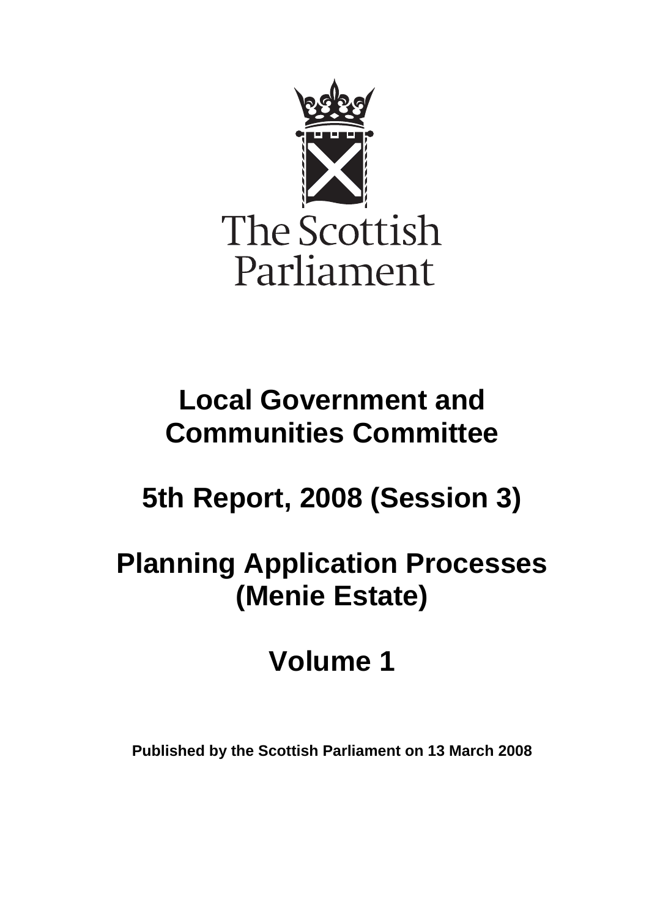The Scottish Parliament

# Local Government and Communities Committee

# 5th Report, 2008 (Session 3)

# Planning Application Processes (Menie Estate)

# Volume 1

**Published by the Scottish Parliament on 13 March 2008**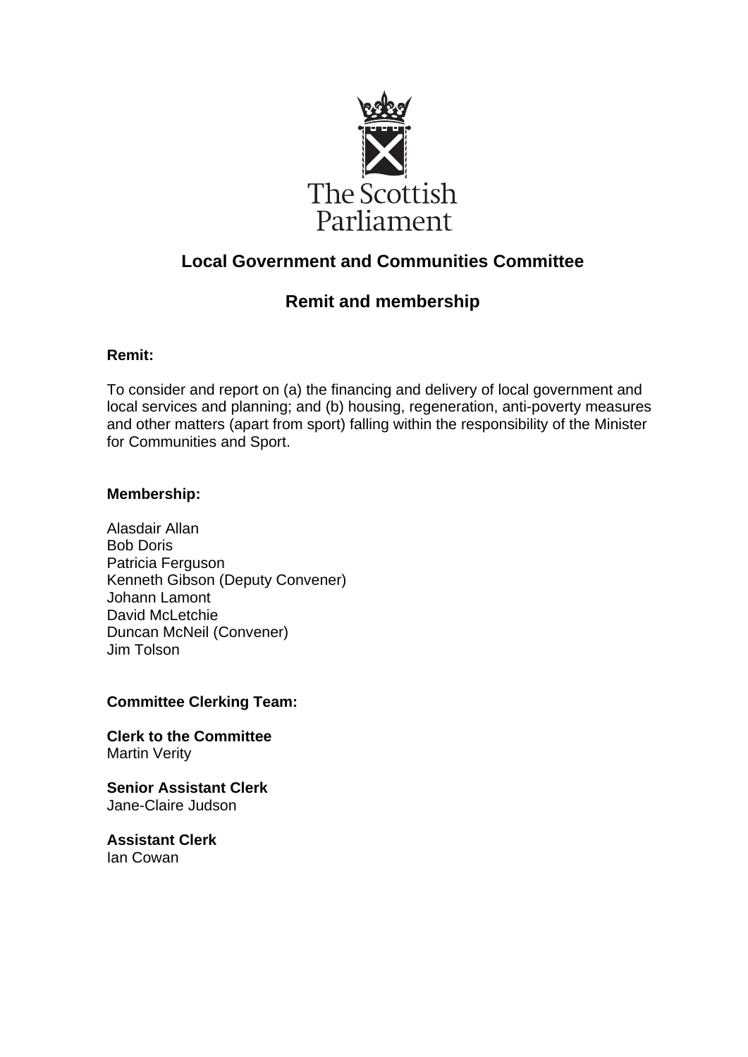The Scottish Parliament

## Local Government and Communities Committee

## Remit and membership

**Remit:**

To consider and report on (a) the financing and delivery of local government and local services and planning; and (b) housing, regeneration, anti-poverty measures and other matters (apart from sport) falling within the responsibility of the Minister for Communities and Sport.

**Membership:**

Alasdair Allan
Bob Doris
Patricia Ferguson
Kenneth Gibson (Deputy Convener)
Johann Lamont
David McLetchie
Duncan McNeil (Convener)
Jim Tolson

**Committee Clerking Team:**

**Clerk to the Committee**
Martin Verity

**Senior Assistant Clerk**
Jane-Claire Judson

**Assistant Clerk**
Ian Cowan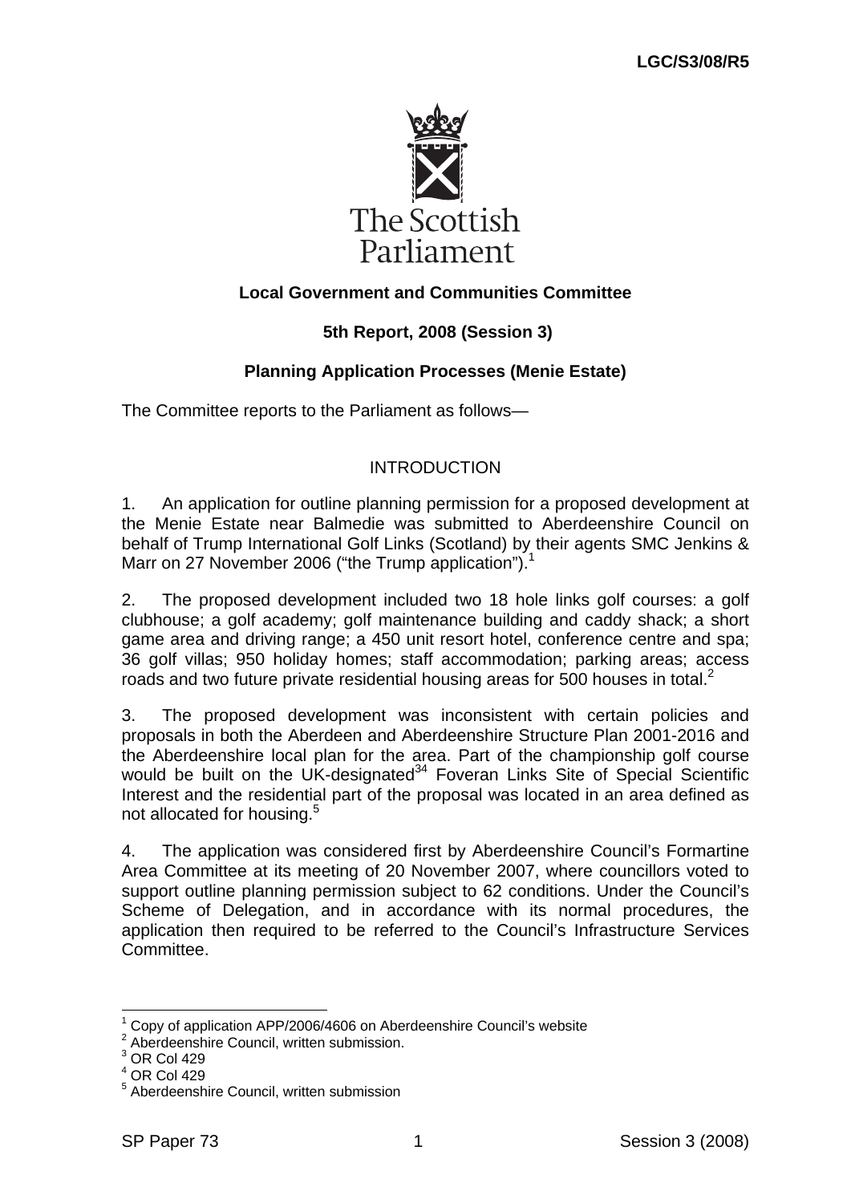LGC/S3/08/R5

**Local Government and Communities Committee**

**5th Report, 2008 (Session 3)**

**Planning Application Processes (Menie Estate)**

The Committee reports to the Parliament as follows—

## INTRODUCTION

1. An application for outline planning permission for a proposed development at the Menie Estate near Balmedie was submitted to Aberdeenshire Council on behalf of Trump International Golf Links (Scotland) by their agents SMC Jenkins & Marr on 27 November 2006 ("the Trump application").[1]

2. The proposed development included two 18 hole links golf courses: a golf clubhouse; a golf academy; golf maintenance building and caddy shack; a short game area and driving range; a 450 unit resort hotel, conference centre and spa; 36 golf villas; 950 holiday homes; staff accommodation; parking areas; access roads and two future private residential housing areas for 500 houses in total.[2]

3. The proposed development was inconsistent with certain policies and proposals in both the Aberdeen and Aberdeenshire Structure Plan 2001-2016 and the Aberdeenshire local plan for the area. Part of the championship golf course would be built on the UK-designated[34] Foveran Links Site of Special Scientific Interest and the residential part of the proposal was located in an area defined as not allocated for housing.[5]

4. The application was considered first by Aberdeenshire Council's Formartine Area Committee at its meeting of 20 November 2007, where councillors voted to support outline planning permission subject to 62 conditions. Under the Council's Scheme of Delegation, and in accordance with its normal procedures, the application then required to be referred to the Council's Infrastructure Services Committee.

---

[1] Copy of application APP/2006/4606 on Aberdeenshire Council's website
[2] Aberdeenshire Council, written submission.
[3] OR Col 429
[4] OR Col 429
[5] Aberdeenshire Council, written submission

SP Paper 73 | Session 3 (2008)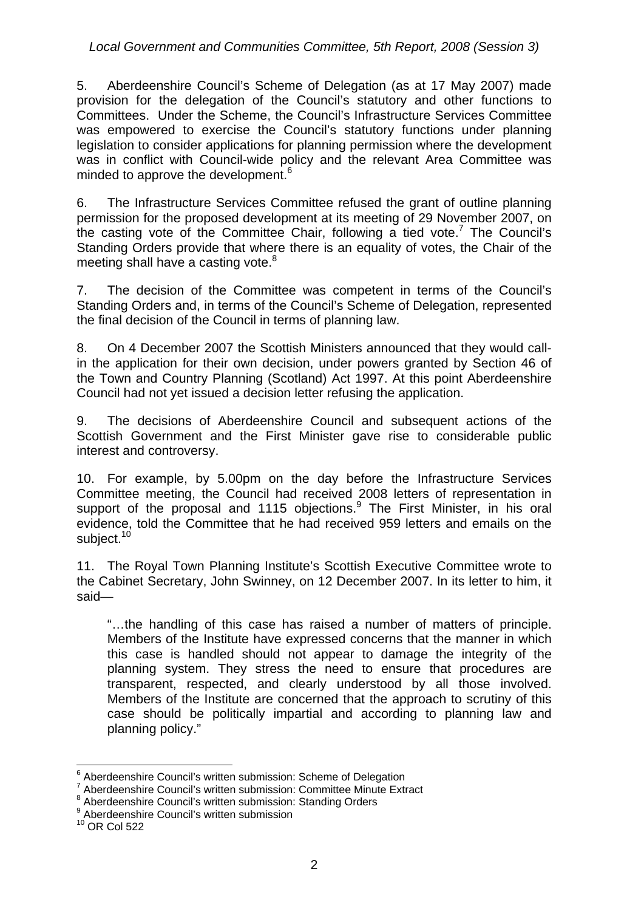5. Aberdeenshire Council's Scheme of Delegation (as at 17 May 2007) made provision for the delegation of the Council's statutory and other functions to Committees. Under the Scheme, the Council's Infrastructure Services Committee was empowered to exercise the Council's statutory functions under planning legislation to consider applications for planning permission where the development was in conflict with Council-wide policy and the relevant Area Committee was minded to approve the development.[6]

6. The Infrastructure Services Committee refused the grant of outline planning permission for the proposed development at its meeting of 29 November 2007, on the casting vote of the Committee Chair, following a tied vote.[7] The Council's Standing Orders provide that where there is an equality of votes, the Chair of the meeting shall have a casting vote.[8]

7. The decision of the Committee was competent in terms of the Council's Standing Orders and, in terms of the Council's Scheme of Delegation, represented the final decision of the Council in terms of planning law.

8. On 4 December 2007 the Scottish Ministers announced that they would call-in the application for their own decision, under powers granted by Section 46 of the Town and Country Planning (Scotland) Act 1997. At this point Aberdeenshire Council had not yet issued a decision letter refusing the application.

9. The decisions of Aberdeenshire Council and subsequent actions of the Scottish Government and the First Minister gave rise to considerable public interest and controversy.

10. For example, by 5.00pm on the day before the Infrastructure Services Committee meeting, the Council had received 2008 letters of representation in support of the proposal and 1115 objections.[9] The First Minister, in his oral evidence, told the Committee that he had received 959 letters and emails on the subject.[10]

11. The Royal Town Planning Institute's Scottish Executive Committee wrote to the Cabinet Secretary, John Swinney, on 12 December 2007. In its letter to him, it said—

> "…the handling of this case has raised a number of matters of principle. Members of the Institute have expressed concerns that the manner in which this case is handled should not appear to damage the integrity of the planning system. They stress the need to ensure that procedures are transparent, respected, and clearly understood by all those involved. Members of the Institute are concerned that the approach to scrutiny of this case should be politically impartial and according to planning law and planning policy."

---

[6] Aberdeenshire Council's written submission: Scheme of Delegation
[7] Aberdeenshire Council's written submission: Committee Minute Extract
[8] Aberdeenshire Council's written submission: Standing Orders
[9] Aberdeenshire Council's written submission
[10] OR Col 522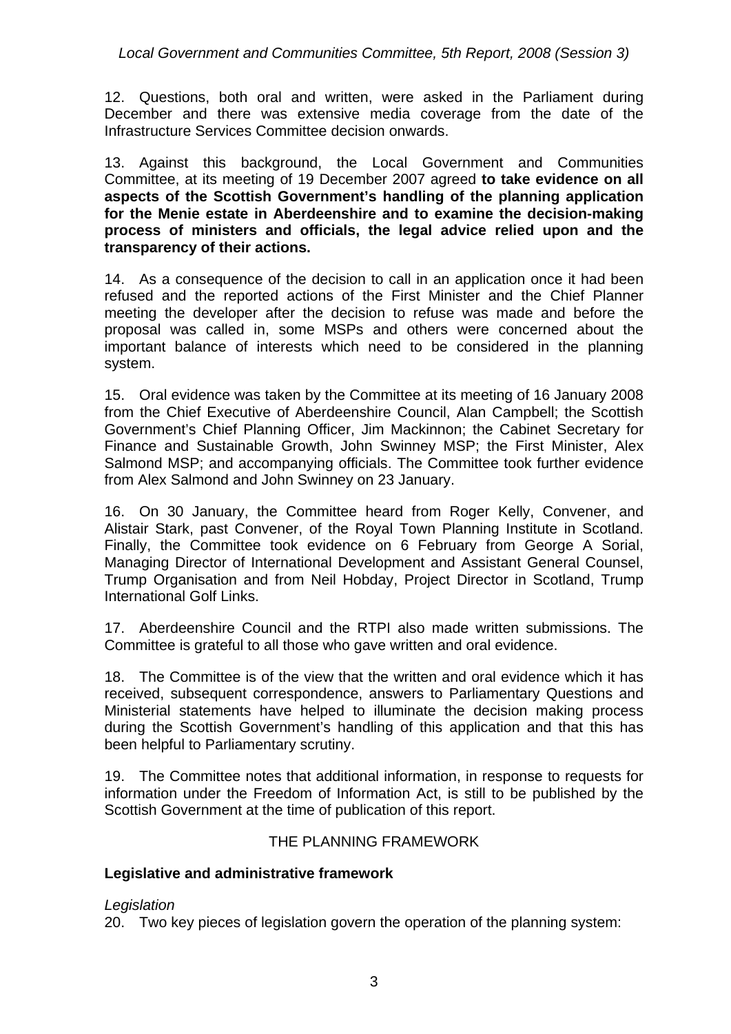12. Questions, both oral and written, were asked in the Parliament during December and there was extensive media coverage from the date of the Infrastructure Services Committee decision onwards.

13. Against this background, the Local Government and Communities Committee, at its meeting of 19 December 2007 agreed **to take evidence on all aspects of the Scottish Government's handling of the planning application for the Menie estate in Aberdeenshire and to examine the decision-making process of ministers and officials, the legal advice relied upon and the transparency of their actions.**

14. As a consequence of the decision to call in an application once it had been refused and the reported actions of the First Minister and the Chief Planner meeting the developer after the decision to refuse was made and before the proposal was called in, some MSPs and others were concerned about the important balance of interests which need to be considered in the planning system.

15. Oral evidence was taken by the Committee at its meeting of 16 January 2008 from the Chief Executive of Aberdeenshire Council, Alan Campbell; the Scottish Government's Chief Planning Officer, Jim Mackinnon; the Cabinet Secretary for Finance and Sustainable Growth, John Swinney MSP; the First Minister, Alex Salmond MSP; and accompanying officials. The Committee took further evidence from Alex Salmond and John Swinney on 23 January.

16. On 30 January, the Committee heard from Roger Kelly, Convener, and Alistair Stark, past Convener, of the Royal Town Planning Institute in Scotland. Finally, the Committee took evidence on 6 February from George A Sorial, Managing Director of International Development and Assistant General Counsel, Trump Organisation and from Neil Hobday, Project Director in Scotland, Trump International Golf Links.

17. Aberdeenshire Council and the RTPI also made written submissions. The Committee is grateful to all those who gave written and oral evidence.

18. The Committee is of the view that the written and oral evidence which it has received, subsequent correspondence, answers to Parliamentary Questions and Ministerial statements have helped to illuminate the decision making process during the Scottish Government's handling of this application and that this has been helpful to Parliamentary scrutiny.

19. The Committee notes that additional information, in response to requests for information under the Freedom of Information Act, is still to be published by the Scottish Government at the time of publication of this report.

## THE PLANNING FRAMEWORK

### Legislative and administrative framework

*Legislation*

20. Two key pieces of legislation govern the operation of the planning system: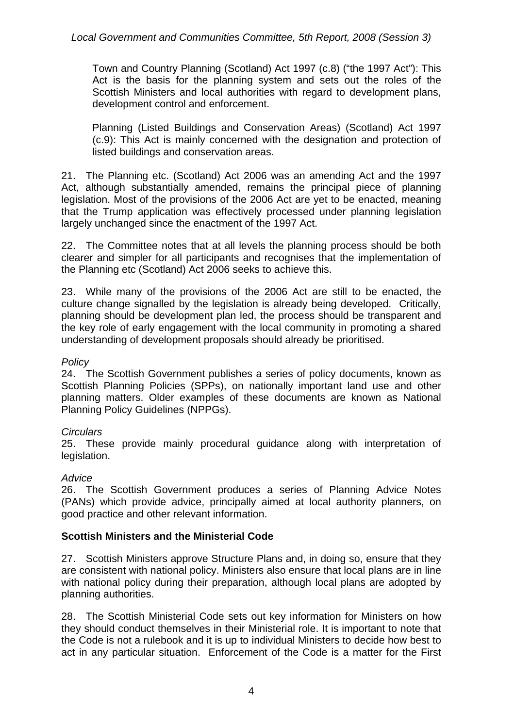Town and Country Planning (Scotland) Act 1997 (c.8) ("the 1997 Act"): This Act is the basis for the planning system and sets out the roles of the Scottish Ministers and local authorities with regard to development plans, development control and enforcement.

Planning (Listed Buildings and Conservation Areas) (Scotland) Act 1997 (c.9): This Act is mainly concerned with the designation and protection of listed buildings and conservation areas.

21. The Planning etc. (Scotland) Act 2006 was an amending Act and the 1997 Act, although substantially amended, remains the principal piece of planning legislation. Most of the provisions of the 2006 Act are yet to be enacted, meaning that the Trump application was effectively processed under planning legislation largely unchanged since the enactment of the 1997 Act.

22. The Committee notes that at all levels the planning process should be both clearer and simpler for all participants and recognises that the implementation of the Planning etc (Scotland) Act 2006 seeks to achieve this.

23. While many of the provisions of the 2006 Act are still to be enacted, the culture change signalled by the legislation is already being developed. Critically, planning should be development plan led, the process should be transparent and the key role of early engagement with the local community in promoting a shared understanding of development proposals should already be prioritised.

*Policy*

24. The Scottish Government publishes a series of policy documents, known as Scottish Planning Policies (SPPs), on nationally important land use and other planning matters. Older examples of these documents are known as National Planning Policy Guidelines (NPPGs).

*Circulars*

25. These provide mainly procedural guidance along with interpretation of legislation.

*Advice*

26. The Scottish Government produces a series of Planning Advice Notes (PANs) which provide advice, principally aimed at local authority planners, on good practice and other relevant information.

**Scottish Ministers and the Ministerial Code**

27. Scottish Ministers approve Structure Plans and, in doing so, ensure that they are consistent with national policy. Ministers also ensure that local plans are in line with national policy during their preparation, although local plans are adopted by planning authorities.

28. The Scottish Ministerial Code sets out key information for Ministers on how they should conduct themselves in their Ministerial role. It is important to note that the Code is not a rulebook and it is up to individual Ministers to decide how best to act in any particular situation. Enforcement of the Code is a matter for the First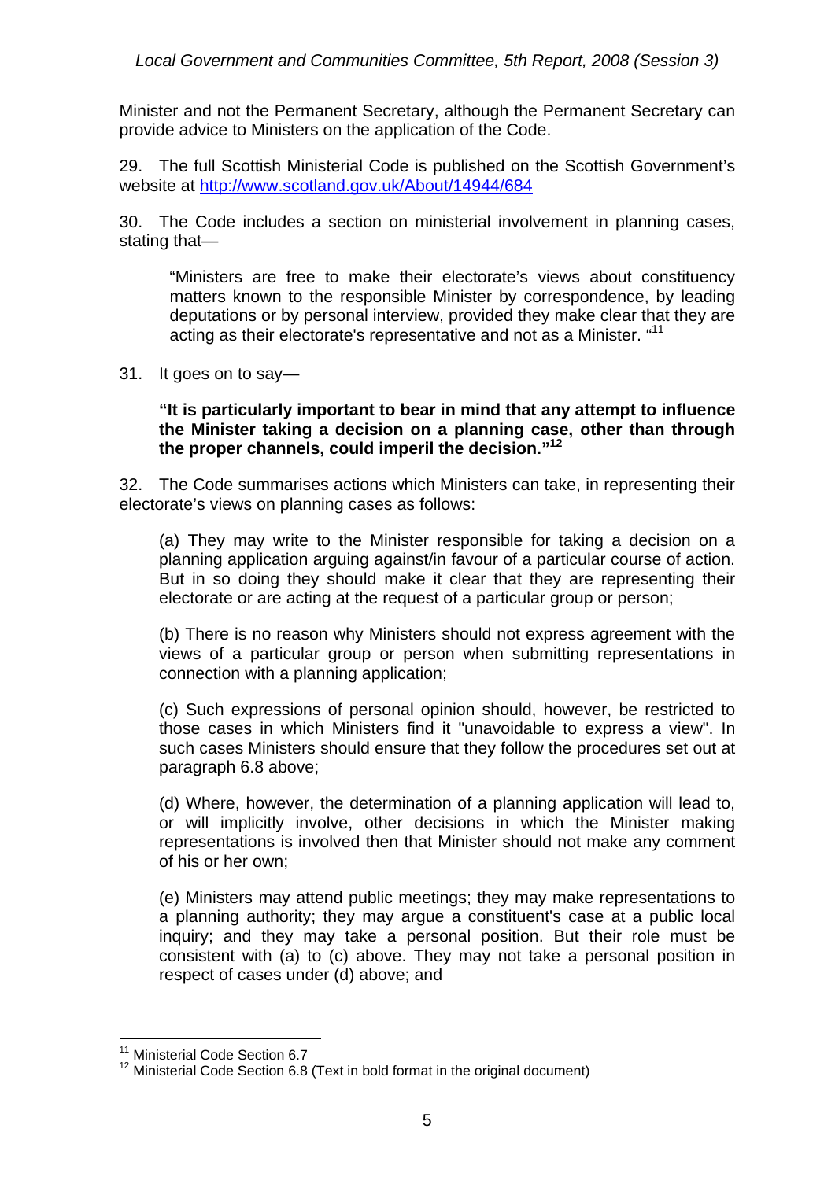Minister and not the Permanent Secretary, although the Permanent Secretary can provide advice to Ministers on the application of the Code.

29. The full Scottish Ministerial Code is published on the Scottish Government's website at http://www.scotland.gov.uk/About/14944/684

30. The Code includes a section on ministerial involvement in planning cases, stating that—

> "Ministers are free to make their electorate's views about constituency matters known to the responsible Minister by correspondence, by leading deputations or by personal interview, provided they make clear that they are acting as their electorate's representative and not as a Minister. "[11]

31. It goes on to say—

> **"It is particularly important to bear in mind that any attempt to influence the Minister taking a decision on a planning case, other than through the proper channels, could imperil the decision."[12]**

32. The Code summarises actions which Ministers can take, in representing their electorate's views on planning cases as follows:

> (a) They may write to the Minister responsible for taking a decision on a planning application arguing against/in favour of a particular course of action. But in so doing they should make it clear that they are representing their electorate or are acting at the request of a particular group or person;
>
> (b) There is no reason why Ministers should not express agreement with the views of a particular group or person when submitting representations in connection with a planning application;
>
> (c) Such expressions of personal opinion should, however, be restricted to those cases in which Ministers find it "unavoidable to express a view". In such cases Ministers should ensure that they follow the procedures set out at paragraph 6.8 above;
>
> (d) Where, however, the determination of a planning application will lead to, or will implicitly involve, other decisions in which the Minister making representations is involved then that Minister should not make any comment of his or her own;
>
> (e) Ministers may attend public meetings; they may make representations to a planning authority; they may argue a constituent's case at a public local inquiry; and they may take a personal position. But their role must be consistent with (a) to (c) above. They may not take a personal position in respect of cases under (d) above; and

---

[11] Ministerial Code Section 6.7

[12] Ministerial Code Section 6.8 (Text in bold format in the original document)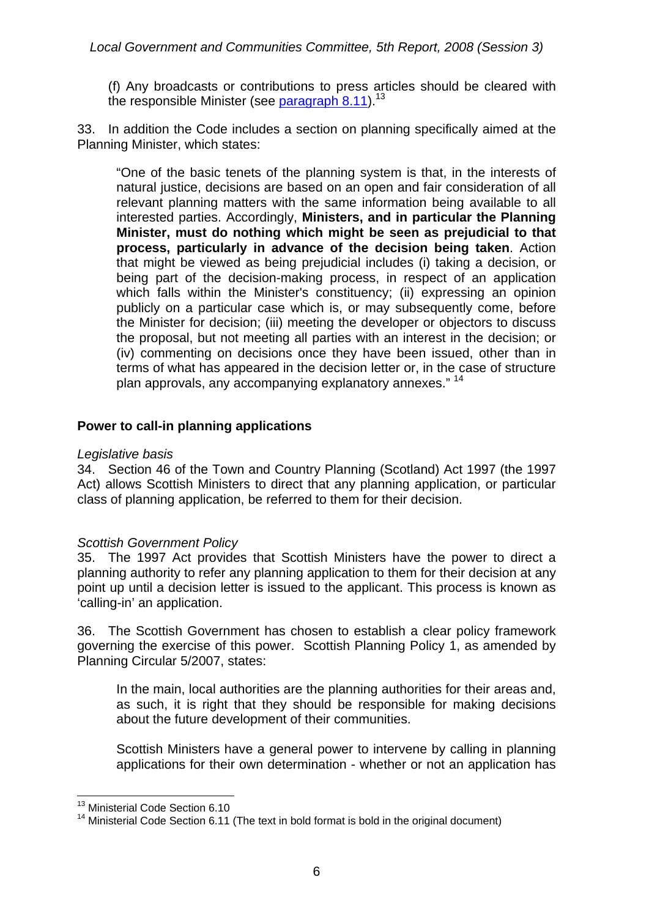(f) Any broadcasts or contributions to press articles should be cleared with the responsible Minister (see paragraph 8.11).[13]

33. In addition the Code includes a section on planning specifically aimed at the Planning Minister, which states:

> "One of the basic tenets of the planning system is that, in the interests of natural justice, decisions are based on an open and fair consideration of all relevant planning matters with the same information being available to all interested parties. Accordingly, **Ministers, and in particular the Planning Minister, must do nothing which might be seen as prejudicial to that process, particularly in advance of the decision being taken**. Action that might be viewed as being prejudicial includes (i) taking a decision, or being part of the decision-making process, in respect of an application which falls within the Minister's constituency; (ii) expressing an opinion publicly on a particular case which is, or may subsequently come, before the Minister for decision; (iii) meeting the developer or objectors to discuss the proposal, but not meeting all parties with an interest in the decision; or (iv) commenting on decisions once they have been issued, other than in terms of what has appeared in the decision letter or, in the case of structure plan approvals, any accompanying explanatory annexes." [14]

### Power to call-in planning applications

*Legislative basis*

34. Section 46 of the Town and Country Planning (Scotland) Act 1997 (the 1997 Act) allows Scottish Ministers to direct that any planning application, or particular class of planning application, be referred to them for their decision.

*Scottish Government Policy*

35. The 1997 Act provides that Scottish Ministers have the power to direct a planning authority to refer any planning application to them for their decision at any point up until a decision letter is issued to the applicant. This process is known as 'calling-in' an application.

36. The Scottish Government has chosen to establish a clear policy framework governing the exercise of this power. Scottish Planning Policy 1, as amended by Planning Circular 5/2007, states:

> In the main, local authorities are the planning authorities for their areas and, as such, it is right that they should be responsible for making decisions about the future development of their communities.
>
> Scottish Ministers have a general power to intervene by calling in planning applications for their own determination - whether or not an application has

---

[13] Ministerial Code Section 6.10

[14] Ministerial Code Section 6.11 (The text in bold format is bold in the original document)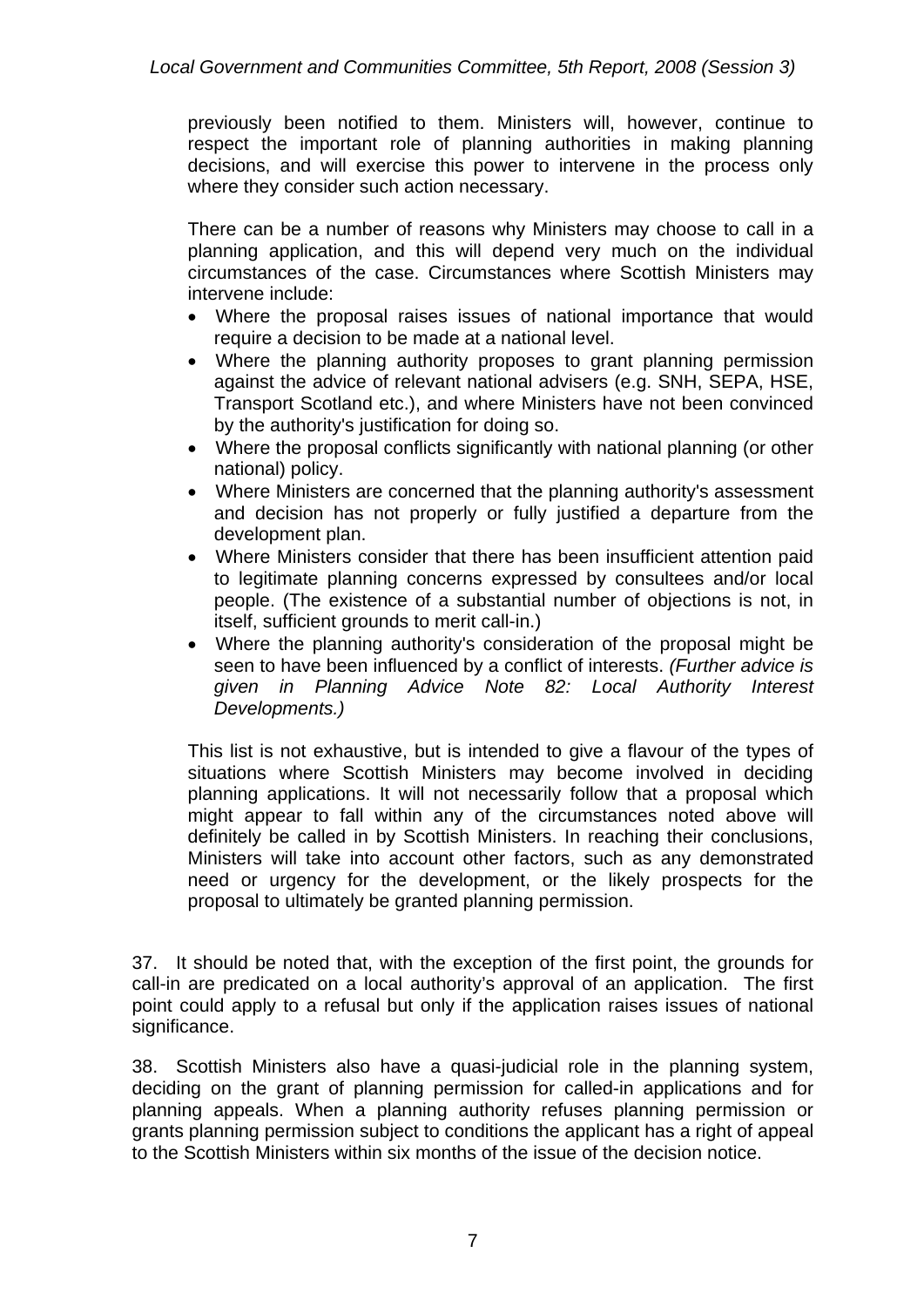previously been notified to them. Ministers will, however, continue to respect the important role of planning authorities in making planning decisions, and will exercise this power to intervene in the process only where they consider such action necessary.

> There can be a number of reasons why Ministers may choose to call in a planning application, and this will depend very much on the individual circumstances of the case. Circumstances where Scottish Ministers may intervene include:
>
> - Where the proposal raises issues of national importance that would require a decision to be made at a national level.
> - Where the planning authority proposes to grant planning permission against the advice of relevant national advisers (e.g. SNH, SEPA, HSE, Transport Scotland etc.), and where Ministers have not been convinced by the authority's justification for doing so.
> - Where the proposal conflicts significantly with national planning (or other national) policy.
> - Where Ministers are concerned that the planning authority's assessment and decision has not properly or fully justified a departure from the development plan.
> - Where Ministers consider that there has been insufficient attention paid to legitimate planning concerns expressed by consultees and/or local people. (The existence of a substantial number of objections is not, in itself, sufficient grounds to merit call-in.)
> - Where the planning authority's consideration of the proposal might be seen to have been influenced by a conflict of interests. *(Further advice is given in Planning Advice Note 82: Local Authority Interest Developments.)*
>
> This list is not exhaustive, but is intended to give a flavour of the types of situations where Scottish Ministers may become involved in deciding planning applications. It will not necessarily follow that a proposal which might appear to fall within any of the circumstances noted above will definitely be called in by Scottish Ministers. In reaching their conclusions, Ministers will take into account other factors, such as any demonstrated need or urgency for the development, or the likely prospects for the proposal to ultimately be granted planning permission.

37. It should be noted that, with the exception of the first point, the grounds for call-in are predicated on a local authority's approval of an application. The first point could apply to a refusal but only if the application raises issues of national significance.

38. Scottish Ministers also have a quasi-judicial role in the planning system, deciding on the grant of planning permission for called-in applications and for planning appeals. When a planning authority refuses planning permission or grants planning permission subject to conditions the applicant has a right of appeal to the Scottish Ministers within six months of the issue of the decision notice.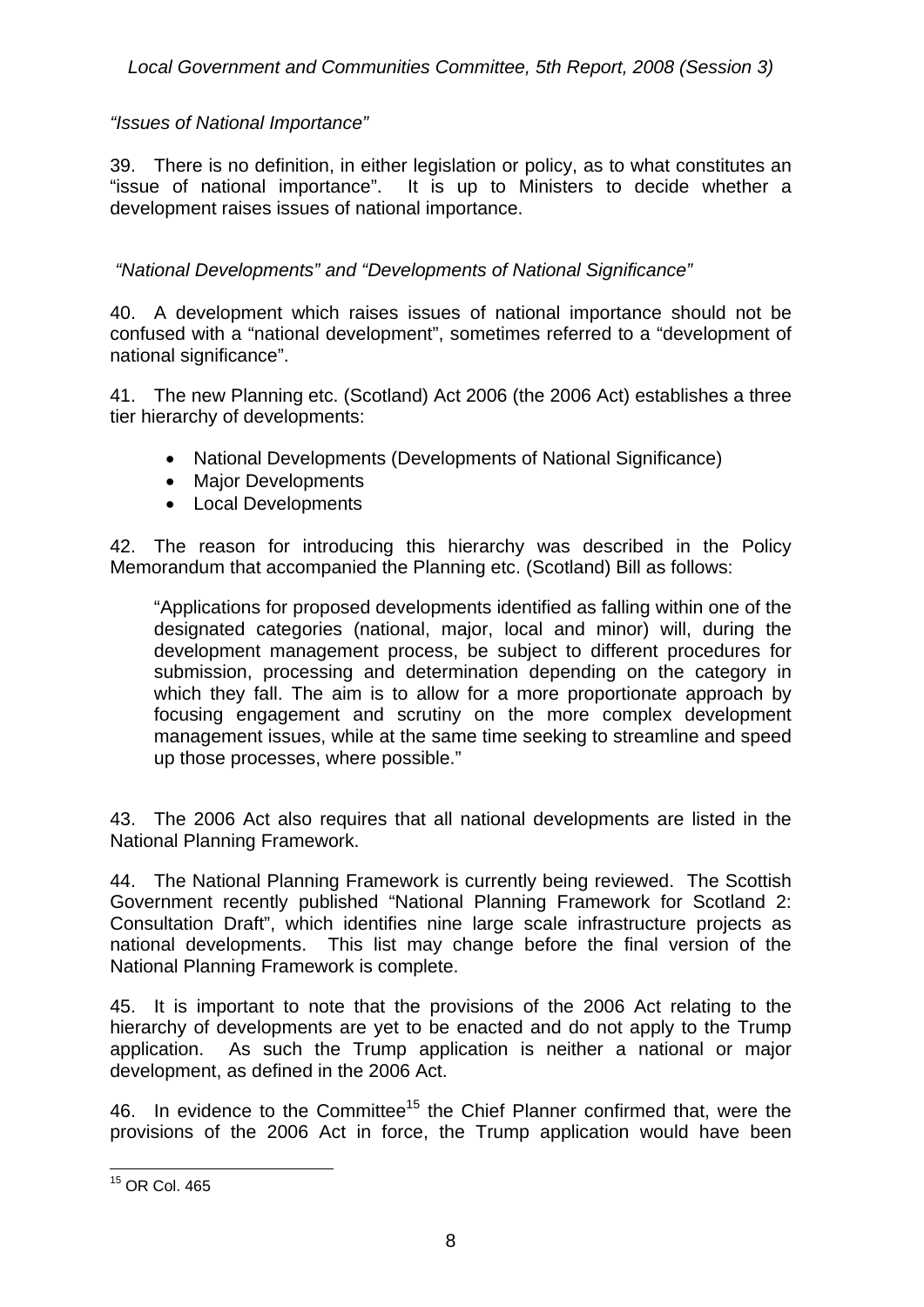*"Issues of National Importance"*

39. There is no definition, in either legislation or policy, as to what constitutes an "issue of national importance". It is up to Ministers to decide whether a development raises issues of national importance.

*"National Developments" and "Developments of National Significance"*

40. A development which raises issues of national importance should not be confused with a "national development", sometimes referred to a "development of national significance".

41. The new Planning etc. (Scotland) Act 2006 (the 2006 Act) establishes a three tier hierarchy of developments:

- National Developments (Developments of National Significance)
- Major Developments
- Local Developments

42. The reason for introducing this hierarchy was described in the Policy Memorandum that accompanied the Planning etc. (Scotland) Bill as follows:

> "Applications for proposed developments identified as falling within one of the designated categories (national, major, local and minor) will, during the development management process, be subject to different procedures for submission, processing and determination depending on the category in which they fall. The aim is to allow for a more proportionate approach by focusing engagement and scrutiny on the more complex development management issues, while at the same time seeking to streamline and speed up those processes, where possible."

43. The 2006 Act also requires that all national developments are listed in the National Planning Framework.

44. The National Planning Framework is currently being reviewed. The Scottish Government recently published "National Planning Framework for Scotland 2: Consultation Draft", which identifies nine large scale infrastructure projects as national developments. This list may change before the final version of the National Planning Framework is complete.

45. It is important to note that the provisions of the 2006 Act relating to the hierarchy of developments are yet to be enacted and do not apply to the Trump application. As such the Trump application is neither a national or major development, as defined in the 2006 Act.

46. In evidence to the Committee[15] the Chief Planner confirmed that, were the provisions of the 2006 Act in force, the Trump application would have been

[15] OR Col. 465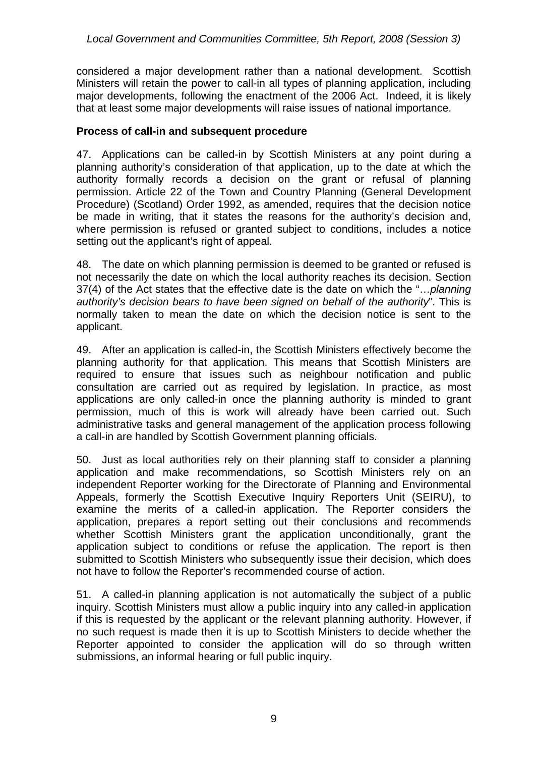considered a major development rather than a national development. Scottish Ministers will retain the power to call-in all types of planning application, including major developments, following the enactment of the 2006 Act. Indeed, it is likely that at least some major developments will raise issues of national importance.

**Process of call-in and subsequent procedure**

47. Applications can be called-in by Scottish Ministers at any point during a planning authority's consideration of that application, up to the date at which the authority formally records a decision on the grant or refusal of planning permission. Article 22 of the Town and Country Planning (General Development Procedure) (Scotland) Order 1992, as amended, requires that the decision notice be made in writing, that it states the reasons for the authority's decision and, where permission is refused or granted subject to conditions, includes a notice setting out the applicant's right of appeal.

48. The date on which planning permission is deemed to be granted or refused is not necessarily the date on which the local authority reaches its decision. Section 37(4) of the Act states that the effective date is the date on which the "…*planning authority's decision bears to have been signed on behalf of the authority*". This is normally taken to mean the date on which the decision notice is sent to the applicant.

49. After an application is called-in, the Scottish Ministers effectively become the planning authority for that application. This means that Scottish Ministers are required to ensure that issues such as neighbour notification and public consultation are carried out as required by legislation. In practice, as most applications are only called-in once the planning authority is minded to grant permission, much of this is work will already have been carried out. Such administrative tasks and general management of the application process following a call-in are handled by Scottish Government planning officials.

50. Just as local authorities rely on their planning staff to consider a planning application and make recommendations, so Scottish Ministers rely on an independent Reporter working for the Directorate of Planning and Environmental Appeals, formerly the Scottish Executive Inquiry Reporters Unit (SEIRU), to examine the merits of a called-in application. The Reporter considers the application, prepares a report setting out their conclusions and recommends whether Scottish Ministers grant the application unconditionally, grant the application subject to conditions or refuse the application. The report is then submitted to Scottish Ministers who subsequently issue their decision, which does not have to follow the Reporter's recommended course of action.

51. A called-in planning application is not automatically the subject of a public inquiry. Scottish Ministers must allow a public inquiry into any called-in application if this is requested by the applicant or the relevant planning authority. However, if no such request is made then it is up to Scottish Ministers to decide whether the Reporter appointed to consider the application will do so through written submissions, an informal hearing or full public inquiry.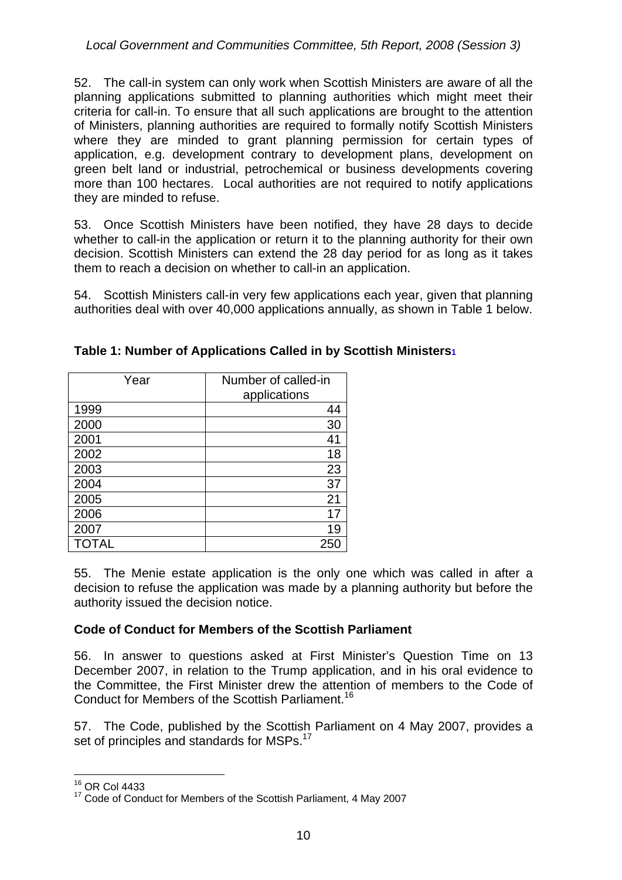52. The call-in system can only work when Scottish Ministers are aware of all the planning applications submitted to planning authorities which might meet their criteria for call-in. To ensure that all such applications are brought to the attention of Ministers, planning authorities are required to formally notify Scottish Ministers where they are minded to grant planning permission for certain types of application, e.g. development contrary to development plans, development on green belt land or industrial, petrochemical or business developments covering more than 100 hectares. Local authorities are not required to notify applications they are minded to refuse.

53. Once Scottish Ministers have been notified, they have 28 days to decide whether to call-in the application or return it to the planning authority for their own decision. Scottish Ministers can extend the 28 day period for as long as it takes them to reach a decision on whether to call-in an application.

54. Scottish Ministers call-in very few applications each year, given that planning authorities deal with over 40,000 applications annually, as shown in Table 1 below.

**Table 1: Number of Applications Called in by Scottish Ministers**[1]

| Year | Number of called-in applications |
|---|---:|
| 1999 | 44 |
| 2000 | 30 |
| 2001 | 41 |
| 2002 | 18 |
| 2003 | 23 |
| 2004 | 37 |
| 2005 | 21 |
| 2006 | 17 |
| 2007 | 19 |
| TOTAL | 250 |

55. The Menie estate application is the only one which was called in after a decision to refuse the application was made by a planning authority but before the authority issued the decision notice.

### Code of Conduct for Members of the Scottish Parliament

56. In answer to questions asked at First Minister's Question Time on 13 December 2007, in relation to the Trump application, and in his oral evidence to the Committee, the First Minister drew the attention of members to the Code of Conduct for Members of the Scottish Parliament.[16]

57. The Code, published by the Scottish Parliament on 4 May 2007, provides a set of principles and standards for MSPs.[17]

---

[16] OR Col 4433

[17] Code of Conduct for Members of the Scottish Parliament, 4 May 2007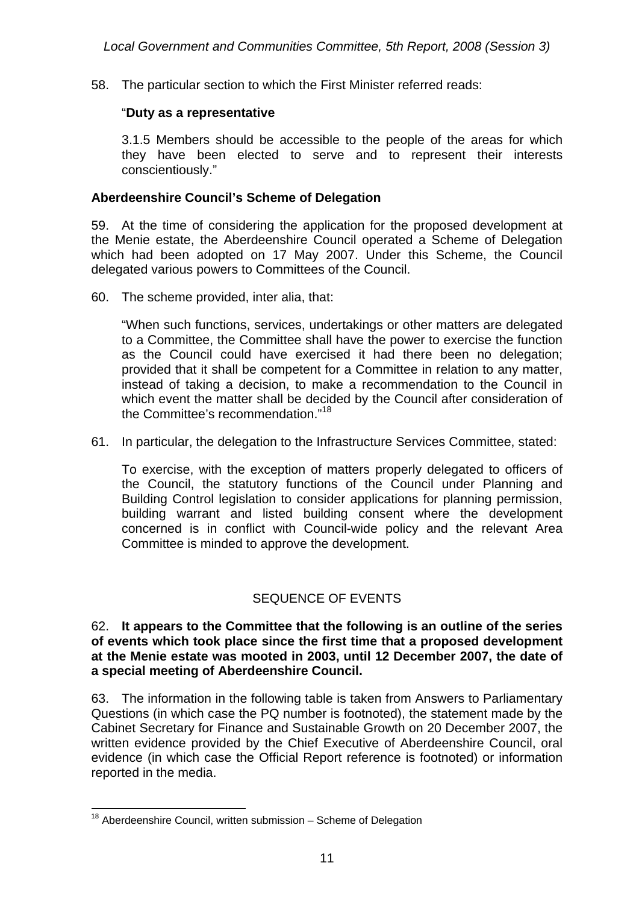58. The particular section to which the First Minister referred reads:

> "**Duty as a representative**
>
> 3.1.5 Members should be accessible to the people of the areas for which they have been elected to serve and to represent their interests conscientiously."

### Aberdeenshire Council's Scheme of Delegation

59. At the time of considering the application for the proposed development at the Menie estate, the Aberdeenshire Council operated a Scheme of Delegation which had been adopted on 17 May 2007. Under this Scheme, the Council delegated various powers to Committees of the Council.

60. The scheme provided, inter alia, that:

> "When such functions, services, undertakings or other matters are delegated to a Committee, the Committee shall have the power to exercise the function as the Council could have exercised it had there been no delegation; provided that it shall be competent for a Committee in relation to any matter, instead of taking a decision, to make a recommendation to the Council in which event the matter shall be decided by the Council after consideration of the Committee's recommendation."[18]

61. In particular, the delegation to the Infrastructure Services Committee, stated:

> To exercise, with the exception of matters properly delegated to officers of the Council, the statutory functions of the Council under Planning and Building Control legislation to consider applications for planning permission, building warrant and listed building consent where the development concerned is in conflict with Council-wide policy and the relevant Area Committee is minded to approve the development.

## SEQUENCE OF EVENTS

62. **It appears to the Committee that the following is an outline of the series of events which took place since the first time that a proposed development at the Menie estate was mooted in 2003, until 12 December 2007, the date of a special meeting of Aberdeenshire Council.**

63. The information in the following table is taken from Answers to Parliamentary Questions (in which case the PQ number is footnoted), the statement made by the Cabinet Secretary for Finance and Sustainable Growth on 20 December 2007, the written evidence provided by the Chief Executive of Aberdeenshire Council, oral evidence (in which case the Official Report reference is footnoted) or information reported in the media.

---

[18] Aberdeenshire Council, written submission – Scheme of Delegation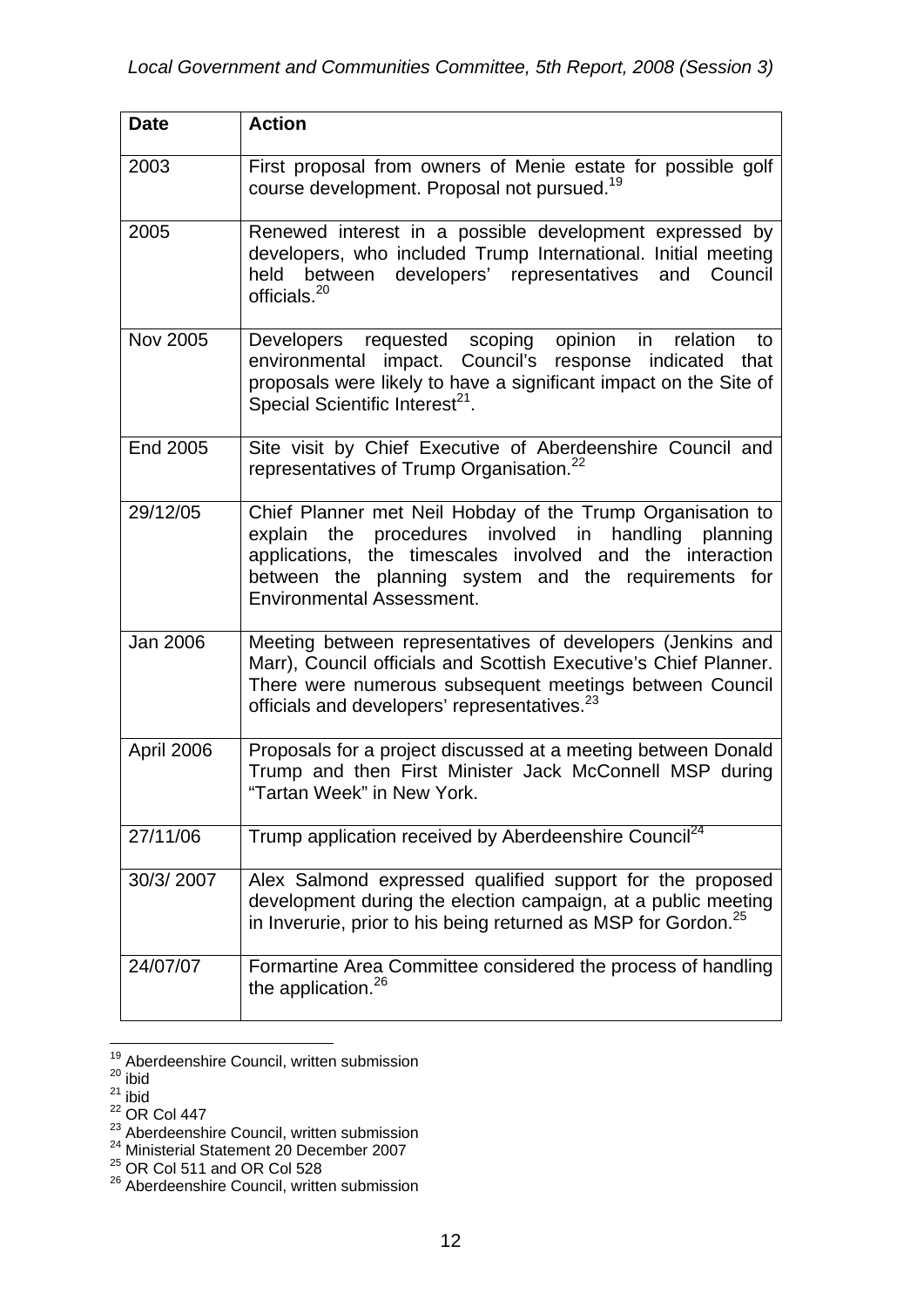| Date | Action |
|---|---|
| 2003 | First proposal from owners of Menie estate for possible golf course development. Proposal not pursued.[19] |
| 2005 | Renewed interest in a possible development expressed by developers, who included Trump International. Initial meeting held between developers' representatives and Council officials.[20] |
| Nov 2005 | Developers requested scoping opinion in relation to environmental impact. Council's response indicated that proposals were likely to have a significant impact on the Site of Special Scientific Interest[21]. |
| End 2005 | Site visit by Chief Executive of Aberdeenshire Council and representatives of Trump Organisation.[22] |
| 29/12/05 | Chief Planner met Neil Hobday of the Trump Organisation to explain the procedures involved in handling planning applications, the timescales involved and the interaction between the planning system and the requirements for Environmental Assessment. |
| Jan 2006 | Meeting between representatives of developers (Jenkins and Marr), Council officials and Scottish Executive's Chief Planner. There were numerous subsequent meetings between Council officials and developers' representatives.[23] |
| April 2006 | Proposals for a project discussed at a meeting between Donald Trump and then First Minister Jack McConnell MSP during "Tartan Week" in New York. |
| 27/11/06 | Trump application received by Aberdeenshire Council[24] |
| 30/3/ 2007 | Alex Salmond expressed qualified support for the proposed development during the election campaign, at a public meeting in Inverurie, prior to his being returned as MSP for Gordon.[25] |
| 24/07/07 | Formartine Area Committee considered the process of handling the application.[26] |

[19] Aberdeenshire Council, written submission
[20] ibid
[21] ibid
[22] OR Col 447
[23] Aberdeenshire Council, written submission
[24] Ministerial Statement 20 December 2007
[25] OR Col 511 and OR Col 528
[26] Aberdeenshire Council, written submission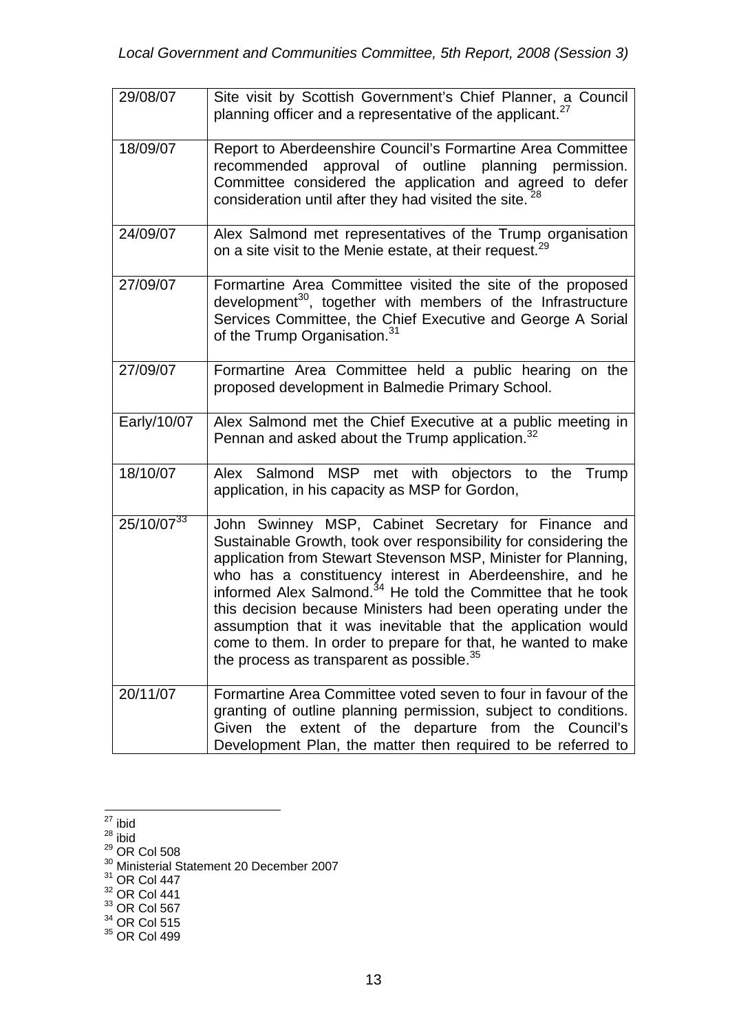| | |
|---|---|
| 29/08/07 | Site visit by Scottish Government's Chief Planner, a Council planning officer and a representative of the applicant.[27] |
| 18/09/07 | Report to Aberdeenshire Council's Formartine Area Committee recommended approval of outline planning permission. Committee considered the application and agreed to defer consideration until after they had visited the site.[28] |
| 24/09/07 | Alex Salmond met representatives of the Trump organisation on a site visit to the Menie estate, at their request.[29] |
| 27/09/07 | Formartine Area Committee visited the site of the proposed development[30], together with members of the Infrastructure Services Committee, the Chief Executive and George A Sorial of the Trump Organisation.[31] |
| 27/09/07 | Formartine Area Committee held a public hearing on the proposed development in Balmedie Primary School. |
| Early/10/07 | Alex Salmond met the Chief Executive at a public meeting in Pennan and asked about the Trump application.[32] |
| 18/10/07 | Alex Salmond MSP met with objectors to the Trump application, in his capacity as MSP for Gordon, |
| 25/10/07[33] | John Swinney MSP, Cabinet Secretary for Finance and Sustainable Growth, took over responsibility for considering the application from Stewart Stevenson MSP, Minister for Planning, who has a constituency interest in Aberdeenshire, and he informed Alex Salmond.[34] He told the Committee that he took this decision because Ministers had been operating under the assumption that it was inevitable that the application would come to them. In order to prepare for that, he wanted to make the process as transparent as possible.[35] |
| 20/11/07 | Formartine Area Committee voted seven to four in favour of the granting of outline planning permission, subject to conditions. Given the extent of the departure from the Council's Development Plan, the matter then required to be referred to |

[27] ibid
[28] ibid
[29] OR Col 508
[30] Ministerial Statement 20 December 2007
[31] OR Col 447
[32] OR Col 441
[33] OR Col 567
[34] OR Col 515
[35] OR Col 499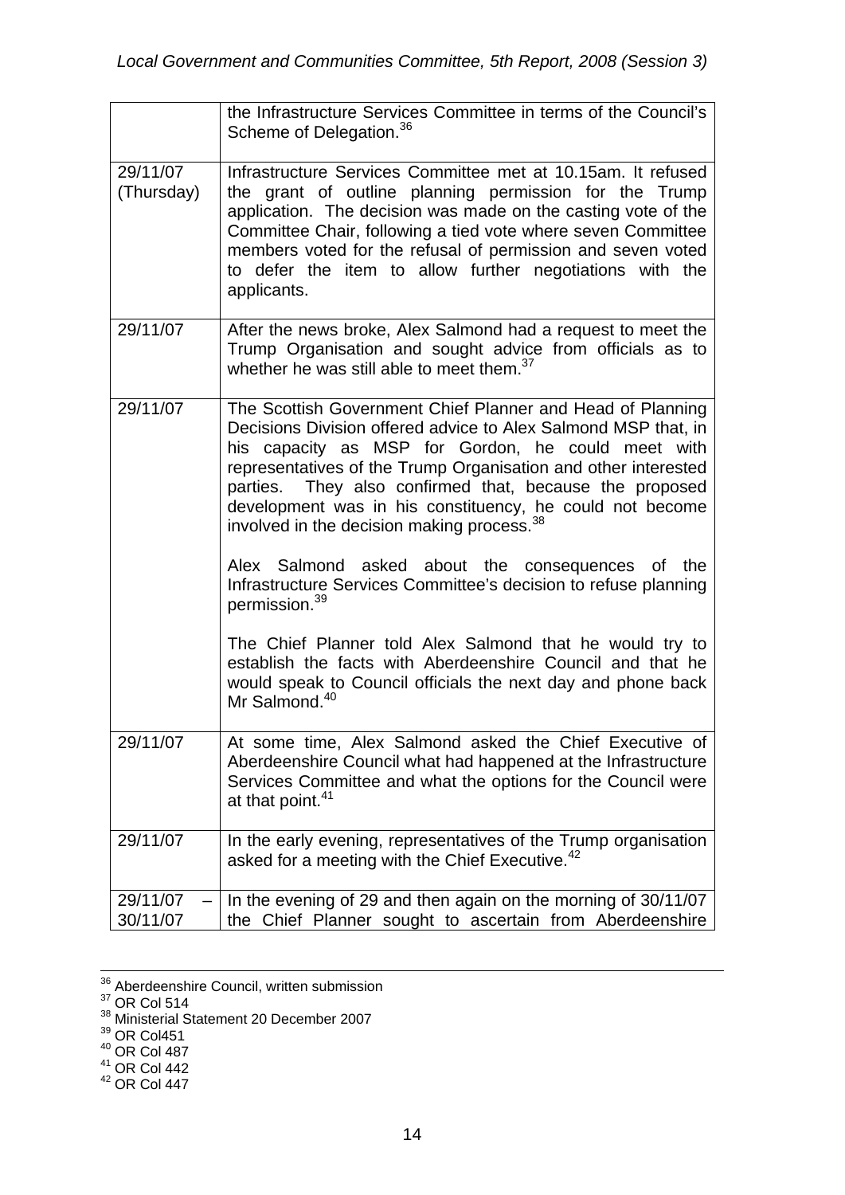| | |
|---|---|
| | the Infrastructure Services Committee in terms of the Council's Scheme of Delegation.[36] |
| 29/11/07 (Thursday) | Infrastructure Services Committee met at 10.15am. It refused the grant of outline planning permission for the Trump application. The decision was made on the casting vote of the Committee Chair, following a tied vote where seven Committee members voted for the refusal of permission and seven voted to defer the item to allow further negotiations with the applicants. |
| 29/11/07 | After the news broke, Alex Salmond had a request to meet the Trump Organisation and sought advice from officials as to whether he was still able to meet them.[37] |
| 29/11/07 | The Scottish Government Chief Planner and Head of Planning Decisions Division offered advice to Alex Salmond MSP that, in his capacity as MSP for Gordon, he could meet with representatives of the Trump Organisation and other interested parties. They also confirmed that, because the proposed development was in his constituency, he could not become involved in the decision making process.[38]<br><br>Alex Salmond asked about the consequences of the Infrastructure Services Committee's decision to refuse planning permission.[39]<br><br>The Chief Planner told Alex Salmond that he would try to establish the facts with Aberdeenshire Council and that he would speak to Council officials the next day and phone back Mr Salmond.[40] |
| 29/11/07 | At some time, Alex Salmond asked the Chief Executive of Aberdeenshire Council what had happened at the Infrastructure Services Committee and what the options for the Council were at that point.[41] |
| 29/11/07 | In the early evening, representatives of the Trump organisation asked for a meeting with the Chief Executive.[42] |
| 29/11/07 – 30/11/07 | In the evening of 29 and then again on the morning of 30/11/07 the Chief Planner sought to ascertain from Aberdeenshire |

---

[36] Aberdeenshire Council, written submission
[37] OR Col 514
[38] Ministerial Statement 20 December 2007
[39] OR Col451
[40] OR Col 487
[41] OR Col 442
[42] OR Col 447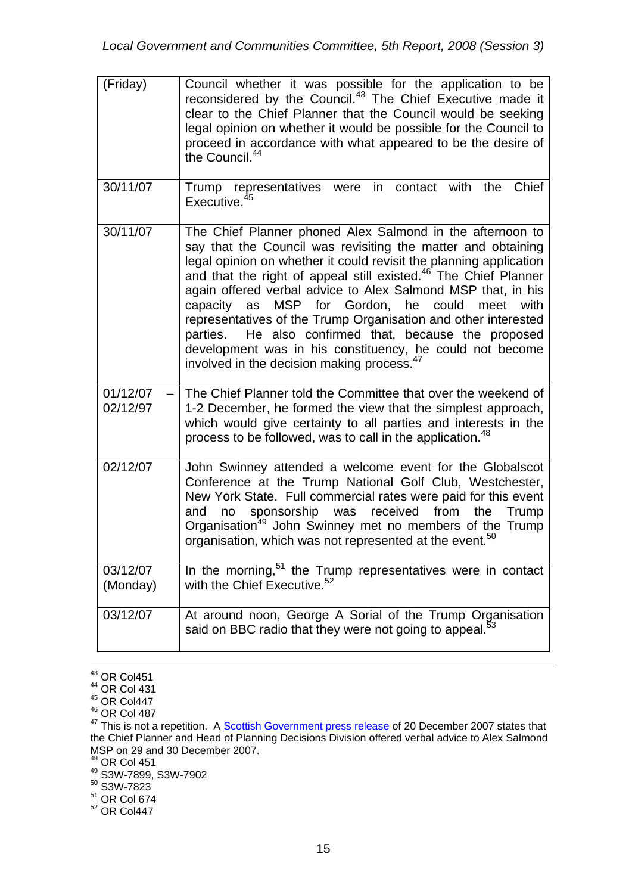| | |
|---|---|
| (Friday) | Council whether it was possible for the application to be reconsidered by the Council.[43] The Chief Executive made it clear to the Chief Planner that the Council would be seeking legal opinion on whether it would be possible for the Council to proceed in accordance with what appeared to be the desire of the Council.[44] |
| 30/11/07 | Trump representatives were in contact with the Chief Executive.[45] |
| 30/11/07 | The Chief Planner phoned Alex Salmond in the afternoon to say that the Council was revisiting the matter and obtaining legal opinion on whether it could revisit the planning application and that the right of appeal still existed.[46] The Chief Planner again offered verbal advice to Alex Salmond MSP that, in his capacity as MSP for Gordon, he could meet with representatives of the Trump Organisation and other interested parties. He also confirmed that, because the proposed development was in his constituency, he could not become involved in the decision making process.[47] |
| 01/12/07 – 02/12/97 | The Chief Planner told the Committee that over the weekend of 1-2 December, he formed the view that the simplest approach, which would give certainty to all parties and interests in the process to be followed, was to call in the application.[48] |
| 02/12/07 | John Swinney attended a welcome event for the Globalscot Conference at the Trump National Golf Club, Westchester, New York State. Full commercial rates were paid for this event and no sponsorship was received from the Trump Organisation[49] John Swinney met no members of the Trump organisation, which was not represented at the event.[50] |
| 03/12/07 (Monday) | In the morning,[51] the Trump representatives were in contact with the Chief Executive.[52] |
| 03/12/07 | At around noon, George A Sorial of the Trump Organisation said on BBC radio that they were not going to appeal.[53] |

[43] OR Col451
[44] OR Col 431
[45] OR Col447
[46] OR Col 487
[47] This is not a repetition. A Scottish Government press release of 20 December 2007 states that the Chief Planner and Head of Planning Decisions Division offered verbal advice to Alex Salmond MSP on 29 and 30 December 2007.
[48] OR Col 451
[49] S3W-7899, S3W-7902
[50] S3W-7823
[51] OR Col 674
[52] OR Col447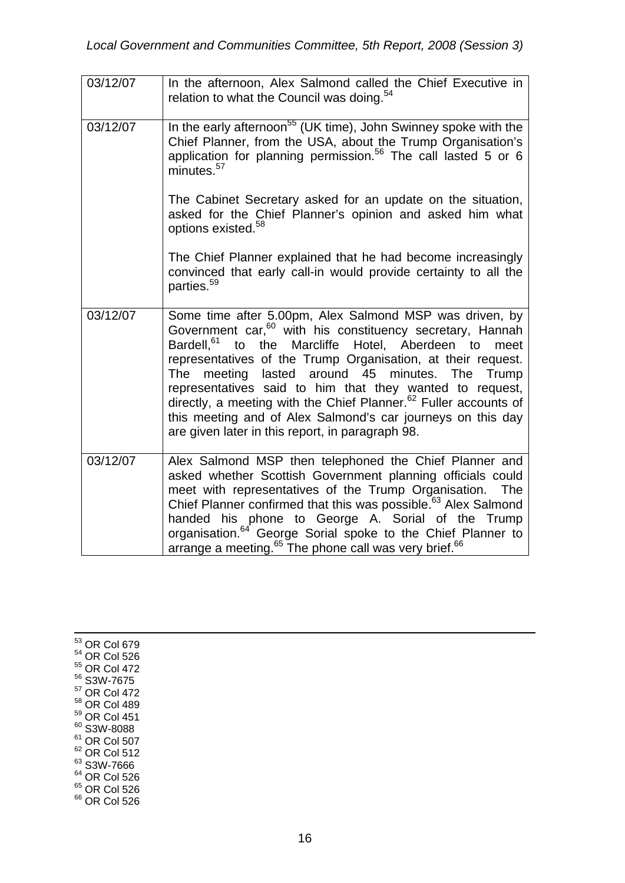| | |
|---|---|
| 03/12/07 | In the afternoon, Alex Salmond called the Chief Executive in relation to what the Council was doing.[54] |
| 03/12/07 | In the early afternoon[55] (UK time), John Swinney spoke with the Chief Planner, from the USA, about the Trump Organisation's application for planning permission.[56] The call lasted 5 or 6 minutes.[57]<br><br>The Cabinet Secretary asked for an update on the situation, asked for the Chief Planner's opinion and asked him what options existed.[58]<br><br>The Chief Planner explained that he had become increasingly convinced that early call-in would provide certainty to all the parties.[59] |
| 03/12/07 | Some time after 5.00pm, Alex Salmond MSP was driven, by Government car,[60] with his constituency secretary, Hannah Bardell,[61] to the Marcliffe Hotel, Aberdeen to meet representatives of the Trump Organisation, at their request. The meeting lasted around 45 minutes. The Trump representatives said to him that they wanted to request, directly, a meeting with the Chief Planner.[62] Fuller accounts of this meeting and of Alex Salmond's car journeys on this day are given later in this report, in paragraph 98. |
| 03/12/07 | Alex Salmond MSP then telephoned the Chief Planner and asked whether Scottish Government planning officials could meet with representatives of the Trump Organisation. The Chief Planner confirmed that this was possible.[63] Alex Salmond handed his phone to George A. Sorial of the Trump organisation.[64] George Sorial spoke to the Chief Planner to arrange a meeting.[65] The phone call was very brief.[66] |

[53] OR Col 679
[54] OR Col 526
[55] OR Col 472
[56] S3W-7675
[57] OR Col 472
[58] OR Col 489
[59] OR Col 451
[60] S3W-8088
[61] OR Col 507
[62] OR Col 512
[63] S3W-7666
[64] OR Col 526
[65] OR Col 526
[66] OR Col 526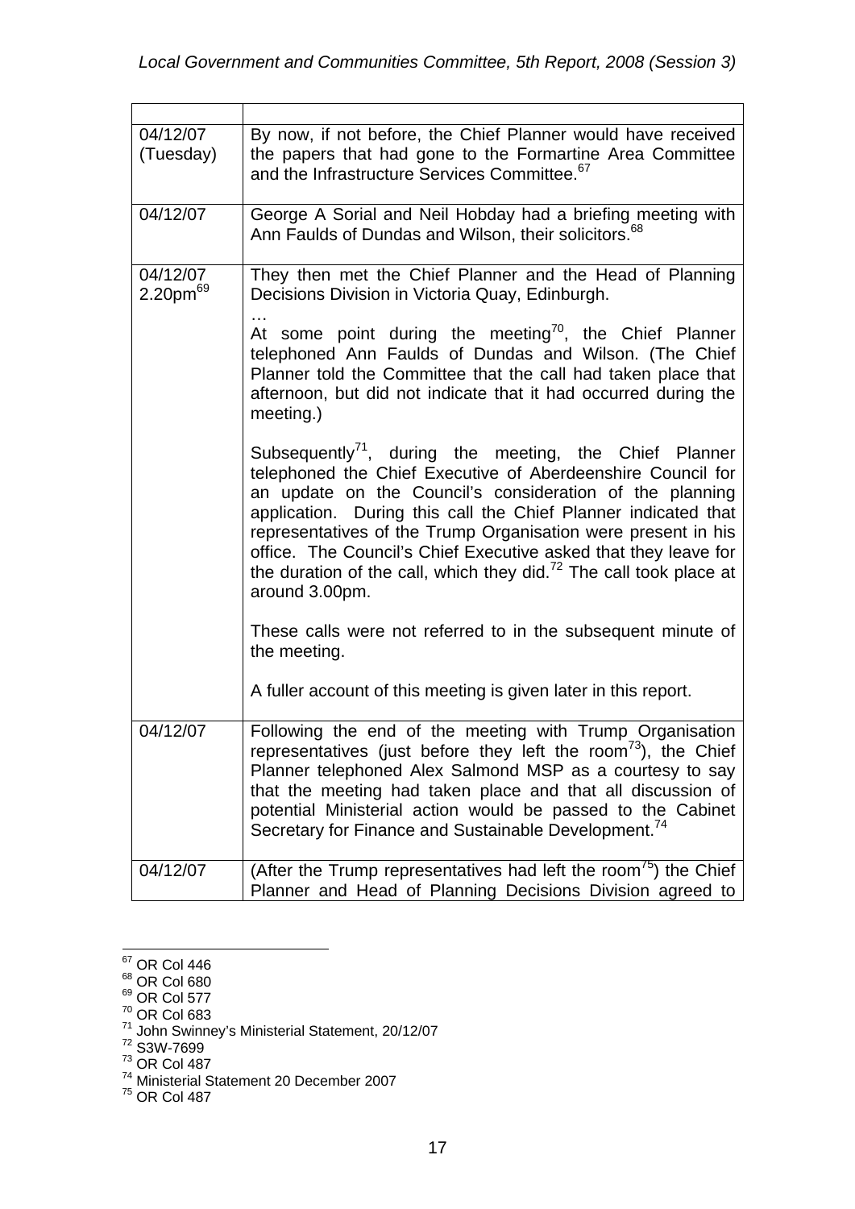| | |
|---|---|
| 04/12/07 (Tuesday) | By now, if not before, the Chief Planner would have received the papers that had gone to the Formartine Area Committee and the Infrastructure Services Committee.[67] |
| 04/12/07 | George A Sorial and Neil Hobday had a briefing meeting with Ann Faulds of Dundas and Wilson, their solicitors.[68] |
| 04/12/07 2.20pm[69] | They then met the Chief Planner and the Head of Planning Decisions Division in Victoria Quay, Edinburgh. … At some point during the meeting[70], the Chief Planner telephoned Ann Faulds of Dundas and Wilson. (The Chief Planner told the Committee that the call had taken place that afternoon, but did not indicate that it had occurred during the meeting.) Subsequently[71], during the meeting, the Chief Planner telephoned the Chief Executive of Aberdeenshire Council for an update on the Council's consideration of the planning application. During this call the Chief Planner indicated that representatives of the Trump Organisation were present in his office. The Council's Chief Executive asked that they leave for the duration of the call, which they did.[72] The call took place at around 3.00pm. These calls were not referred to in the subsequent minute of the meeting. A fuller account of this meeting is given later in this report. |
| 04/12/07 | Following the end of the meeting with Trump Organisation representatives (just before they left the room[73]), the Chief Planner telephoned Alex Salmond MSP as a courtesy to say that the meeting had taken place and that all discussion of potential Ministerial action would be passed to the Cabinet Secretary for Finance and Sustainable Development.[74] |
| 04/12/07 | (After the Trump representatives had left the room[75]) the Chief Planner and Head of Planning Decisions Division agreed to |

[67] OR Col 446
[68] OR Col 680
[69] OR Col 577
[70] OR Col 683
[71] John Swinney's Ministerial Statement, 20/12/07
[72] S3W-7699
[73] OR Col 487
[74] Ministerial Statement 20 December 2007
[75] OR Col 487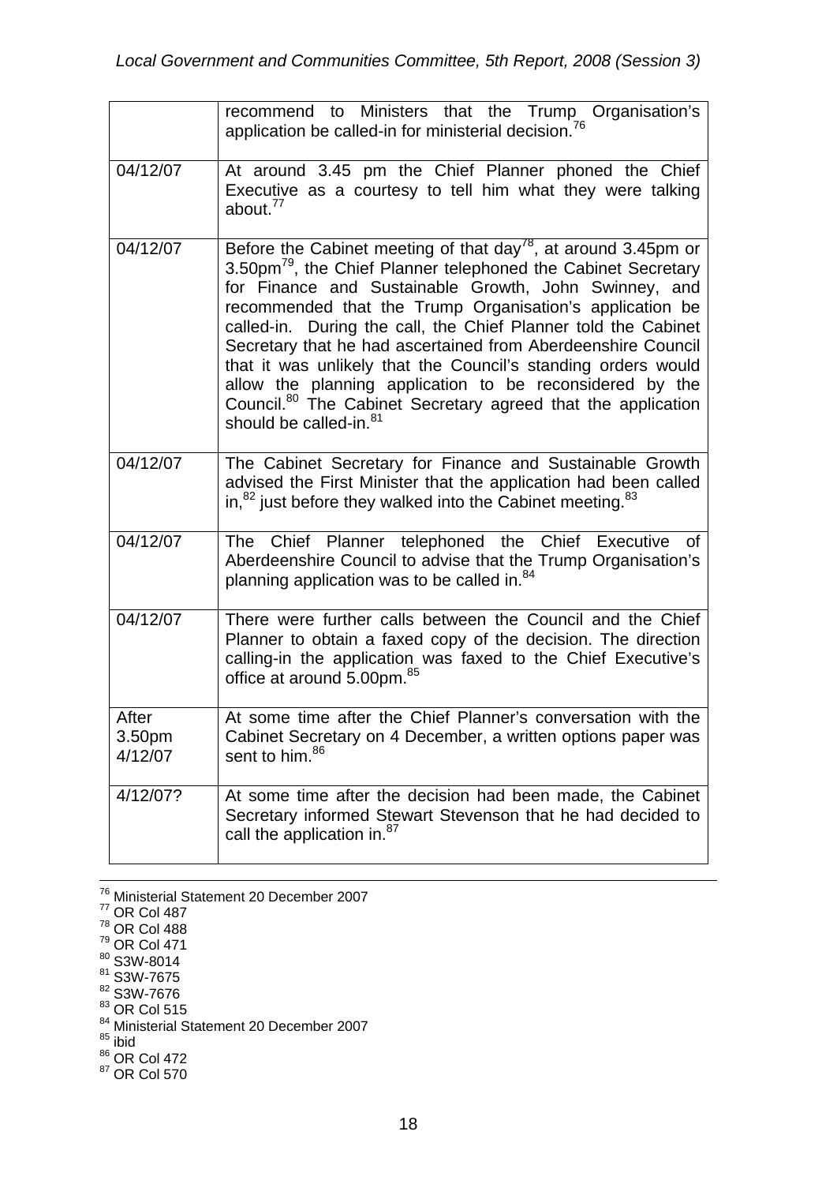| | |
|---|---|
| | recommend to Ministers that the Trump Organisation's application be called-in for ministerial decision.[76] |
| 04/12/07 | At around 3.45 pm the Chief Planner phoned the Chief Executive as a courtesy to tell him what they were talking about.[77] |
| 04/12/07 | Before the Cabinet meeting of that day[78], at around 3.45pm or 3.50pm[79], the Chief Planner telephoned the Cabinet Secretary for Finance and Sustainable Growth, John Swinney, and recommended that the Trump Organisation's application be called-in. During the call, the Chief Planner told the Cabinet Secretary that he had ascertained from Aberdeenshire Council that it was unlikely that the Council's standing orders would allow the planning application to be reconsidered by the Council.[80] The Cabinet Secretary agreed that the application should be called-in.[81] |
| 04/12/07 | The Cabinet Secretary for Finance and Sustainable Growth advised the First Minister that the application had been called in,[82] just before they walked into the Cabinet meeting.[83] |
| 04/12/07 | The Chief Planner telephoned the Chief Executive of Aberdeenshire Council to advise that the Trump Organisation's planning application was to be called in.[84] |
| 04/12/07 | There were further calls between the Council and the Chief Planner to obtain a faxed copy of the decision. The direction calling-in the application was faxed to the Chief Executive's office at around 5.00pm.[85] |
| After 3.50pm 4/12/07 | At some time after the Chief Planner's conversation with the Cabinet Secretary on 4 December, a written options paper was sent to him.[86] |
| 4/12/07? | At some time after the decision had been made, the Cabinet Secretary informed Stewart Stevenson that he had decided to call the application in.[87] |

[76] Ministerial Statement 20 December 2007
[77] OR Col 487
[78] OR Col 488
[79] OR Col 471
[80] S3W-8014
[81] S3W-7675
[82] S3W-7676
[83] OR Col 515
[84] Ministerial Statement 20 December 2007
[85] ibid
[86] OR Col 472
[87] OR Col 570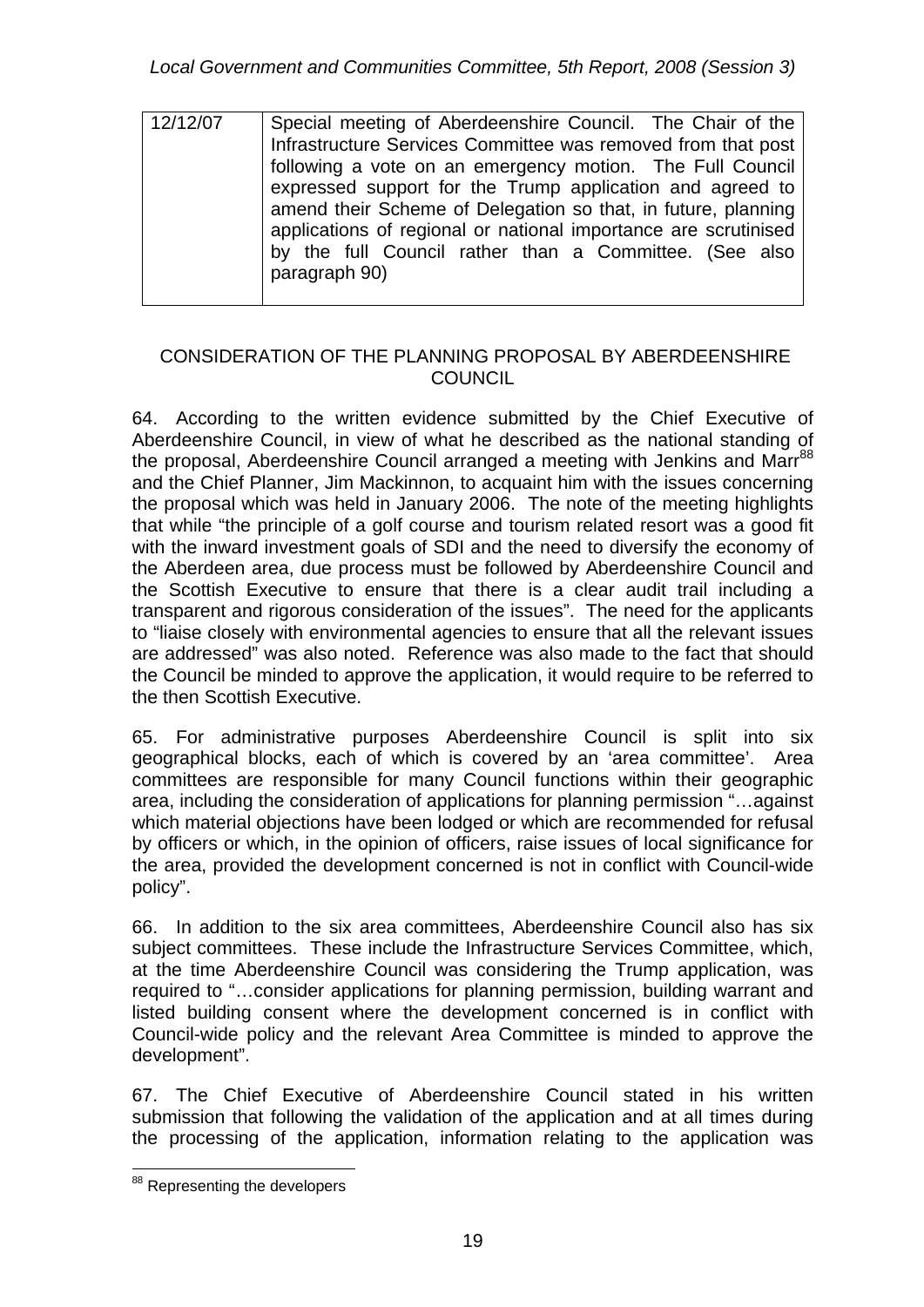| 12/12/07 | Special meeting of Aberdeenshire Council. The Chair of the Infrastructure Services Committee was removed from that post following a vote on an emergency motion. The Full Council expressed support for the Trump application and agreed to amend their Scheme of Delegation so that, in future, planning applications of regional or national importance are scrutinised by the full Council rather than a Committee. (See also paragraph 90) |
|---|---|

## CONSIDERATION OF THE PLANNING PROPOSAL BY ABERDEENSHIRE COUNCIL

64. According to the written evidence submitted by the Chief Executive of Aberdeenshire Council, in view of what he described as the national standing of the proposal, Aberdeenshire Council arranged a meeting with Jenkins and Marr[88] and the Chief Planner, Jim Mackinnon, to acquaint him with the issues concerning the proposal which was held in January 2006. The note of the meeting highlights that while "the principle of a golf course and tourism related resort was a good fit with the inward investment goals of SDI and the need to diversify the economy of the Aberdeen area, due process must be followed by Aberdeenshire Council and the Scottish Executive to ensure that there is a clear audit trail including a transparent and rigorous consideration of the issues". The need for the applicants to "liaise closely with environmental agencies to ensure that all the relevant issues are addressed" was also noted. Reference was also made to the fact that should the Council be minded to approve the application, it would require to be referred to the then Scottish Executive.

65. For administrative purposes Aberdeenshire Council is split into six geographical blocks, each of which is covered by an 'area committee'. Area committees are responsible for many Council functions within their geographic area, including the consideration of applications for planning permission "…against which material objections have been lodged or which are recommended for refusal by officers or which, in the opinion of officers, raise issues of local significance for the area, provided the development concerned is not in conflict with Council-wide policy".

66. In addition to the six area committees, Aberdeenshire Council also has six subject committees. These include the Infrastructure Services Committee, which, at the time Aberdeenshire Council was considering the Trump application, was required to "…consider applications for planning permission, building warrant and listed building consent where the development concerned is in conflict with Council-wide policy and the relevant Area Committee is minded to approve the development".

67. The Chief Executive of Aberdeenshire Council stated in his written submission that following the validation of the application and at all times during the processing of the application, information relating to the application was

[88] Representing the developers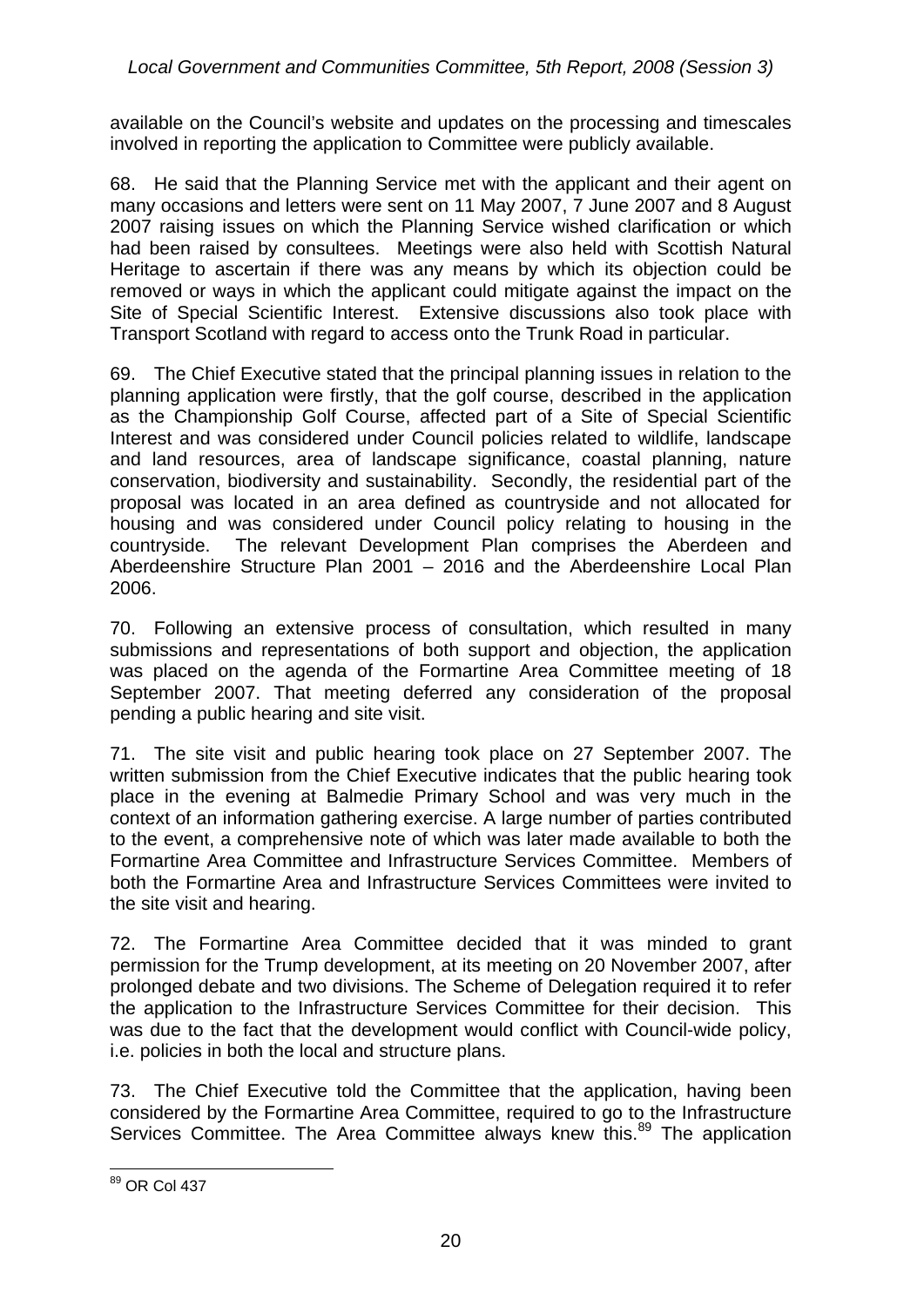available on the Council's website and updates on the processing and timescales involved in reporting the application to Committee were publicly available.

68. He said that the Planning Service met with the applicant and their agent on many occasions and letters were sent on 11 May 2007, 7 June 2007 and 8 August 2007 raising issues on which the Planning Service wished clarification or which had been raised by consultees. Meetings were also held with Scottish Natural Heritage to ascertain if there was any means by which its objection could be removed or ways in which the applicant could mitigate against the impact on the Site of Special Scientific Interest. Extensive discussions also took place with Transport Scotland with regard to access onto the Trunk Road in particular.

69. The Chief Executive stated that the principal planning issues in relation to the planning application were firstly, that the golf course, described in the application as the Championship Golf Course, affected part of a Site of Special Scientific Interest and was considered under Council policies related to wildlife, landscape and land resources, area of landscape significance, coastal planning, nature conservation, biodiversity and sustainability. Secondly, the residential part of the proposal was located in an area defined as countryside and not allocated for housing and was considered under Council policy relating to housing in the countryside. The relevant Development Plan comprises the Aberdeen and Aberdeenshire Structure Plan 2001 – 2016 and the Aberdeenshire Local Plan 2006.

70. Following an extensive process of consultation, which resulted in many submissions and representations of both support and objection, the application was placed on the agenda of the Formartine Area Committee meeting of 18 September 2007. That meeting deferred any consideration of the proposal pending a public hearing and site visit.

71. The site visit and public hearing took place on 27 September 2007. The written submission from the Chief Executive indicates that the public hearing took place in the evening at Balmedie Primary School and was very much in the context of an information gathering exercise. A large number of parties contributed to the event, a comprehensive note of which was later made available to both the Formartine Area Committee and Infrastructure Services Committee. Members of both the Formartine Area and Infrastructure Services Committees were invited to the site visit and hearing.

72. The Formartine Area Committee decided that it was minded to grant permission for the Trump development, at its meeting on 20 November 2007, after prolonged debate and two divisions. The Scheme of Delegation required it to refer the application to the Infrastructure Services Committee for their decision. This was due to the fact that the development would conflict with Council-wide policy, i.e. policies in both the local and structure plans.

73. The Chief Executive told the Committee that the application, having been considered by the Formartine Area Committee, required to go to the Infrastructure Services Committee. The Area Committee always knew this.[89] The application

[89] OR Col 437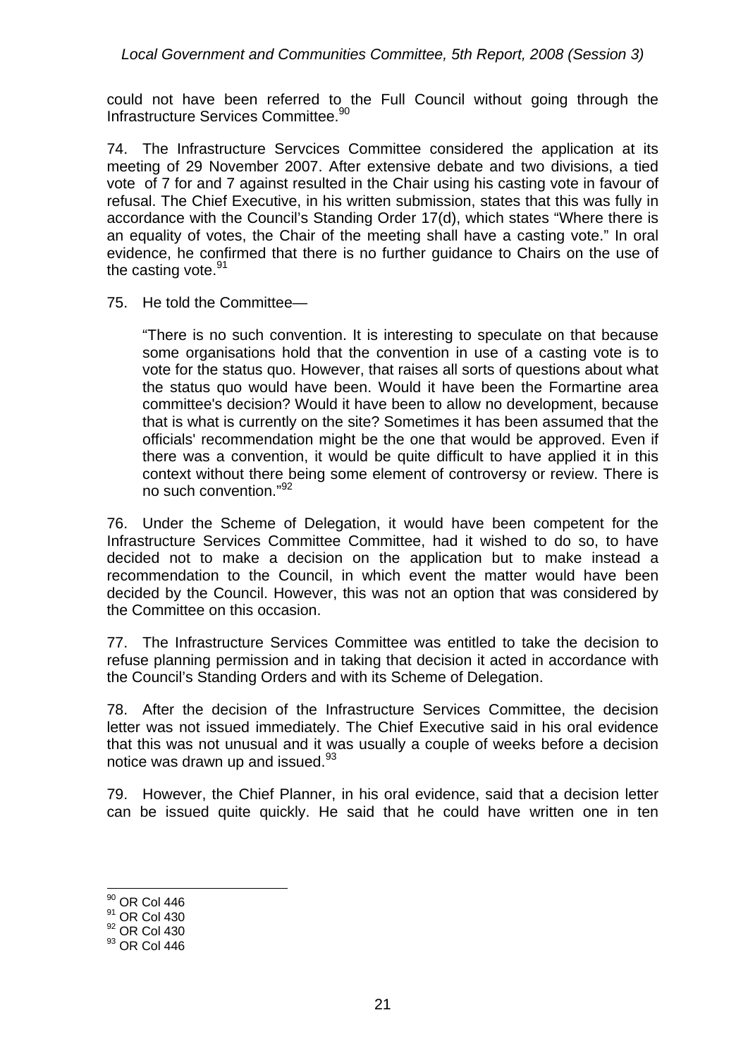could not have been referred to the Full Council without going through the Infrastructure Services Committee.[90]

74. The Infrastructure Servcices Committee considered the application at its meeting of 29 November 2007. After extensive debate and two divisions, a tied vote of 7 for and 7 against resulted in the Chair using his casting vote in favour of refusal. The Chief Executive, in his written submission, states that this was fully in accordance with the Council's Standing Order 17(d), which states "Where there is an equality of votes, the Chair of the meeting shall have a casting vote." In oral evidence, he confirmed that there is no further guidance to Chairs on the use of the casting vote.[91]

75. He told the Committee—

> "There is no such convention. It is interesting to speculate on that because some organisations hold that the convention in use of a casting vote is to vote for the status quo. However, that raises all sorts of questions about what the status quo would have been. Would it have been the Formartine area committee's decision? Would it have been to allow no development, because that is what is currently on the site? Sometimes it has been assumed that the officials' recommendation might be the one that would be approved. Even if there was a convention, it would be quite difficult to have applied it in this context without there being some element of controversy or review. There is no such convention."[92]

76. Under the Scheme of Delegation, it would have been competent for the Infrastructure Services Committee Committee, had it wished to do so, to have decided not to make a decision on the application but to make instead a recommendation to the Council, in which event the matter would have been decided by the Council. However, this was not an option that was considered by the Committee on this occasion.

77. The Infrastructure Services Committee was entitled to take the decision to refuse planning permission and in taking that decision it acted in accordance with the Council's Standing Orders and with its Scheme of Delegation.

78. After the decision of the Infrastructure Services Committee, the decision letter was not issued immediately. The Chief Executive said in his oral evidence that this was not unusual and it was usually a couple of weeks before a decision notice was drawn up and issued.[93]

79. However, the Chief Planner, in his oral evidence, said that a decision letter can be issued quite quickly. He said that he could have written one in ten

---

[90] OR Col 446
[91] OR Col 430
[92] OR Col 430
[93] OR Col 446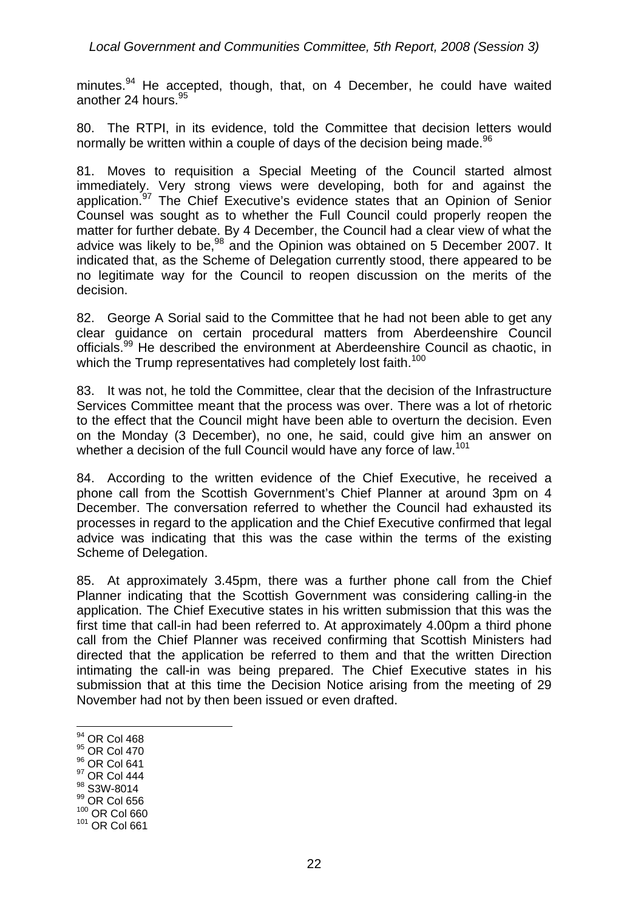minutes.[94] He accepted, though, that, on 4 December, he could have waited another 24 hours.[95]

80. The RTPI, in its evidence, told the Committee that decision letters would normally be written within a couple of days of the decision being made.[96]

81. Moves to requisition a Special Meeting of the Council started almost immediately. Very strong views were developing, both for and against the application.[97] The Chief Executive's evidence states that an Opinion of Senior Counsel was sought as to whether the Full Council could properly reopen the matter for further debate. By 4 December, the Council had a clear view of what the advice was likely to be,[98] and the Opinion was obtained on 5 December 2007. It indicated that, as the Scheme of Delegation currently stood, there appeared to be no legitimate way for the Council to reopen discussion on the merits of the decision.

82. George A Sorial said to the Committee that he had not been able to get any clear guidance on certain procedural matters from Aberdeenshire Council officials.[99] He described the environment at Aberdeenshire Council as chaotic, in which the Trump representatives had completely lost faith.[100]

83. It was not, he told the Committee, clear that the decision of the Infrastructure Services Committee meant that the process was over. There was a lot of rhetoric to the effect that the Council might have been able to overturn the decision. Even on the Monday (3 December), no one, he said, could give him an answer on whether a decision of the full Council would have any force of law.[101]

84. According to the written evidence of the Chief Executive, he received a phone call from the Scottish Government's Chief Planner at around 3pm on 4 December. The conversation referred to whether the Council had exhausted its processes in regard to the application and the Chief Executive confirmed that legal advice was indicating that this was the case within the terms of the existing Scheme of Delegation.

85. At approximately 3.45pm, there was a further phone call from the Chief Planner indicating that the Scottish Government was considering calling-in the application. The Chief Executive states in his written submission that this was the first time that call-in had been referred to. At approximately 4.00pm a third phone call from the Chief Planner was received confirming that Scottish Ministers had directed that the application be referred to them and that the written Direction intimating the call-in was being prepared. The Chief Executive states in his submission that at this time the Decision Notice arising from the meeting of 29 November had not by then been issued or even drafted.

---

[94] OR Col 468
[95] OR Col 470
[96] OR Col 641
[97] OR Col 444
[98] S3W-8014
[99] OR Col 656
[100] OR Col 660
[101] OR Col 661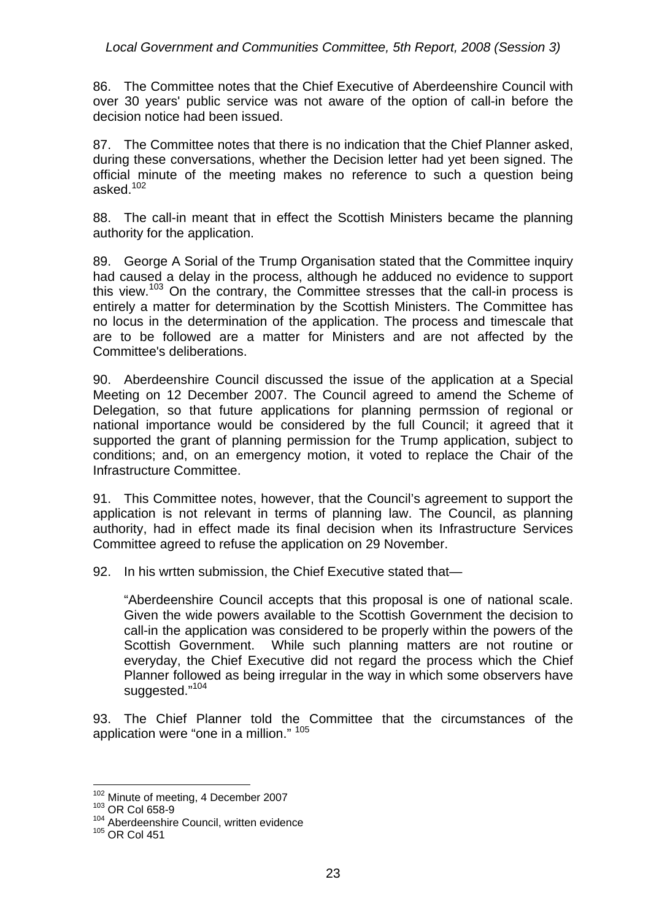86. The Committee notes that the Chief Executive of Aberdeenshire Council with over 30 years' public service was not aware of the option of call-in before the decision notice had been issued.

87. The Committee notes that there is no indication that the Chief Planner asked, during these conversations, whether the Decision letter had yet been signed. The official minute of the meeting makes no reference to such a question being asked.[102]

88. The call-in meant that in effect the Scottish Ministers became the planning authority for the application.

89. George A Sorial of the Trump Organisation stated that the Committee inquiry had caused a delay in the process, although he adduced no evidence to support this view.[103] On the contrary, the Committee stresses that the call-in process is entirely a matter for determination by the Scottish Ministers. The Committee has no locus in the determination of the application. The process and timescale that are to be followed are a matter for Ministers and are not affected by the Committee's deliberations.

90. Aberdeenshire Council discussed the issue of the application at a Special Meeting on 12 December 2007. The Council agreed to amend the Scheme of Delegation, so that future applications for planning permssion of regional or national importance would be considered by the full Council; it agreed that it supported the grant of planning permission for the Trump application, subject to conditions; and, on an emergency motion, it voted to replace the Chair of the Infrastructure Committee.

91. This Committee notes, however, that the Council's agreement to support the application is not relevant in terms of planning law. The Council, as planning authority, had in effect made its final decision when its Infrastructure Services Committee agreed to refuse the application on 29 November.

92. In his wrtten submission, the Chief Executive stated that—

> "Aberdeenshire Council accepts that this proposal is one of national scale. Given the wide powers available to the Scottish Government the decision to call-in the application was considered to be properly within the powers of the Scottish Government. While such planning matters are not routine or everyday, the Chief Executive did not regard the process which the Chief Planner followed as being irregular in the way in which some observers have suggested."[104]

93. The Chief Planner told the Committee that the circumstances of the application were "one in a million." [105]

---

[102] Minute of meeting, 4 December 2007
[103] OR Col 658-9
[104] Aberdeenshire Council, written evidence
[105] OR Col 451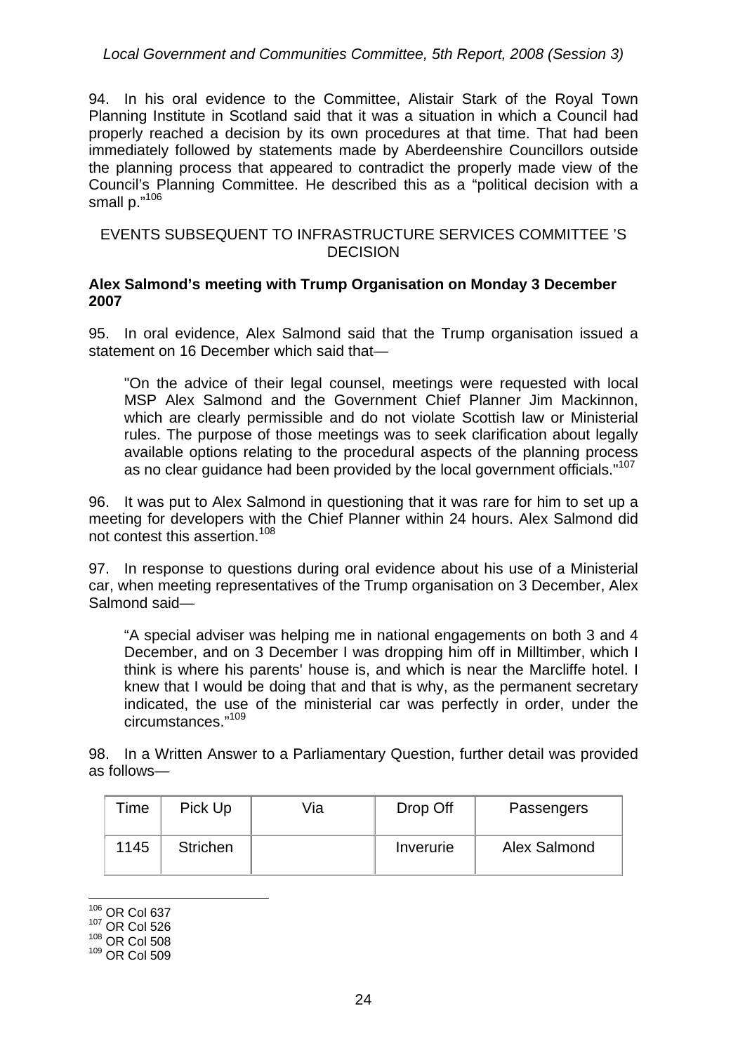94. In his oral evidence to the Committee, Alistair Stark of the Royal Town Planning Institute in Scotland said that it was a situation in which a Council had properly reached a decision by its own procedures at that time. That had been immediately followed by statements made by Aberdeenshire Councillors outside the planning process that appeared to contradict the properly made view of the Council's Planning Committee. He described this as a "political decision with a small p."[106]

## EVENTS SUBSEQUENT TO INFRASTRUCTURE SERVICES COMMITTEE 'S DECISION

### Alex Salmond's meeting with Trump Organisation on Monday 3 December 2007

95. In oral evidence, Alex Salmond said that the Trump organisation issued a statement on 16 December which said that—

> "On the advice of their legal counsel, meetings were requested with local MSP Alex Salmond and the Government Chief Planner Jim Mackinnon, which are clearly permissible and do not violate Scottish law or Ministerial rules. The purpose of those meetings was to seek clarification about legally available options relating to the procedural aspects of the planning process as no clear guidance had been provided by the local government officials."[107]

96. It was put to Alex Salmond in questioning that it was rare for him to set up a meeting for developers with the Chief Planner within 24 hours. Alex Salmond did not contest this assertion.[108]

97. In response to questions during oral evidence about his use of a Ministerial car, when meeting representatives of the Trump organisation on 3 December, Alex Salmond said—

> "A special adviser was helping me in national engagements on both 3 and 4 December, and on 3 December I was dropping him off in Milltimber, which I think is where his parents' house is, and which is near the Marcliffe hotel. I knew that I would be doing that and that is why, as the permanent secretary indicated, the use of the ministerial car was perfectly in order, under the circumstances."[109]

98. In a Written Answer to a Parliamentary Question, further detail was provided as follows—

| Time | Pick Up | Via | Drop Off | Passengers |
|---|---|---|---|---|
| 1145 | Strichen | | Inverurie | Alex Salmond |

[106] OR Col 637
[107] OR Col 526
[108] OR Col 508
[109] OR Col 509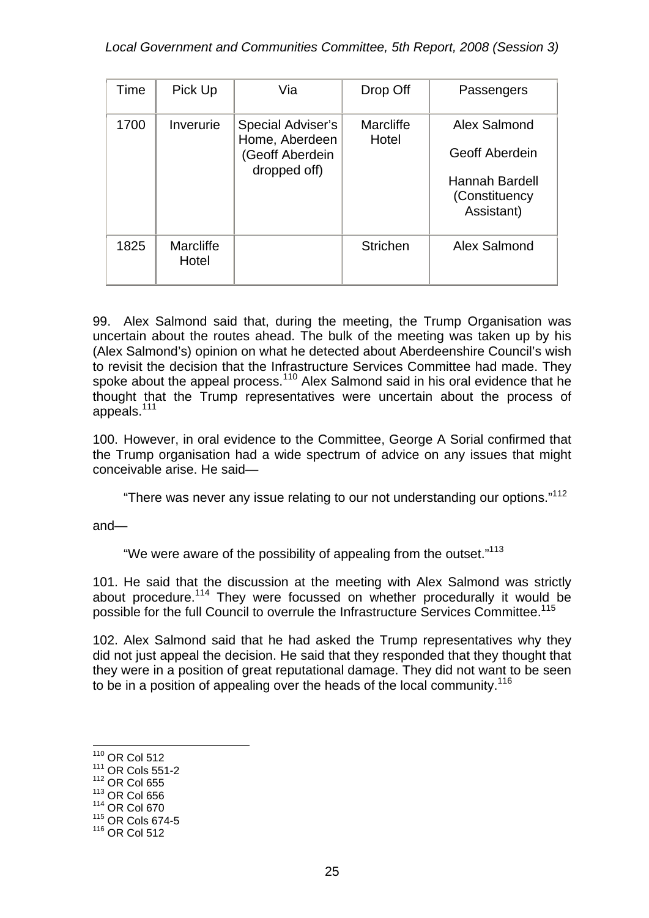| Time | Pick Up | Via | Drop Off | Passengers |
|---|---|---|---|---|
| 1700 | Inverurie | Special Adviser's Home, Aberdeen (Geoff Aberdein dropped off) | Marcliffe Hotel | Alex Salmond<br>Geoff Aberdein<br>Hannah Bardell (Constituency Assistant) |
| 1825 | Marcliffe Hotel | | Strichen | Alex Salmond |

99. Alex Salmond said that, during the meeting, the Trump Organisation was uncertain about the routes ahead. The bulk of the meeting was taken up by his (Alex Salmond's) opinion on what he detected about Aberdeenshire Council's wish to revisit the decision that the Infrastructure Services Committee had made. They spoke about the appeal process.[110] Alex Salmond said in his oral evidence that he thought that the Trump representatives were uncertain about the process of appeals.[111]

100. However, in oral evidence to the Committee, George A Sorial confirmed that the Trump organisation had a wide spectrum of advice on any issues that might conceivable arise. He said—

> "There was never any issue relating to our not understanding our options."[112]

and—

> "We were aware of the possibility of appealing from the outset."[113]

101. He said that the discussion at the meeting with Alex Salmond was strictly about procedure.[114] They were focussed on whether procedurally it would be possible for the full Council to overrule the Infrastructure Services Committee.[115]

102. Alex Salmond said that he had asked the Trump representatives why they did not just appeal the decision. He said that they responded that they thought that they were in a position of great reputational damage. They did not want to be seen to be in a position of appealing over the heads of the local community.[116]

---

[110] OR Col 512
[111] OR Cols 551-2
[112] OR Col 655
[113] OR Col 656
[114] OR Col 670
[115] OR Cols 674-5
[116] OR Col 512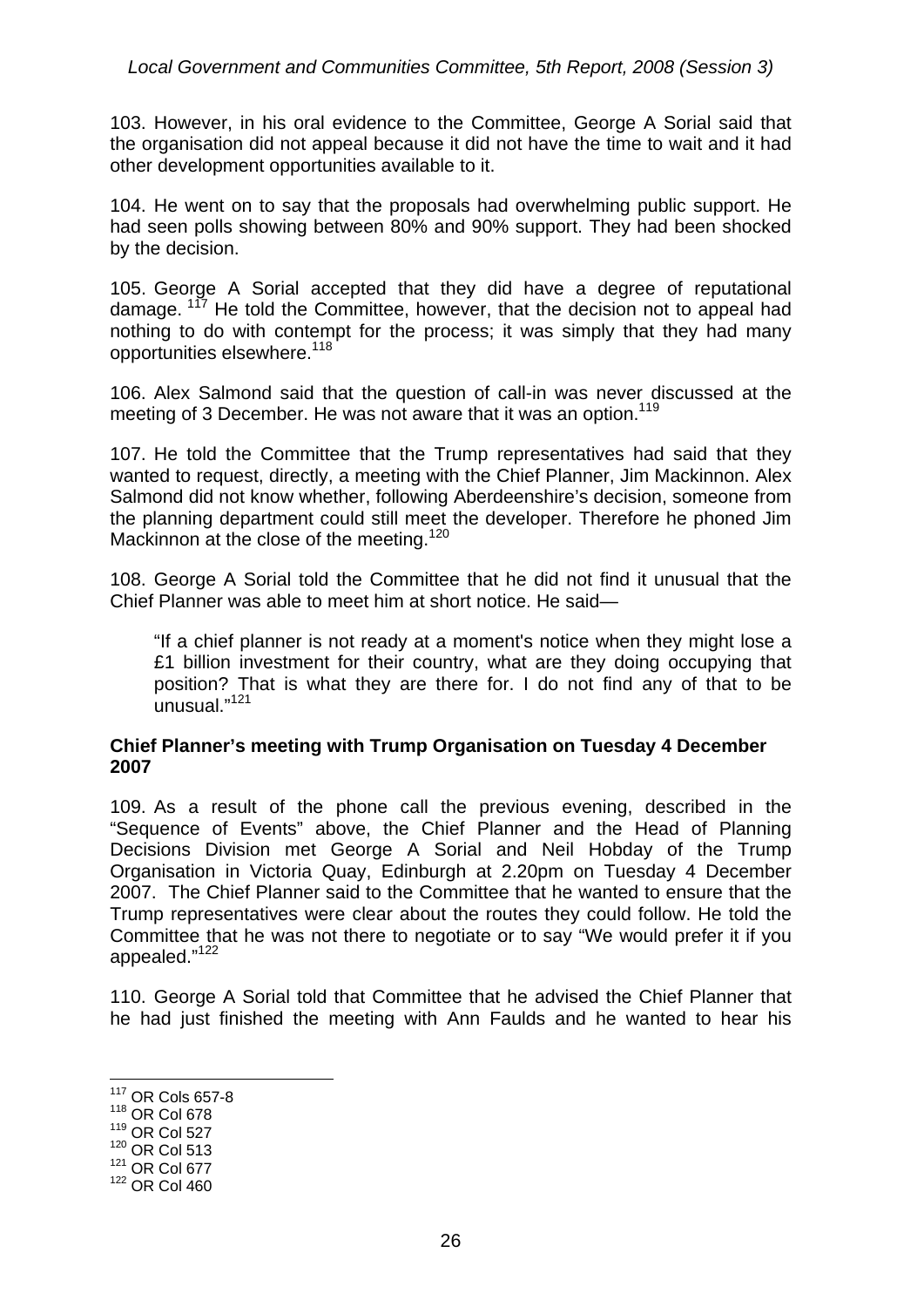103. However, in his oral evidence to the Committee, George A Sorial said that the organisation did not appeal because it did not have the time to wait and it had other development opportunities available to it.

104. He went on to say that the proposals had overwhelming public support. He had seen polls showing between 80% and 90% support. They had been shocked by the decision.

105. George A Sorial accepted that they did have a degree of reputational damage.[117] He told the Committee, however, that the decision not to appeal had nothing to do with contempt for the process; it was simply that they had many opportunities elsewhere.[118]

106. Alex Salmond said that the question of call-in was never discussed at the meeting of 3 December. He was not aware that it was an option.[119]

107. He told the Committee that the Trump representatives had said that they wanted to request, directly, a meeting with the Chief Planner, Jim Mackinnon. Alex Salmond did not know whether, following Aberdeenshire's decision, someone from the planning department could still meet the developer. Therefore he phoned Jim Mackinnon at the close of the meeting.[120]

108. George A Sorial told the Committee that he did not find it unusual that the Chief Planner was able to meet him at short notice. He said—

> "If a chief planner is not ready at a moment's notice when they might lose a £1 billion investment for their country, what are they doing occupying that position? That is what they are there for. I do not find any of that to be unusual."[121]

**Chief Planner's meeting with Trump Organisation on Tuesday 4 December 2007**

109. As a result of the phone call the previous evening, described in the "Sequence of Events" above, the Chief Planner and the Head of Planning Decisions Division met George A Sorial and Neil Hobday of the Trump Organisation in Victoria Quay, Edinburgh at 2.20pm on Tuesday 4 December 2007. The Chief Planner said to the Committee that he wanted to ensure that the Trump representatives were clear about the routes they could follow. He told the Committee that he was not there to negotiate or to say "We would prefer it if you appealed."[122]

110. George A Sorial told that Committee that he advised the Chief Planner that he had just finished the meeting with Ann Faulds and he wanted to hear his

---

[117] OR Cols 657-8
[118] OR Col 678
[119] OR Col 527
[120] OR Col 513
[121] OR Col 677
[122] OR Col 460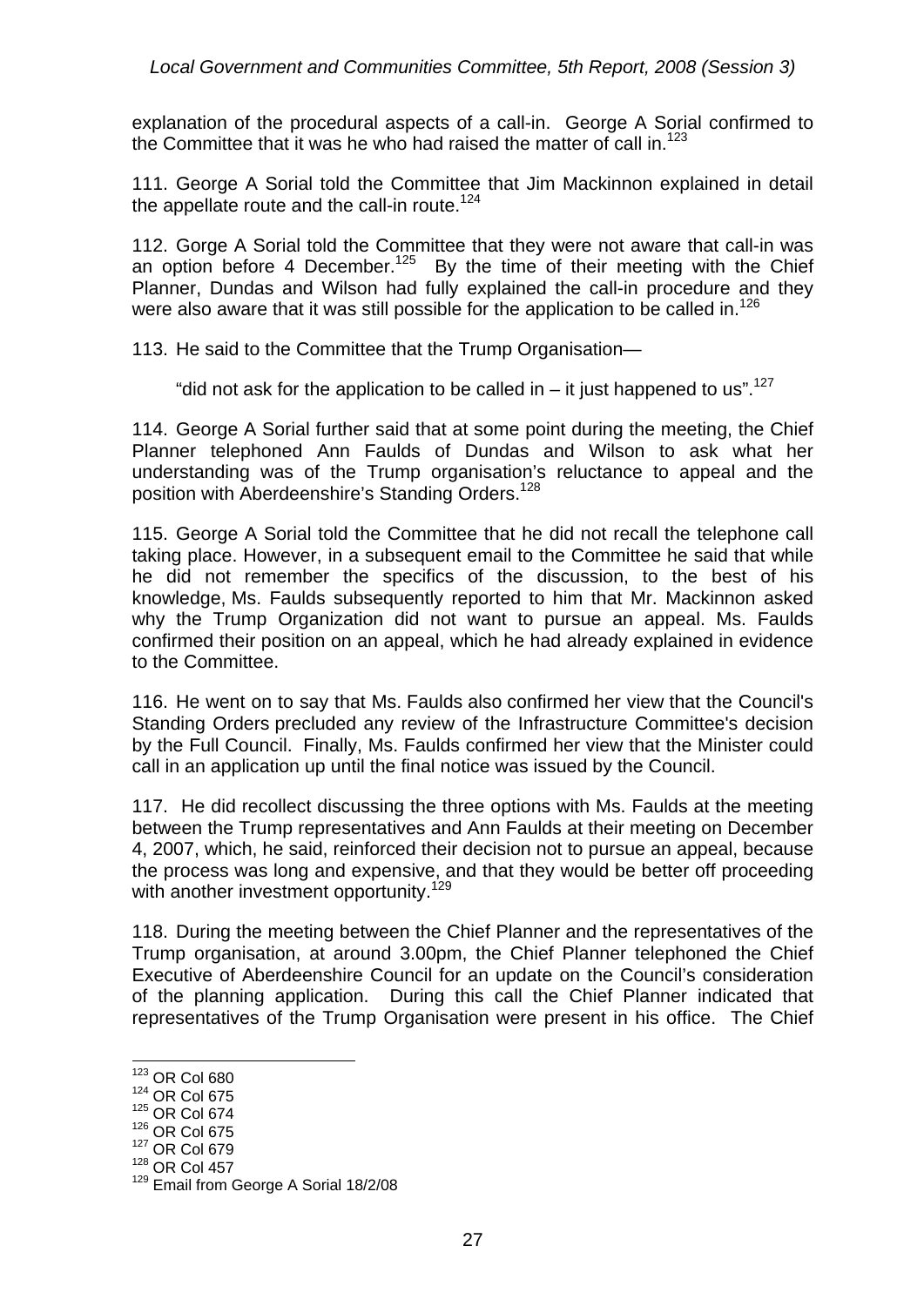explanation of the procedural aspects of a call-in. George A Sorial confirmed to the Committee that it was he who had raised the matter of call in.[123]

111. George A Sorial told the Committee that Jim Mackinnon explained in detail the appellate route and the call-in route.[124]

112. Gorge A Sorial told the Committee that they were not aware that call-in was an option before 4 December.[125] By the time of their meeting with the Chief Planner, Dundas and Wilson had fully explained the call-in procedure and they were also aware that it was still possible for the application to be called in.[126]

113. He said to the Committee that the Trump Organisation—

> "did not ask for the application to be called in – it just happened to us".[127]

114. George A Sorial further said that at some point during the meeting, the Chief Planner telephoned Ann Faulds of Dundas and Wilson to ask what her understanding was of the Trump organisation's reluctance to appeal and the position with Aberdeenshire's Standing Orders.[128]

115. George A Sorial told the Committee that he did not recall the telephone call taking place. However, in a subsequent email to the Committee he said that while he did not remember the specifics of the discussion, to the best of his knowledge, Ms. Faulds subsequently reported to him that Mr. Mackinnon asked why the Trump Organization did not want to pursue an appeal. Ms. Faulds confirmed their position on an appeal, which he had already explained in evidence to the Committee.

116. He went on to say that Ms. Faulds also confirmed her view that the Council's Standing Orders precluded any review of the Infrastructure Committee's decision by the Full Council. Finally, Ms. Faulds confirmed her view that the Minister could call in an application up until the final notice was issued by the Council.

117. He did recollect discussing the three options with Ms. Faulds at the meeting between the Trump representatives and Ann Faulds at their meeting on December 4, 2007, which, he said, reinforced their decision not to pursue an appeal, because the process was long and expensive, and that they would be better off proceeding with another investment opportunity.[129]

118. During the meeting between the Chief Planner and the representatives of the Trump organisation, at around 3.00pm, the Chief Planner telephoned the Chief Executive of Aberdeenshire Council for an update on the Council's consideration of the planning application. During this call the Chief Planner indicated that representatives of the Trump Organisation were present in his office. The Chief

---

[123] OR Col 680
[124] OR Col 675
[125] OR Col 674
[126] OR Col 675
[127] OR Col 679
[128] OR Col 457
[129] Email from George A Sorial 18/2/08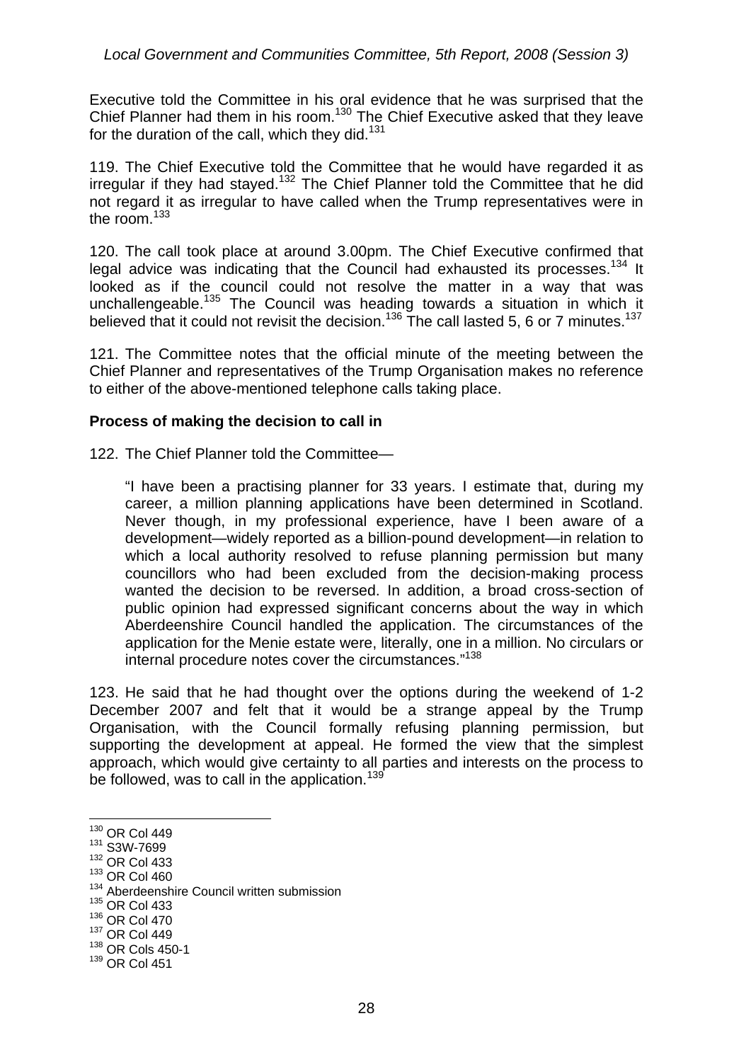Executive told the Committee in his oral evidence that he was surprised that the Chief Planner had them in his room.[130] The Chief Executive asked that they leave for the duration of the call, which they did.[131]

119. The Chief Executive told the Committee that he would have regarded it as irregular if they had stayed.[132] The Chief Planner told the Committee that he did not regard it as irregular to have called when the Trump representatives were in the room.[133]

120. The call took place at around 3.00pm. The Chief Executive confirmed that legal advice was indicating that the Council had exhausted its processes.[134] It looked as if the council could not resolve the matter in a way that was unchallengeable.[135] The Council was heading towards a situation in which it believed that it could not revisit the decision.[136] The call lasted 5, 6 or 7 minutes.[137]

121. The Committee notes that the official minute of the meeting between the Chief Planner and representatives of the Trump Organisation makes no reference to either of the above-mentioned telephone calls taking place.

**Process of making the decision to call in**

122. The Chief Planner told the Committee—

> "I have been a practising planner for 33 years. I estimate that, during my career, a million planning applications have been determined in Scotland. Never though, in my professional experience, have I been aware of a development—widely reported as a billion-pound development—in relation to which a local authority resolved to refuse planning permission but many councillors who had been excluded from the decision-making process wanted the decision to be reversed. In addition, a broad cross-section of public opinion had expressed significant concerns about the way in which Aberdeenshire Council handled the application. The circumstances of the application for the Menie estate were, literally, one in a million. No circulars or internal procedure notes cover the circumstances."[138]

123. He said that he had thought over the options during the weekend of 1-2 December 2007 and felt that it would be a strange appeal by the Trump Organisation, with the Council formally refusing planning permission, but supporting the development at appeal. He formed the view that the simplest approach, which would give certainty to all parties and interests on the process to be followed, was to call in the application.[139]

---

[130] OR Col 449
[131] S3W-7699
[132] OR Col 433
[133] OR Col 460
[134] Aberdeenshire Council written submission
[135] OR Col 433
[136] OR Col 470
[137] OR Col 449
[138] OR Cols 450-1
[139] OR Col 451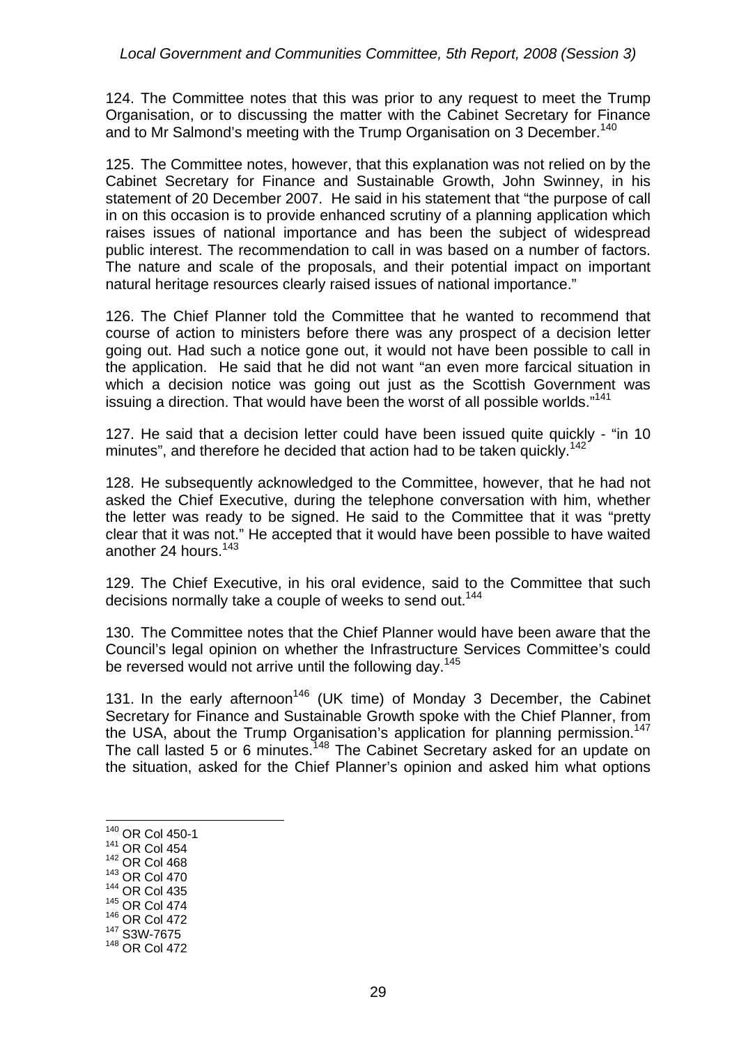124. The Committee notes that this was prior to any request to meet the Trump Organisation, or to discussing the matter with the Cabinet Secretary for Finance and to Mr Salmond's meeting with the Trump Organisation on 3 December.[140]

125. The Committee notes, however, that this explanation was not relied on by the Cabinet Secretary for Finance and Sustainable Growth, John Swinney, in his statement of 20 December 2007. He said in his statement that "the purpose of call in on this occasion is to provide enhanced scrutiny of a planning application which raises issues of national importance and has been the subject of widespread public interest. The recommendation to call in was based on a number of factors. The nature and scale of the proposals, and their potential impact on important natural heritage resources clearly raised issues of national importance."

126. The Chief Planner told the Committee that he wanted to recommend that course of action to ministers before there was any prospect of a decision letter going out. Had such a notice gone out, it would not have been possible to call in the application. He said that he did not want "an even more farcical situation in which a decision notice was going out just as the Scottish Government was issuing a direction. That would have been the worst of all possible worlds."[141]

127. He said that a decision letter could have been issued quite quickly - "in 10 minutes", and therefore he decided that action had to be taken quickly.[142]

128. He subsequently acknowledged to the Committee, however, that he had not asked the Chief Executive, during the telephone conversation with him, whether the letter was ready to be signed. He said to the Committee that it was "pretty clear that it was not." He accepted that it would have been possible to have waited another 24 hours.[143]

129. The Chief Executive, in his oral evidence, said to the Committee that such decisions normally take a couple of weeks to send out.[144]

130. The Committee notes that the Chief Planner would have been aware that the Council's legal opinion on whether the Infrastructure Services Committee's could be reversed would not arrive until the following day.[145]

131. In the early afternoon[146] (UK time) of Monday 3 December, the Cabinet Secretary for Finance and Sustainable Growth spoke with the Chief Planner, from the USA, about the Trump Organisation's application for planning permission.[147] The call lasted 5 or 6 minutes.[148] The Cabinet Secretary asked for an update on the situation, asked for the Chief Planner's opinion and asked him what options

---

[140] OR Col 450-1
[141] OR Col 454
[142] OR Col 468
[143] OR Col 470
[144] OR Col 435
[145] OR Col 474
[146] OR Col 472
[147] S3W-7675
[148] OR Col 472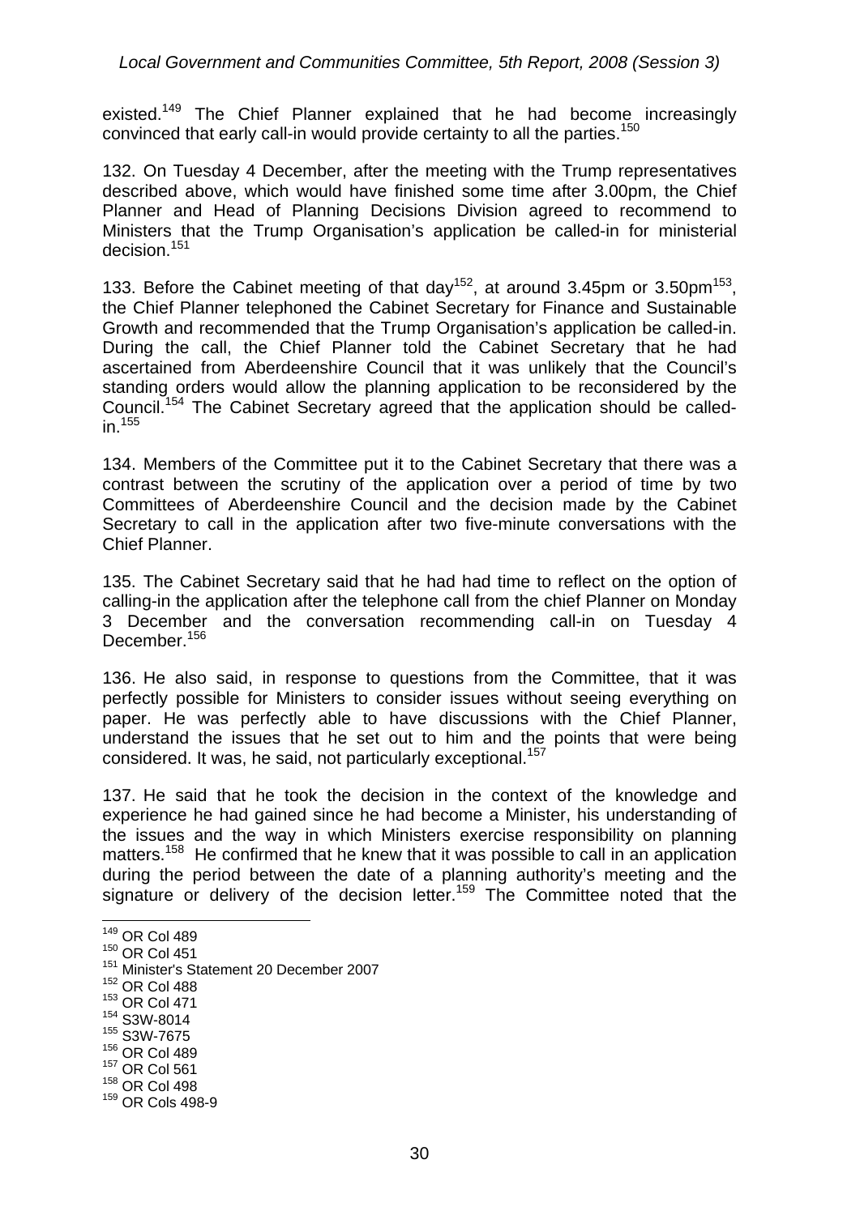existed.[149] The Chief Planner explained that he had become increasingly convinced that early call-in would provide certainty to all the parties.[150]

132. On Tuesday 4 December, after the meeting with the Trump representatives described above, which would have finished some time after 3.00pm, the Chief Planner and Head of Planning Decisions Division agreed to recommend to Ministers that the Trump Organisation's application be called-in for ministerial decision.[151]

133. Before the Cabinet meeting of that day[152], at around 3.45pm or 3.50pm[153], the Chief Planner telephoned the Cabinet Secretary for Finance and Sustainable Growth and recommended that the Trump Organisation's application be called-in. During the call, the Chief Planner told the Cabinet Secretary that he had ascertained from Aberdeenshire Council that it was unlikely that the Council's standing orders would allow the planning application to be reconsidered by the Council.[154] The Cabinet Secretary agreed that the application should be called-in.[155]

134. Members of the Committee put it to the Cabinet Secretary that there was a contrast between the scrutiny of the application over a period of time by two Committees of Aberdeenshire Council and the decision made by the Cabinet Secretary to call in the application after two five-minute conversations with the Chief Planner.

135. The Cabinet Secretary said that he had had time to reflect on the option of calling-in the application after the telephone call from the chief Planner on Monday 3 December and the conversation recommending call-in on Tuesday 4 December.[156]

136. He also said, in response to questions from the Committee, that it was perfectly possible for Ministers to consider issues without seeing everything on paper. He was perfectly able to have discussions with the Chief Planner, understand the issues that he set out to him and the points that were being considered. It was, he said, not particularly exceptional.[157]

137. He said that he took the decision in the context of the knowledge and experience he had gained since he had become a Minister, his understanding of the issues and the way in which Ministers exercise responsibility on planning matters.[158] He confirmed that he knew that it was possible to call in an application during the period between the date of a planning authority's meeting and the signature or delivery of the decision letter.[159] The Committee noted that the

---

[149] OR Col 489
[150] OR Col 451
[151] Minister's Statement 20 December 2007
[152] OR Col 488
[153] OR Col 471
[154] S3W-8014
[155] S3W-7675
[156] OR Col 489
[157] OR Col 561
[158] OR Col 498
[159] OR Cols 498-9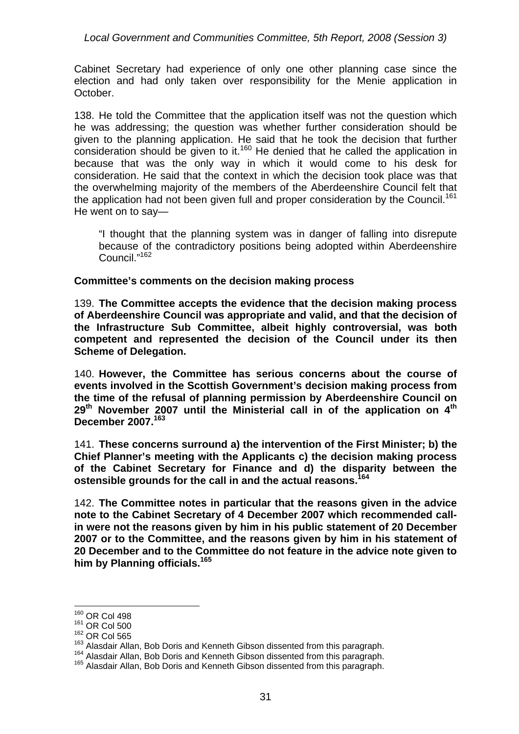Cabinet Secretary had experience of only one other planning case since the election and had only taken over responsibility for the Menie application in October.

138. He told the Committee that the application itself was not the question which he was addressing; the question was whether further consideration should be given to the planning application. He said that he took the decision that further consideration should be given to it.[160] He denied that he called the application in because that was the only way in which it would come to his desk for consideration. He said that the context in which the decision took place was that the overwhelming majority of the members of the Aberdeenshire Council felt that the application had not been given full and proper consideration by the Council.[161] He went on to say—

> "I thought that the planning system was in danger of falling into disrepute because of the contradictory positions being adopted within Aberdeenshire Council."[162]

**Committee's comments on the decision making process**

139. **The Committee accepts the evidence that the decision making process of Aberdeenshire Council was appropriate and valid, and that the decision of the Infrastructure Sub Committee, albeit highly controversial, was both competent and represented the decision of the Council under its then Scheme of Delegation.**

140. **However, the Committee has serious concerns about the course of events involved in the Scottish Government's decision making process from the time of the refusal of planning permission by Aberdeenshire Council on 29th November 2007 until the Ministerial call in of the application on 4th December 2007.**[163]

141. **These concerns surround a) the intervention of the First Minister; b) the Chief Planner's meeting with the Applicants c) the decision making process of the Cabinet Secretary for Finance and d) the disparity between the ostensible grounds for the call in and the actual reasons.**[164]

142. **The Committee notes in particular that the reasons given in the advice note to the Cabinet Secretary of 4 December 2007 which recommended call-in were not the reasons given by him in his public statement of 20 December 2007 or to the Committee, and the reasons given by him in his statement of 20 December and to the Committee do not feature in the advice note given to him by Planning officials.**[165]

---

[160] OR Col 498
[161] OR Col 500
[162] OR Col 565
[163] Alasdair Allan, Bob Doris and Kenneth Gibson dissented from this paragraph.
[164] Alasdair Allan, Bob Doris and Kenneth Gibson dissented from this paragraph.
[165] Alasdair Allan, Bob Doris and Kenneth Gibson dissented from this paragraph.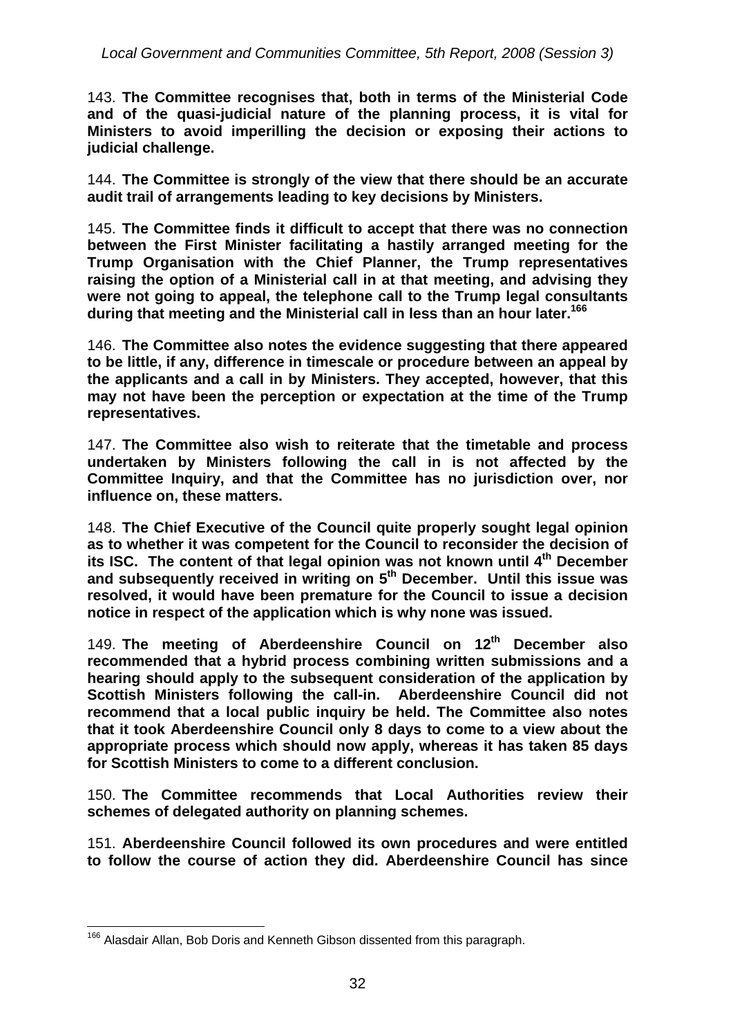143. **The Committee recognises that, both in terms of the Ministerial Code and of the quasi-judicial nature of the planning process, it is vital for Ministers to avoid imperilling the decision or exposing their actions to judicial challenge.**

144. **The Committee is strongly of the view that there should be an accurate audit trail of arrangements leading to key decisions by Ministers.**

145. **The Committee finds it difficult to accept that there was no connection between the First Minister facilitating a hastily arranged meeting for the Trump Organisation with the Chief Planner, the Trump representatives raising the option of a Ministerial call in at that meeting, and advising they were not going to appeal, the telephone call to the Trump legal consultants during that meeting and the Ministerial call in less than an hour later.**[166]

146. **The Committee also notes the evidence suggesting that there appeared to be little, if any, difference in timescale or procedure between an appeal by the applicants and a call in by Ministers. They accepted, however, that this may not have been the perception or expectation at the time of the Trump representatives.**

147. **The Committee also wish to reiterate that the timetable and process undertaken by Ministers following the call in is not affected by the Committee Inquiry, and that the Committee has no jurisdiction over, nor influence on, these matters.**

148. **The Chief Executive of the Council quite properly sought legal opinion as to whether it was competent for the Council to reconsider the decision of its ISC. The content of that legal opinion was not known until 4th December and subsequently received in writing on 5th December. Until this issue was resolved, it would have been premature for the Council to issue a decision notice in respect of the application which is why none was issued.**

149. **The meeting of Aberdeenshire Council on 12th December also recommended that a hybrid process combining written submissions and a hearing should apply to the subsequent consideration of the application by Scottish Ministers following the call-in. Aberdeenshire Council did not recommend that a local public inquiry be held. The Committee also notes that it took Aberdeenshire Council only 8 days to come to a view about the appropriate process which should now apply, whereas it has taken 85 days for Scottish Ministers to come to a different conclusion.**

150. **The Committee recommends that Local Authorities review their schemes of delegated authority on planning schemes.**

151. **Aberdeenshire Council followed its own procedures and were entitled to follow the course of action they did. Aberdeenshire Council has since**

---

[166] Alasdair Allan, Bob Doris and Kenneth Gibson dissented from this paragraph.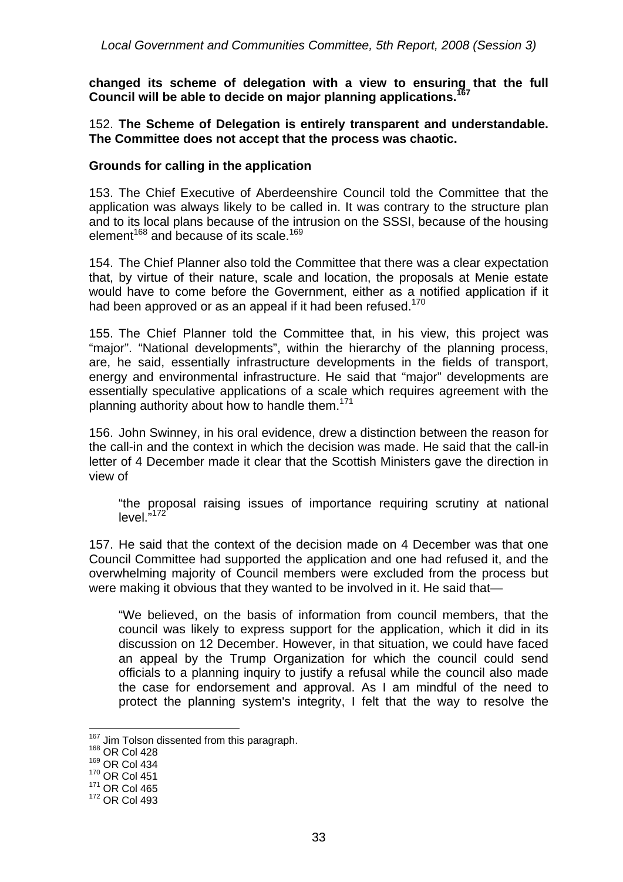**changed its scheme of delegation with a view to ensuring that the full Council will be able to decide on major planning applications.**[167]

152. **The Scheme of Delegation is entirely transparent and understandable. The Committee does not accept that the process was chaotic.**

### Grounds for calling in the application

153. The Chief Executive of Aberdeenshire Council told the Committee that the application was always likely to be called in. It was contrary to the structure plan and to its local plans because of the intrusion on the SSSI, because of the housing element[168] and because of its scale.[169]

154. The Chief Planner also told the Committee that there was a clear expectation that, by virtue of their nature, scale and location, the proposals at Menie estate would have to come before the Government, either as a notified application if it had been approved or as an appeal if it had been refused.[170]

155. The Chief Planner told the Committee that, in his view, this project was "major". "National developments", within the hierarchy of the planning process, are, he said, essentially infrastructure developments in the fields of transport, energy and environmental infrastructure. He said that "major" developments are essentially speculative applications of a scale which requires agreement with the planning authority about how to handle them.[171]

156. John Swinney, in his oral evidence, drew a distinction between the reason for the call-in and the context in which the decision was made. He said that the call-in letter of 4 December made it clear that the Scottish Ministers gave the direction in view of

> "the proposal raising issues of importance requiring scrutiny at national level."[172]

157. He said that the context of the decision made on 4 December was that one Council Committee had supported the application and one had refused it, and the overwhelming majority of Council members were excluded from the process but were making it obvious that they wanted to be involved in it. He said that—

> "We believed, on the basis of information from council members, that the council was likely to express support for the application, which it did in its discussion on 12 December. However, in that situation, we could have faced an appeal by the Trump Organization for which the council could send officials to a planning inquiry to justify a refusal while the council also made the case for endorsement and approval. As I am mindful of the need to protect the planning system's integrity, I felt that the way to resolve the

---

[167] Jim Tolson dissented from this paragraph.
[168] OR Col 428
[169] OR Col 434
[170] OR Col 451
[171] OR Col 465
[172] OR Col 493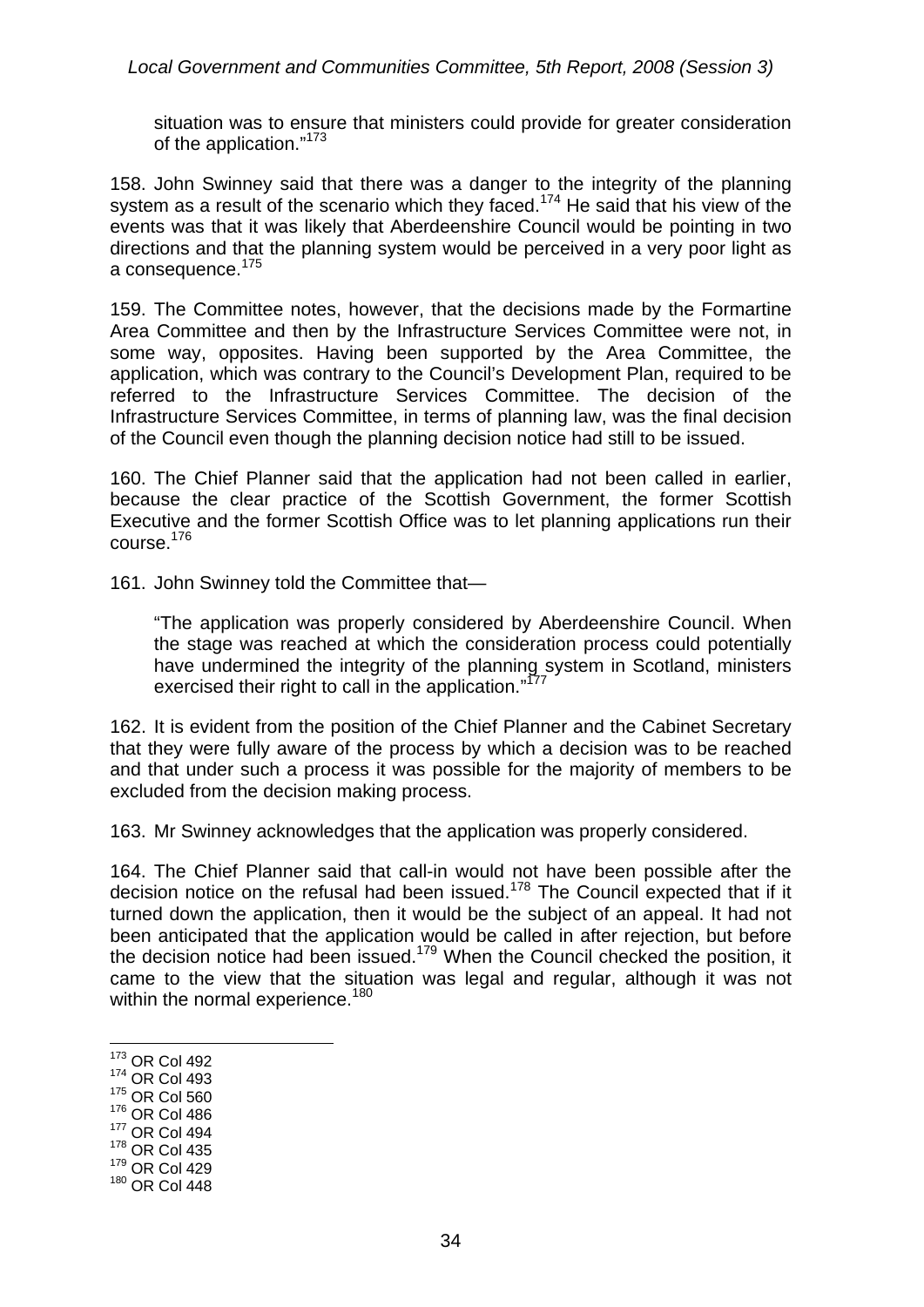situation was to ensure that ministers could provide for greater consideration of the application."[173]

158. John Swinney said that there was a danger to the integrity of the planning system as a result of the scenario which they faced.[174] He said that his view of the events was that it was likely that Aberdeenshire Council would be pointing in two directions and that the planning system would be perceived in a very poor light as a consequence.[175]

159. The Committee notes, however, that the decisions made by the Formartine Area Committee and then by the Infrastructure Services Committee were not, in some way, opposites. Having been supported by the Area Committee, the application, which was contrary to the Council's Development Plan, required to be referred to the Infrastructure Services Committee. The decision of the Infrastructure Services Committee, in terms of planning law, was the final decision of the Council even though the planning decision notice had still to be issued.

160. The Chief Planner said that the application had not been called in earlier, because the clear practice of the Scottish Government, the former Scottish Executive and the former Scottish Office was to let planning applications run their course.[176]

161. John Swinney told the Committee that—

> "The application was properly considered by Aberdeenshire Council. When the stage was reached at which the consideration process could potentially have undermined the integrity of the planning system in Scotland, ministers exercised their right to call in the application."[177]

162. It is evident from the position of the Chief Planner and the Cabinet Secretary that they were fully aware of the process by which a decision was to be reached and that under such a process it was possible for the majority of members to be excluded from the decision making process.

163. Mr Swinney acknowledges that the application was properly considered.

164. The Chief Planner said that call-in would not have been possible after the decision notice on the refusal had been issued.[178] The Council expected that if it turned down the application, then it would be the subject of an appeal. It had not been anticipated that the application would be called in after rejection, but before the decision notice had been issued.[179] When the Council checked the position, it came to the view that the situation was legal and regular, although it was not within the normal experience.[180]

---

[173] OR Col 492
[174] OR Col 493
[175] OR Col 560
[176] OR Col 486
[177] OR Col 494
[178] OR Col 435
[179] OR Col 429
[180] OR Col 448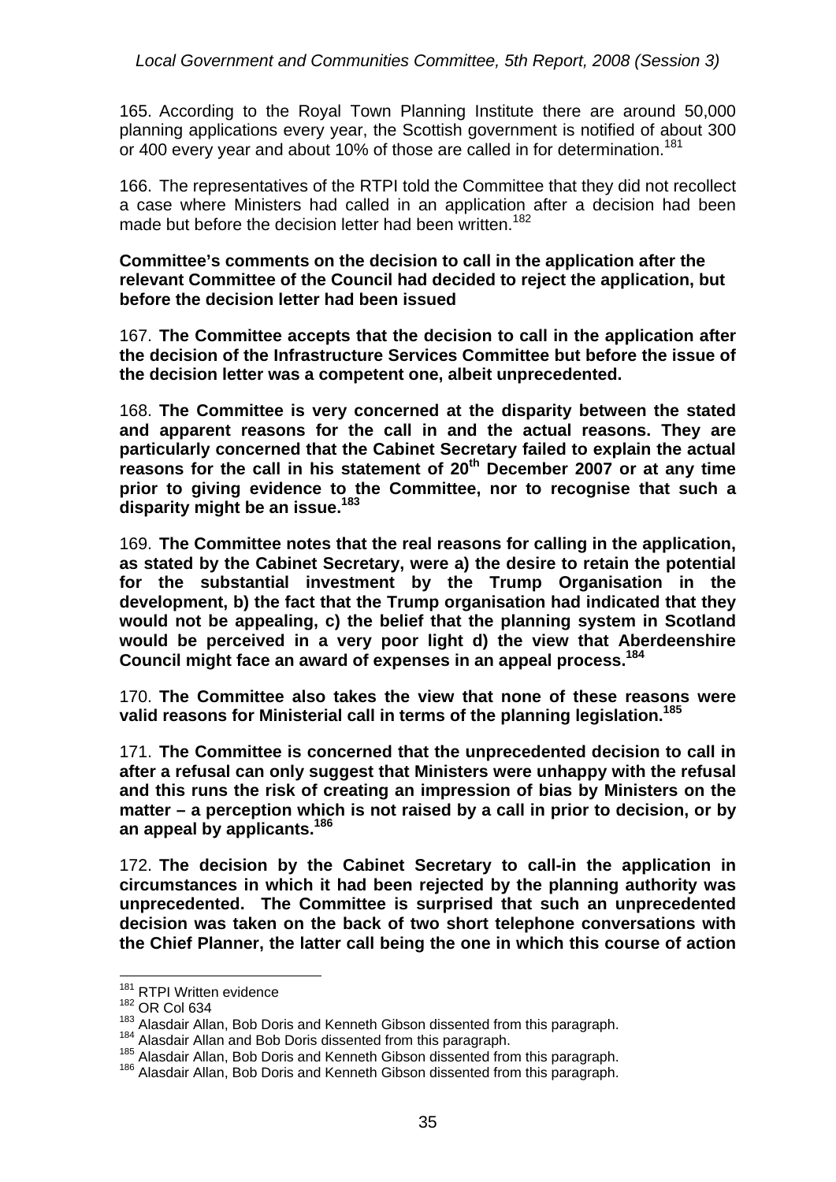165. According to the Royal Town Planning Institute there are around 50,000 planning applications every year, the Scottish government is notified of about 300 or 400 every year and about 10% of those are called in for determination.[181]

166. The representatives of the RTPI told the Committee that they did not recollect a case where Ministers had called in an application after a decision had been made but before the decision letter had been written.[182]

**Committee's comments on the decision to call in the application after the relevant Committee of the Council had decided to reject the application, but before the decision letter had been issued**

167. **The Committee accepts that the decision to call in the application after the decision of the Infrastructure Services Committee but before the issue of the decision letter was a competent one, albeit unprecedented.**

168. **The Committee is very concerned at the disparity between the stated and apparent reasons for the call in and the actual reasons. They are particularly concerned that the Cabinet Secretary failed to explain the actual reasons for the call in his statement of 20th December 2007 or at any time prior to giving evidence to the Committee, nor to recognise that such a disparity might be an issue.**[183]

169. **The Committee notes that the real reasons for calling in the application, as stated by the Cabinet Secretary, were a) the desire to retain the potential for the substantial investment by the Trump Organisation in the development, b) the fact that the Trump organisation had indicated that they would not be appealing, c) the belief that the planning system in Scotland would be perceived in a very poor light d) the view that Aberdeenshire Council might face an award of expenses in an appeal process.**[184]

170. **The Committee also takes the view that none of these reasons were valid reasons for Ministerial call in terms of the planning legislation.**[185]

171. **The Committee is concerned that the unprecedented decision to call in after a refusal can only suggest that Ministers were unhappy with the refusal and this runs the risk of creating an impression of bias by Ministers on the matter – a perception which is not raised by a call in prior to decision, or by an appeal by applicants.**[186]

172. **The decision by the Cabinet Secretary to call-in the application in circumstances in which it had been rejected by the planning authority was unprecedented. The Committee is surprised that such an unprecedented decision was taken on the back of two short telephone conversations with the Chief Planner, the latter call being the one in which this course of action**

---

[181] RTPI Written evidence

[182] OR Col 634

[183] Alasdair Allan, Bob Doris and Kenneth Gibson dissented from this paragraph.

[184] Alasdair Allan and Bob Doris dissented from this paragraph.

[185] Alasdair Allan, Bob Doris and Kenneth Gibson dissented from this paragraph.

[186] Alasdair Allan, Bob Doris and Kenneth Gibson dissented from this paragraph.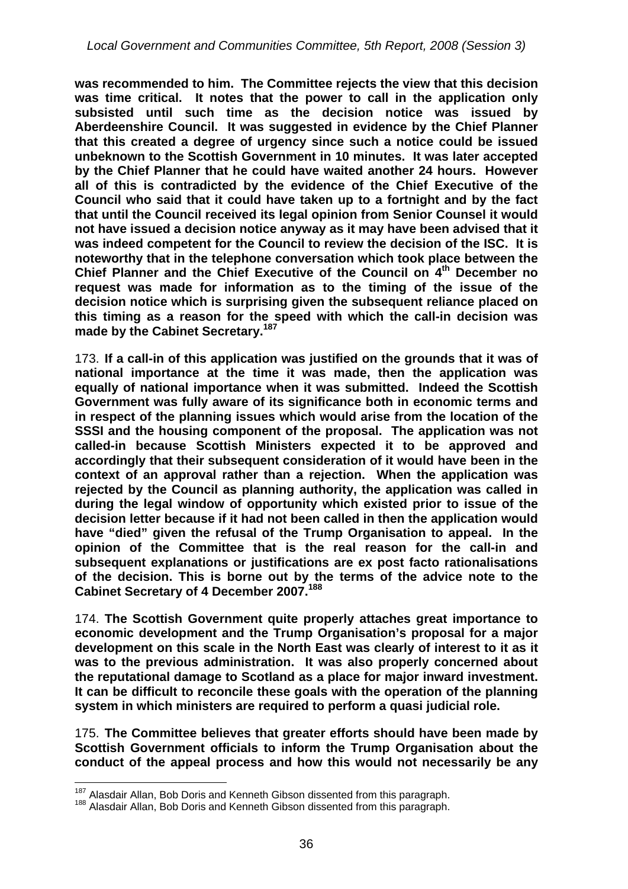**was recommended to him. The Committee rejects the view that this decision was time critical. It notes that the power to call in the application only subsisted until such time as the decision notice was issued by Aberdeenshire Council. It was suggested in evidence by the Chief Planner that this created a degree of urgency since such a notice could be issued unbeknown to the Scottish Government in 10 minutes. It was later accepted by the Chief Planner that he could have waited another 24 hours. However all of this is contradicted by the evidence of the Chief Executive of the Council who said that it could have taken up to a fortnight and by the fact that until the Council received its legal opinion from Senior Counsel it would not have issued a decision notice anyway as it may have been advised that it was indeed competent for the Council to review the decision of the ISC. It is noteworthy that in the telephone conversation which took place between the Chief Planner and the Chief Executive of the Council on 4th December no request was made for information as to the timing of the issue of the decision notice which is surprising given the subsequent reliance placed on this timing as a reason for the speed with which the call-in decision was made by the Cabinet Secretary.**[187]

173. **If a call-in of this application was justified on the grounds that it was of national importance at the time it was made, then the application was equally of national importance when it was submitted. Indeed the Scottish Government was fully aware of its significance both in economic terms and in respect of the planning issues which would arise from the location of the SSSI and the housing component of the proposal. The application was not called-in because Scottish Ministers expected it to be approved and accordingly that their subsequent consideration of it would have been in the context of an approval rather than a rejection. When the application was rejected by the Council as planning authority, the application was called in during the legal window of opportunity which existed prior to issue of the decision letter because if it had not been called in then the application would have "died" given the refusal of the Trump Organisation to appeal. In the opinion of the Committee that is the real reason for the call-in and subsequent explanations or justifications are ex post facto rationalisations of the decision. This is borne out by the terms of the advice note to the Cabinet Secretary of 4 December 2007.**[188]

174. **The Scottish Government quite properly attaches great importance to economic development and the Trump Organisation's proposal for a major development on this scale in the North East was clearly of interest to it as it was to the previous administration. It was also properly concerned about the reputational damage to Scotland as a place for major inward investment. It can be difficult to reconcile these goals with the operation of the planning system in which ministers are required to perform a quasi judicial role.**

175. **The Committee believes that greater efforts should have been made by Scottish Government officials to inform the Trump Organisation about the conduct of the appeal process and how this would not necessarily be any**

---

[187] Alasdair Allan, Bob Doris and Kenneth Gibson dissented from this paragraph.

[188] Alasdair Allan, Bob Doris and Kenneth Gibson dissented from this paragraph.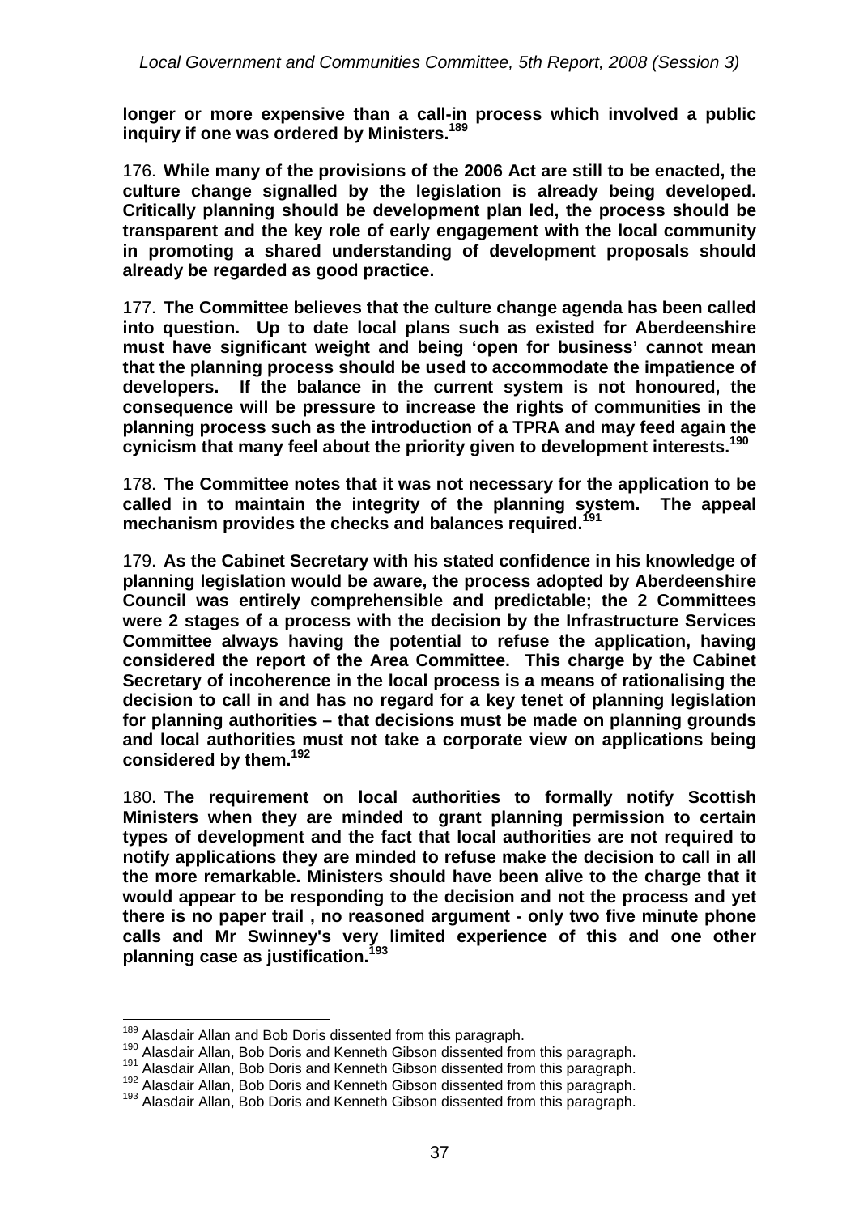**longer or more expensive than a call-in process which involved a public inquiry if one was ordered by Ministers.**[189]

176. **While many of the provisions of the 2006 Act are still to be enacted, the culture change signalled by the legislation is already being developed. Critically planning should be development plan led, the process should be transparent and the key role of early engagement with the local community in promoting a shared understanding of development proposals should already be regarded as good practice.**

177. **The Committee believes that the culture change agenda has been called into question. Up to date local plans such as existed for Aberdeenshire must have significant weight and being 'open for business' cannot mean that the planning process should be used to accommodate the impatience of developers. If the balance in the current system is not honoured, the consequence will be pressure to increase the rights of communities in the planning process such as the introduction of a TPRA and may feed again the cynicism that many feel about the priority given to development interests.**[190]

178. **The Committee notes that it was not necessary for the application to be called in to maintain the integrity of the planning system. The appeal mechanism provides the checks and balances required.**[191]

179. **As the Cabinet Secretary with his stated confidence in his knowledge of planning legislation would be aware, the process adopted by Aberdeenshire Council was entirely comprehensible and predictable; the 2 Committees were 2 stages of a process with the decision by the Infrastructure Services Committee always having the potential to refuse the application, having considered the report of the Area Committee. This charge by the Cabinet Secretary of incoherence in the local process is a means of rationalising the decision to call in and has no regard for a key tenet of planning legislation for planning authorities – that decisions must be made on planning grounds and local authorities must not take a corporate view on applications being considered by them.**[192]

180. **The requirement on local authorities to formally notify Scottish Ministers when they are minded to grant planning permission to certain types of development and the fact that local authorities are not required to notify applications they are minded to refuse make the decision to call in all the more remarkable. Ministers should have been alive to the charge that it would appear to be responding to the decision and not the process and yet there is no paper trail , no reasoned argument - only two five minute phone calls and Mr Swinney's very limited experience of this and one other planning case as justification.**[193]

---

[189] Alasdair Allan and Bob Doris dissented from this paragraph.
[190] Alasdair Allan, Bob Doris and Kenneth Gibson dissented from this paragraph.
[191] Alasdair Allan, Bob Doris and Kenneth Gibson dissented from this paragraph.
[192] Alasdair Allan, Bob Doris and Kenneth Gibson dissented from this paragraph.
[193] Alasdair Allan, Bob Doris and Kenneth Gibson dissented from this paragraph.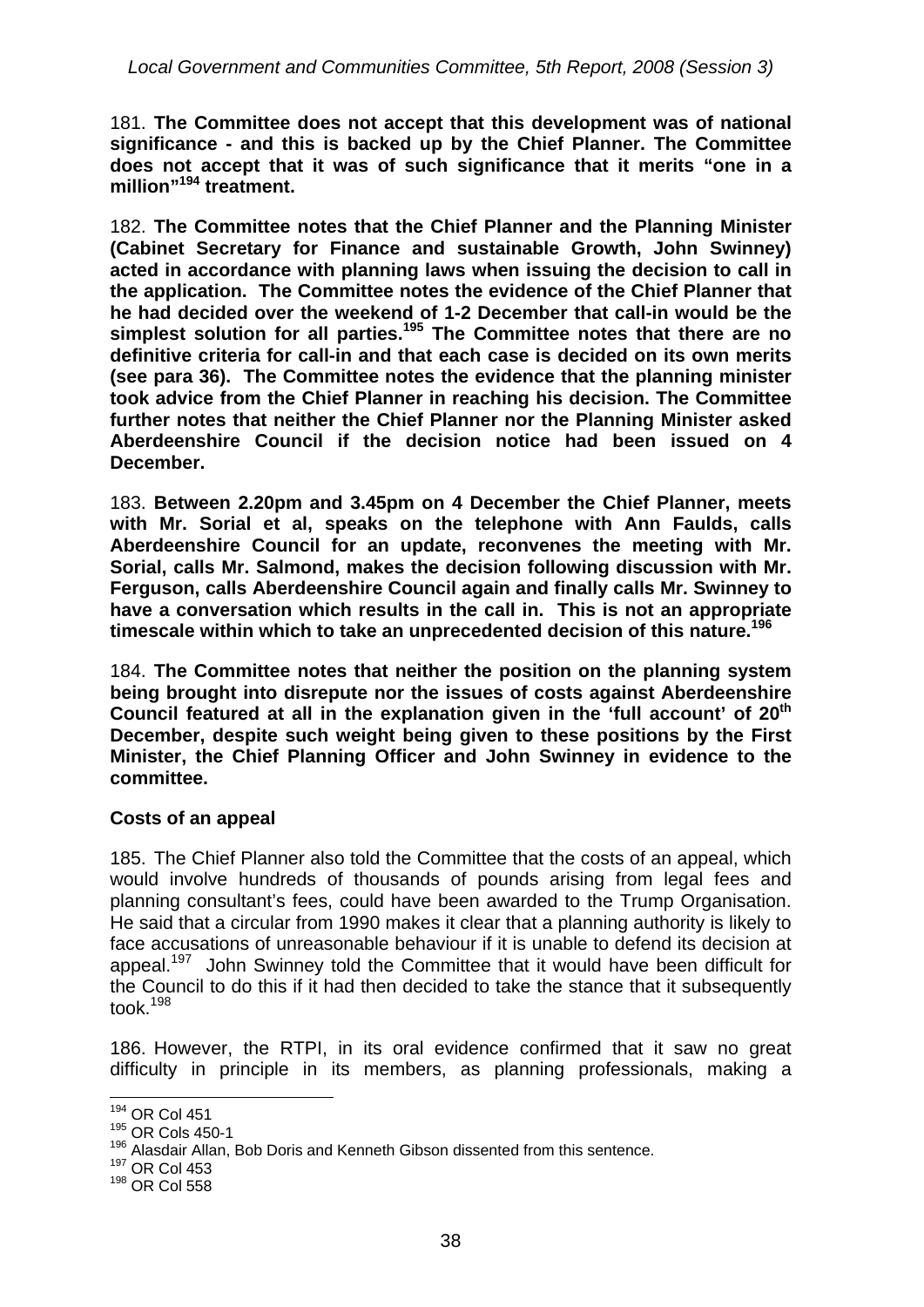181. **The Committee does not accept that this development was of national significance - and this is backed up by the Chief Planner. The Committee does not accept that it was of such significance that it merits "one in a million"[194] treatment.**

182. **The Committee notes that the Chief Planner and the Planning Minister (Cabinet Secretary for Finance and sustainable Growth, John Swinney) acted in accordance with planning laws when issuing the decision to call in the application. The Committee notes the evidence of the Chief Planner that he had decided over the weekend of 1-2 December that call-in would be the simplest solution for all parties.[195] The Committee notes that there are no definitive criteria for call-in and that each case is decided on its own merits (see para 36). The Committee notes the evidence that the planning minister took advice from the Chief Planner in reaching his decision. The Committee further notes that neither the Chief Planner nor the Planning Minister asked Aberdeenshire Council if the decision notice had been issued on 4 December.**

183. **Between 2.20pm and 3.45pm on 4 December the Chief Planner, meets with Mr. Sorial et al, speaks on the telephone with Ann Faulds, calls Aberdeenshire Council for an update, reconvenes the meeting with Mr. Sorial, calls Mr. Salmond, makes the decision following discussion with Mr. Ferguson, calls Aberdeenshire Council again and finally calls Mr. Swinney to have a conversation which results in the call in. This is not an appropriate timescale within which to take an unprecedented decision of this nature.[196]**

184. **The Committee notes that neither the position on the planning system being brought into disrepute nor the issues of costs against Aberdeenshire Council featured at all in the explanation given in the 'full account' of 20th December, despite such weight being given to these positions by the First Minister, the Chief Planning Officer and John Swinney in evidence to the committee.**

### Costs of an appeal

185. The Chief Planner also told the Committee that the costs of an appeal, which would involve hundreds of thousands of pounds arising from legal fees and planning consultant's fees, could have been awarded to the Trump Organisation. He said that a circular from 1990 makes it clear that a planning authority is likely to face accusations of unreasonable behaviour if it is unable to defend its decision at appeal.[197] John Swinney told the Committee that it would have been difficult for the Council to do this if it had then decided to take the stance that it subsequently took.[198]

186. However, the RTPI, in its oral evidence confirmed that it saw no great difficulty in principle in its members, as planning professionals, making a

---

[194] OR Col 451
[195] OR Cols 450-1
[196] Alasdair Allan, Bob Doris and Kenneth Gibson dissented from this sentence.
[197] OR Col 453
[198] OR Col 558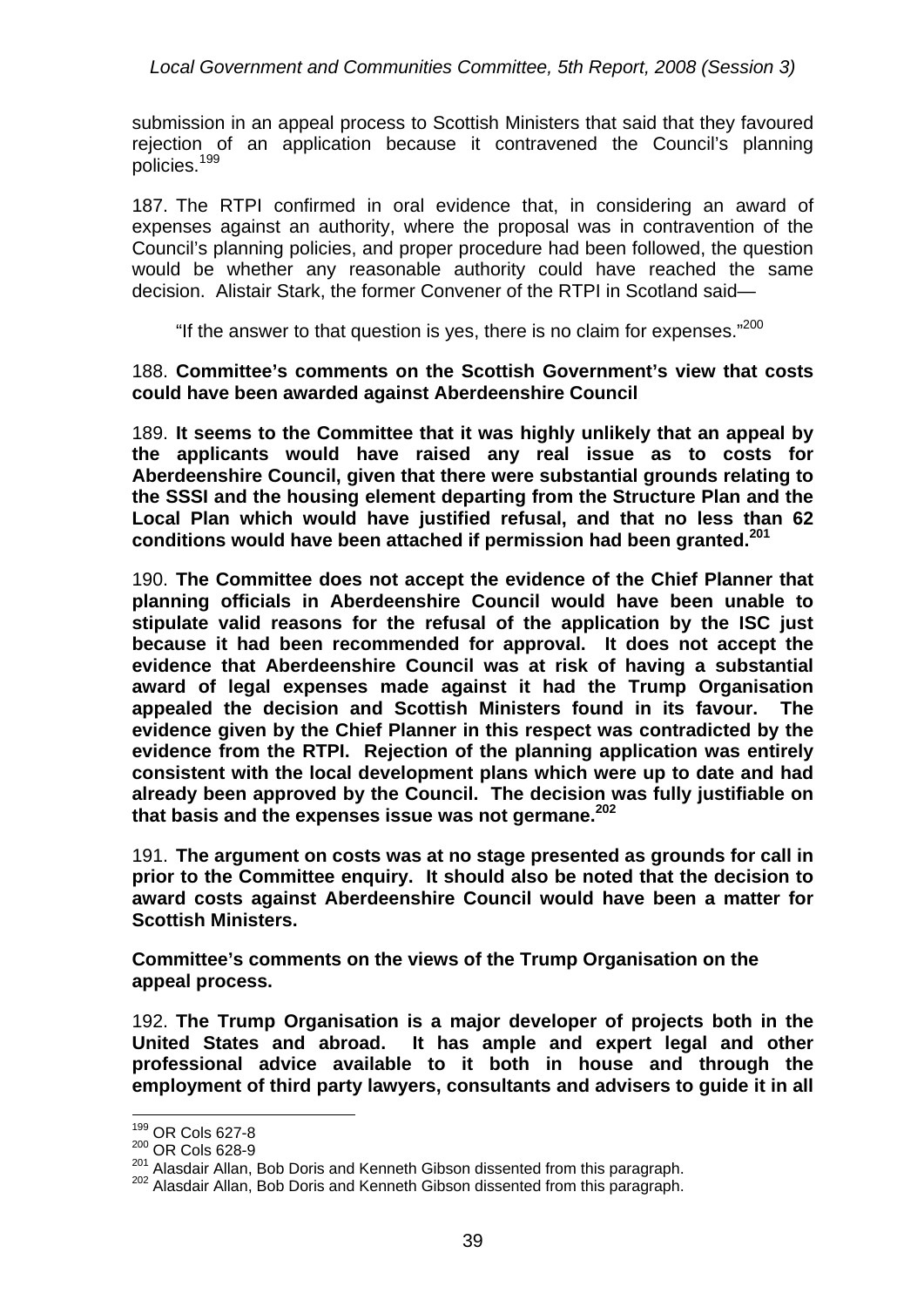submission in an appeal process to Scottish Ministers that said that they favoured rejection of an application because it contravened the Council's planning policies.[199]

187. The RTPI confirmed in oral evidence that, in considering an award of expenses against an authority, where the proposal was in contravention of the Council's planning policies, and proper procedure had been followed, the question would be whether any reasonable authority could have reached the same decision. Alistair Stark, the former Convener of the RTPI in Scotland said—

> "If the answer to that question is yes, there is no claim for expenses."[200]

188. **Committee's comments on the Scottish Government's view that costs could have been awarded against Aberdeenshire Council**

189. **It seems to the Committee that it was highly unlikely that an appeal by the applicants would have raised any real issue as to costs for Aberdeenshire Council, given that there were substantial grounds relating to the SSSI and the housing element departing from the Structure Plan and the Local Plan which would have justified refusal, and that no less than 62 conditions would have been attached if permission had been granted.**[201]

190. **The Committee does not accept the evidence of the Chief Planner that planning officials in Aberdeenshire Council would have been unable to stipulate valid reasons for the refusal of the application by the ISC just because it had been recommended for approval. It does not accept the evidence that Aberdeenshire Council was at risk of having a substantial award of legal expenses made against it had the Trump Organisation appealed the decision and Scottish Ministers found in its favour. The evidence given by the Chief Planner in this respect was contradicted by the evidence from the RTPI. Rejection of the planning application was entirely consistent with the local development plans which were up to date and had already been approved by the Council. The decision was fully justifiable on that basis and the expenses issue was not germane.**[202]

191. **The argument on costs was at no stage presented as grounds for call in prior to the Committee enquiry. It should also be noted that the decision to award costs against Aberdeenshire Council would have been a matter for Scottish Ministers.**

**Committee's comments on the views of the Trump Organisation on the appeal process.**

192. **The Trump Organisation is a major developer of projects both in the United States and abroad. It has ample and expert legal and other professional advice available to it both in house and through the employment of third party lawyers, consultants and advisers to guide it in all**

---

[199] OR Cols 627-8

[200] OR Cols 628-9

[201] Alasdair Allan, Bob Doris and Kenneth Gibson dissented from this paragraph.

[202] Alasdair Allan, Bob Doris and Kenneth Gibson dissented from this paragraph.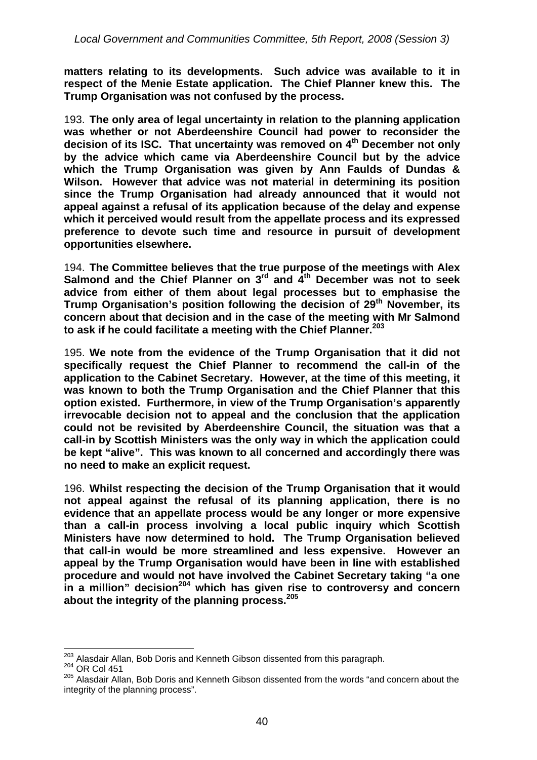**matters relating to its developments. Such advice was available to it in respect of the Menie Estate application. The Chief Planner knew this. The Trump Organisation was not confused by the process.**

193. **The only area of legal uncertainty in relation to the planning application was whether or not Aberdeenshire Council had power to reconsider the decision of its ISC. That uncertainty was removed on 4th December not only by the advice which came via Aberdeenshire Council but by the advice which the Trump Organisation was given by Ann Faulds of Dundas & Wilson. However that advice was not material in determining its position since the Trump Organisation had already announced that it would not appeal against a refusal of its application because of the delay and expense which it perceived would result from the appellate process and its expressed preference to devote such time and resource in pursuit of development opportunities elsewhere.**

194. **The Committee believes that the true purpose of the meetings with Alex Salmond and the Chief Planner on 3rd and 4th December was not to seek advice from either of them about legal processes but to emphasise the Trump Organisation's position following the decision of 29th November, its concern about that decision and in the case of the meeting with Mr Salmond to ask if he could facilitate a meeting with the Chief Planner.**[203]

195. **We note from the evidence of the Trump Organisation that it did not specifically request the Chief Planner to recommend the call-in of the application to the Cabinet Secretary. However, at the time of this meeting, it was known to both the Trump Organisation and the Chief Planner that this option existed. Furthermore, in view of the Trump Organisation's apparently irrevocable decision not to appeal and the conclusion that the application could not be revisited by Aberdeenshire Council, the situation was that a call-in by Scottish Ministers was the only way in which the application could be kept "alive". This was known to all concerned and accordingly there was no need to make an explicit request.**

196. **Whilst respecting the decision of the Trump Organisation that it would not appeal against the refusal of its planning application, there is no evidence that an appellate process would be any longer or more expensive than a call-in process involving a local public inquiry which Scottish Ministers have now determined to hold. The Trump Organisation believed that call-in would be more streamlined and less expensive. However an appeal by the Trump Organisation would have been in line with established procedure and would not have involved the Cabinet Secretary taking "a one in a million" decision**[204] **which has given rise to controversy and concern about the integrity of the planning process.**[205]

---

[203] Alasdair Allan, Bob Doris and Kenneth Gibson dissented from this paragraph.

[204] OR Col 451

[205] Alasdair Allan, Bob Doris and Kenneth Gibson dissented from the words "and concern about the integrity of the planning process".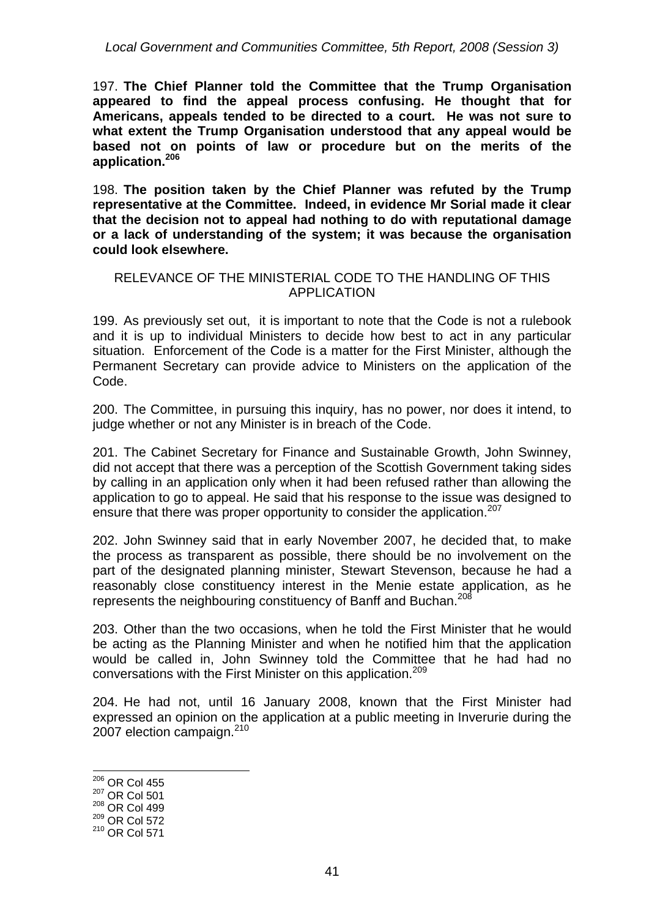197. **The Chief Planner told the Committee that the Trump Organisation appeared to find the appeal process confusing. He thought that for Americans, appeals tended to be directed to a court. He was not sure to what extent the Trump Organisation understood that any appeal would be based not on points of law or procedure but on the merits of the application.**[206]

198. **The position taken by the Chief Planner was refuted by the Trump representative at the Committee. Indeed, in evidence Mr Sorial made it clear that the decision not to appeal had nothing to do with reputational damage or a lack of understanding of the system; it was because the organisation could look elsewhere.**

## RELEVANCE OF THE MINISTERIAL CODE TO THE HANDLING OF THIS APPLICATION

199. As previously set out, it is important to note that the Code is not a rulebook and it is up to individual Ministers to decide how best to act in any particular situation. Enforcement of the Code is a matter for the First Minister, although the Permanent Secretary can provide advice to Ministers on the application of the Code.

200. The Committee, in pursuing this inquiry, has no power, nor does it intend, to judge whether or not any Minister is in breach of the Code.

201. The Cabinet Secretary for Finance and Sustainable Growth, John Swinney, did not accept that there was a perception of the Scottish Government taking sides by calling in an application only when it had been refused rather than allowing the application to go to appeal. He said that his response to the issue was designed to ensure that there was proper opportunity to consider the application.[207]

202. John Swinney said that in early November 2007, he decided that, to make the process as transparent as possible, there should be no involvement on the part of the designated planning minister, Stewart Stevenson, because he had a reasonably close constituency interest in the Menie estate application, as he represents the neighbouring constituency of Banff and Buchan.[208]

203. Other than the two occasions, when he told the First Minister that he would be acting as the Planning Minister and when he notified him that the application would be called in, John Swinney told the Committee that he had had no conversations with the First Minister on this application.[209]

204. He had not, until 16 January 2008, known that the First Minister had expressed an opinion on the application at a public meeting in Inverurie during the 2007 election campaign.[210]

---

[206] OR Col 455
[207] OR Col 501
[208] OR Col 499
[209] OR Col 572
[210] OR Col 571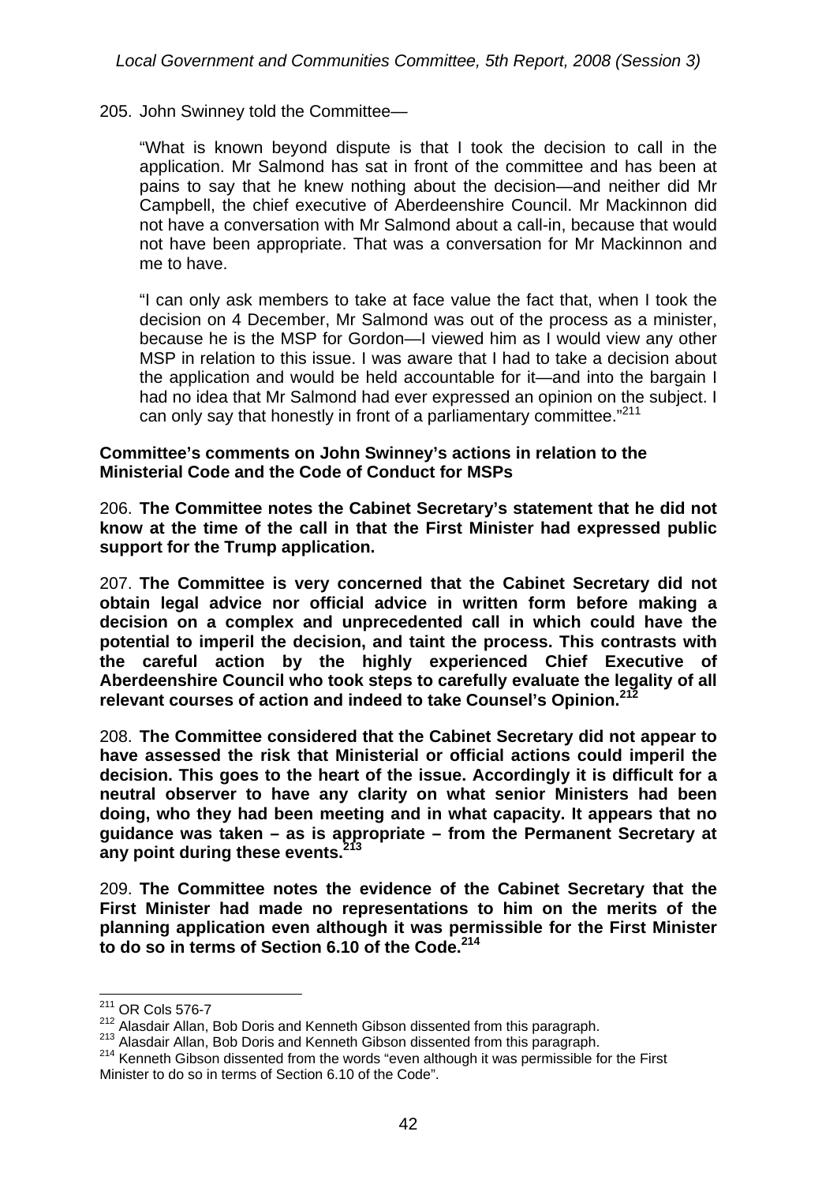205. John Swinney told the Committee—

"What is known beyond dispute is that I took the decision to call in the application. Mr Salmond has sat in front of the committee and has been at pains to say that he knew nothing about the decision—and neither did Mr Campbell, the chief executive of Aberdeenshire Council. Mr Mackinnon did not have a conversation with Mr Salmond about a call-in, because that would not have been appropriate. That was a conversation for Mr Mackinnon and me to have.

"I can only ask members to take at face value the fact that, when I took the decision on 4 December, Mr Salmond was out of the process as a minister, because he is the MSP for Gordon—I viewed him as I would view any other MSP in relation to this issue. I was aware that I had to take a decision about the application and would be held accountable for it—and into the bargain I had no idea that Mr Salmond had ever expressed an opinion on the subject. I can only say that honestly in front of a parliamentary committee."[211]

**Committee's comments on John Swinney's actions in relation to the Ministerial Code and the Code of Conduct for MSPs**

206. **The Committee notes the Cabinet Secretary's statement that he did not know at the time of the call in that the First Minister had expressed public support for the Trump application.**

207. **The Committee is very concerned that the Cabinet Secretary did not obtain legal advice nor official advice in written form before making a decision on a complex and unprecedented call in which could have the potential to imperil the decision, and taint the process. This contrasts with the careful action by the highly experienced Chief Executive of Aberdeenshire Council who took steps to carefully evaluate the legality of all relevant courses of action and indeed to take Counsel's Opinion.**[212]

208. **The Committee considered that the Cabinet Secretary did not appear to have assessed the risk that Ministerial or official actions could imperil the decision. This goes to the heart of the issue. Accordingly it is difficult for a neutral observer to have any clarity on what senior Ministers had been doing, who they had been meeting and in what capacity. It appears that no guidance was taken – as is appropriate – from the Permanent Secretary at any point during these events.**[213]

209. **The Committee notes the evidence of the Cabinet Secretary that the First Minister had made no representations to him on the merits of the planning application even although it was permissible for the First Minister to do so in terms of Section 6.10 of the Code.**[214]

---

[211] OR Cols 576-7

[212] Alasdair Allan, Bob Doris and Kenneth Gibson dissented from this paragraph.

[213] Alasdair Allan, Bob Doris and Kenneth Gibson dissented from this paragraph.

[214] Kenneth Gibson dissented from the words "even although it was permissible for the First Minister to do so in terms of Section 6.10 of the Code".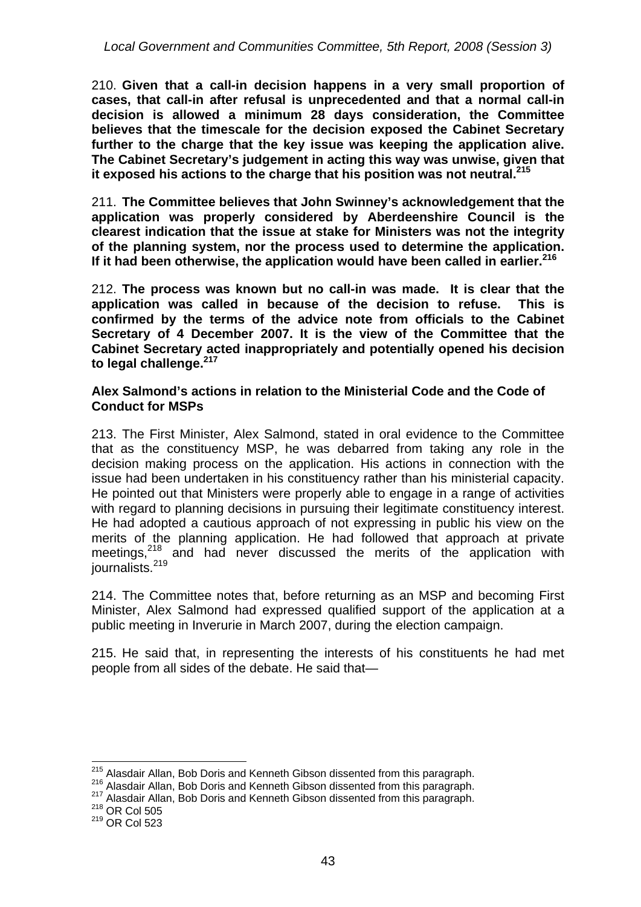210. **Given that a call-in decision happens in a very small proportion of cases, that call-in after refusal is unprecedented and that a normal call-in decision is allowed a minimum 28 days consideration, the Committee believes that the timescale for the decision exposed the Cabinet Secretary further to the charge that the key issue was keeping the application alive. The Cabinet Secretary's judgement in acting this way was unwise, given that it exposed his actions to the charge that his position was not neutral.**[215]

211. **The Committee believes that John Swinney's acknowledgement that the application was properly considered by Aberdeenshire Council is the clearest indication that the issue at stake for Ministers was not the integrity of the planning system, nor the process used to determine the application. If it had been otherwise, the application would have been called in earlier.**[216]

212. **The process was known but no call-in was made. It is clear that the application was called in because of the decision to refuse. This is confirmed by the terms of the advice note from officials to the Cabinet Secretary of 4 December 2007. It is the view of the Committee that the Cabinet Secretary acted inappropriately and potentially opened his decision to legal challenge.**[217]

**Alex Salmond's actions in relation to the Ministerial Code and the Code of Conduct for MSPs**

213. The First Minister, Alex Salmond, stated in oral evidence to the Committee that as the constituency MSP, he was debarred from taking any role in the decision making process on the application. His actions in connection with the issue had been undertaken in his constituency rather than his ministerial capacity. He pointed out that Ministers were properly able to engage in a range of activities with regard to planning decisions in pursuing their legitimate constituency interest. He had adopted a cautious approach of not expressing in public his view on the merits of the planning application. He had followed that approach at private meetings,[218] and had never discussed the merits of the application with journalists.[219]

214. The Committee notes that, before returning as an MSP and becoming First Minister, Alex Salmond had expressed qualified support of the application at a public meeting in Inverurie in March 2007, during the election campaign.

215. He said that, in representing the interests of his constituents he had met people from all sides of the debate. He said that—

---

[215] Alasdair Allan, Bob Doris and Kenneth Gibson dissented from this paragraph.
[216] Alasdair Allan, Bob Doris and Kenneth Gibson dissented from this paragraph.
[217] Alasdair Allan, Bob Doris and Kenneth Gibson dissented from this paragraph.
[218] OR Col 505
[219] OR Col 523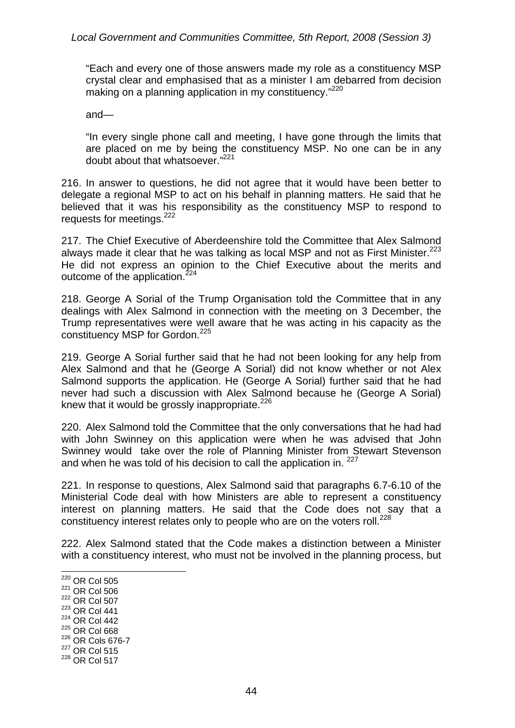"Each and every one of those answers made my role as a constituency MSP crystal clear and emphasised that as a minister I am debarred from decision making on a planning application in my constituency."[220]

and—

"In every single phone call and meeting, I have gone through the limits that are placed on me by being the constituency MSP. No one can be in any doubt about that whatsoever."[221]

216. In answer to questions, he did not agree that it would have been better to delegate a regional MSP to act on his behalf in planning matters. He said that he believed that it was his responsibility as the constituency MSP to respond to requests for meetings.[222]

217. The Chief Executive of Aberdeenshire told the Committee that Alex Salmond always made it clear that he was talking as local MSP and not as First Minister.[223] He did not express an opinion to the Chief Executive about the merits and outcome of the application.[224]

218. George A Sorial of the Trump Organisation told the Committee that in any dealings with Alex Salmond in connection with the meeting on 3 December, the Trump representatives were well aware that he was acting in his capacity as the constituency MSP for Gordon.[225]

219. George A Sorial further said that he had not been looking for any help from Alex Salmond and that he (George A Sorial) did not know whether or not Alex Salmond supports the application. He (George A Sorial) further said that he had never had such a discussion with Alex Salmond because he (George A Sorial) knew that it would be grossly inappropriate.[226]

220. Alex Salmond told the Committee that the only conversations that he had had with John Swinney on this application were when he was advised that John Swinney would take over the role of Planning Minister from Stewart Stevenson and when he was told of his decision to call the application in. [227]

221. In response to questions, Alex Salmond said that paragraphs 6.7-6.10 of the Ministerial Code deal with how Ministers are able to represent a constituency interest on planning matters. He said that the Code does not say that a constituency interest relates only to people who are on the voters roll.[228]

222. Alex Salmond stated that the Code makes a distinction between a Minister with a constituency interest, who must not be involved in the planning process, but

---

[220] OR Col 505
[221] OR Col 506
[222] OR Col 507
[223] OR Col 441
[224] OR Col 442
[225] OR Col 668
[226] OR Cols 676-7
[227] OR Col 515
[228] OR Col 517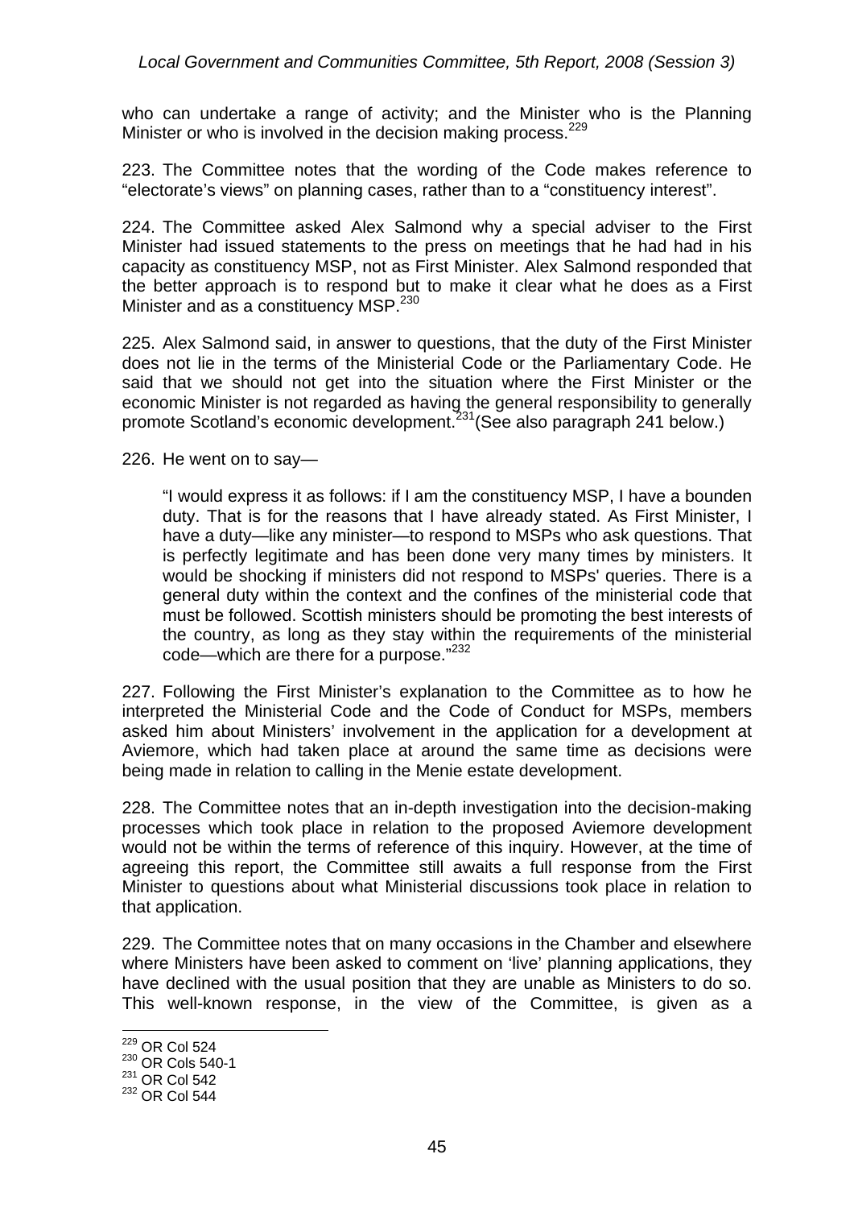who can undertake a range of activity; and the Minister who is the Planning Minister or who is involved in the decision making process.[229]

223. The Committee notes that the wording of the Code makes reference to "electorate's views" on planning cases, rather than to a "constituency interest".

224. The Committee asked Alex Salmond why a special adviser to the First Minister had issued statements to the press on meetings that he had had in his capacity as constituency MSP, not as First Minister. Alex Salmond responded that the better approach is to respond but to make it clear what he does as a First Minister and as a constituency MSP.[230]

225. Alex Salmond said, in answer to questions, that the duty of the First Minister does not lie in the terms of the Ministerial Code or the Parliamentary Code. He said that we should not get into the situation where the First Minister or the economic Minister is not regarded as having the general responsibility to generally promote Scotland's economic development.[231] (See also paragraph 241 below.)

226. He went on to say—

> "I would express it as follows: if I am the constituency MSP, I have a bounden duty. That is for the reasons that I have already stated. As First Minister, I have a duty—like any minister—to respond to MSPs who ask questions. That is perfectly legitimate and has been done very many times by ministers. It would be shocking if ministers did not respond to MSPs' queries. There is a general duty within the context and the confines of the ministerial code that must be followed. Scottish ministers should be promoting the best interests of the country, as long as they stay within the requirements of the ministerial code—which are there for a purpose."[232]

227. Following the First Minister's explanation to the Committee as to how he interpreted the Ministerial Code and the Code of Conduct for MSPs, members asked him about Ministers' involvement in the application for a development at Aviemore, which had taken place at around the same time as decisions were being made in relation to calling in the Menie estate development.

228. The Committee notes that an in-depth investigation into the decision-making processes which took place in relation to the proposed Aviemore development would not be within the terms of reference of this inquiry. However, at the time of agreeing this report, the Committee still awaits a full response from the First Minister to questions about what Ministerial discussions took place in relation to that application.

229. The Committee notes that on many occasions in the Chamber and elsewhere where Ministers have been asked to comment on 'live' planning applications, they have declined with the usual position that they are unable as Ministers to do so. This well-known response, in the view of the Committee, is given as a

[229] OR Col 524
[230] OR Cols 540-1
[231] OR Col 542
[232] OR Col 544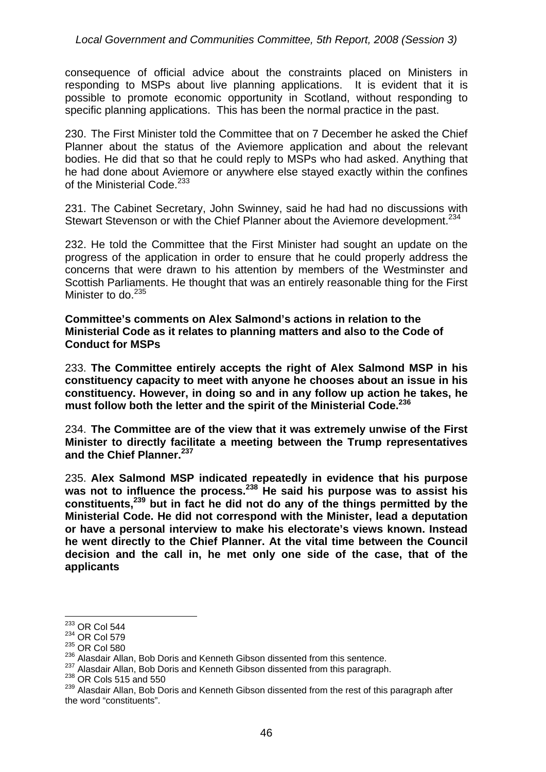consequence of official advice about the constraints placed on Ministers in responding to MSPs about live planning applications. It is evident that it is possible to promote economic opportunity in Scotland, without responding to specific planning applications. This has been the normal practice in the past.

230. The First Minister told the Committee that on 7 December he asked the Chief Planner about the status of the Aviemore application and about the relevant bodies. He did that so that he could reply to MSPs who had asked. Anything that he had done about Aviemore or anywhere else stayed exactly within the confines of the Ministerial Code.[233]

231. The Cabinet Secretary, John Swinney, said he had had no discussions with Stewart Stevenson or with the Chief Planner about the Aviemore development.[234]

232. He told the Committee that the First Minister had sought an update on the progress of the application in order to ensure that he could properly address the concerns that were drawn to his attention by members of the Westminster and Scottish Parliaments. He thought that was an entirely reasonable thing for the First Minister to do.[235]

**Committee's comments on Alex Salmond's actions in relation to the Ministerial Code as it relates to planning matters and also to the Code of Conduct for MSPs**

233. **The Committee entirely accepts the right of Alex Salmond MSP in his constituency capacity to meet with anyone he chooses about an issue in his constituency. However, in doing so and in any follow up action he takes, he must follow both the letter and the spirit of the Ministerial Code.[236]**

234. **The Committee are of the view that it was extremely unwise of the First Minister to directly facilitate a meeting between the Trump representatives and the Chief Planner.[237]**

235. **Alex Salmond MSP indicated repeatedly in evidence that his purpose was not to influence the process.[238] He said his purpose was to assist his constituents,[239] but in fact he did not do any of the things permitted by the Ministerial Code. He did not correspond with the Minister, lead a deputation or have a personal interview to make his electorate's views known. Instead he went directly to the Chief Planner. At the vital time between the Council decision and the call in, he met only one side of the case, that of the applicants**

---

[233] OR Col 544
[234] OR Col 579
[235] OR Col 580
[236] Alasdair Allan, Bob Doris and Kenneth Gibson dissented from this sentence.
[237] Alasdair Allan, Bob Doris and Kenneth Gibson dissented from this paragraph.
[238] OR Cols 515 and 550
[239] Alasdair Allan, Bob Doris and Kenneth Gibson dissented from the rest of this paragraph after the word "constituents".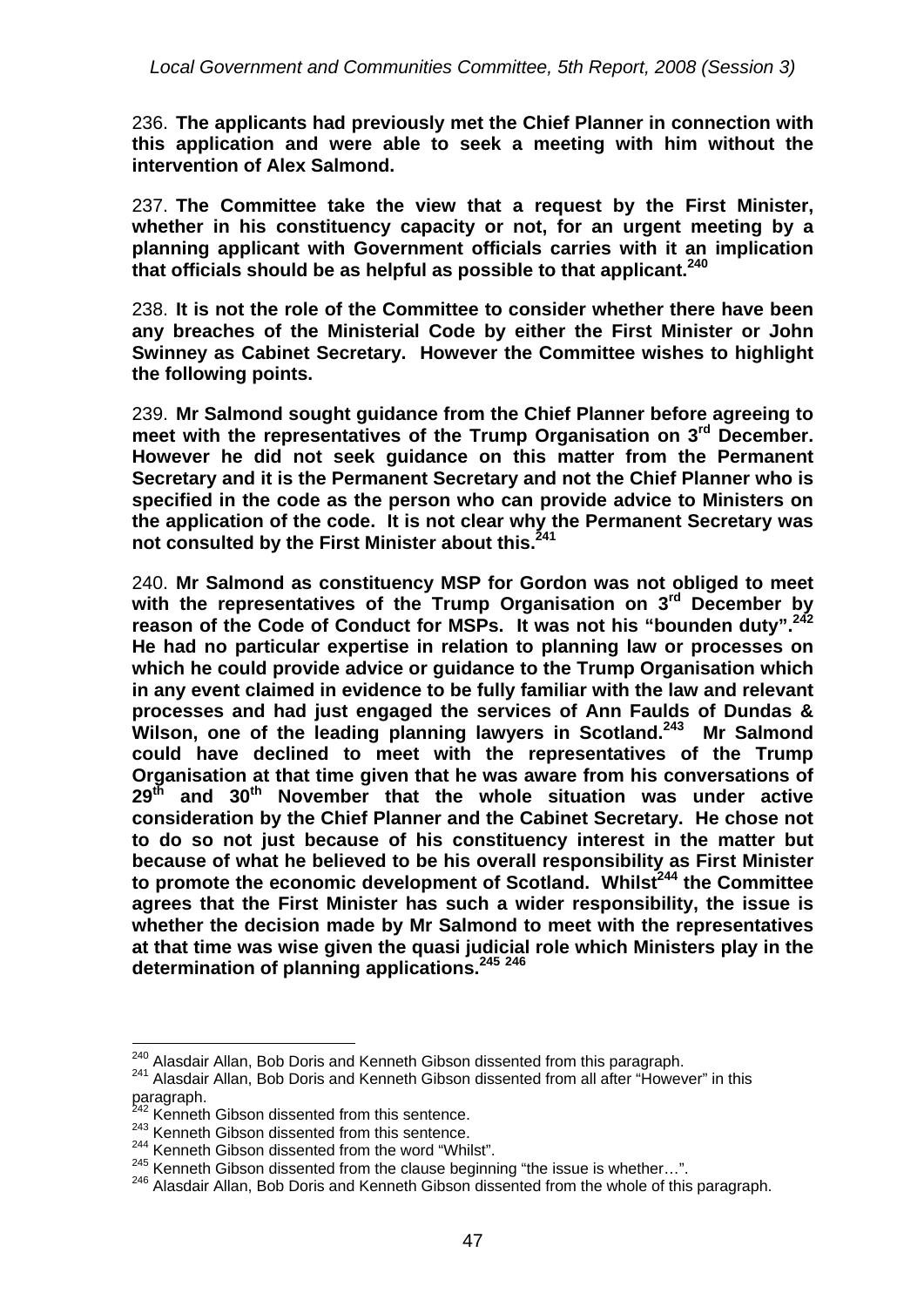236. **The applicants had previously met the Chief Planner in connection with this application and were able to seek a meeting with him without the intervention of Alex Salmond.**

237. **The Committee take the view that a request by the First Minister, whether in his constituency capacity or not, for an urgent meeting by a planning applicant with Government officials carries with it an implication that officials should be as helpful as possible to that applicant.**[240]

238. **It is not the role of the Committee to consider whether there have been any breaches of the Ministerial Code by either the First Minister or John Swinney as Cabinet Secretary. However the Committee wishes to highlight the following points.**

239. **Mr Salmond sought guidance from the Chief Planner before agreeing to meet with the representatives of the Trump Organisation on 3rd December. However he did not seek guidance on this matter from the Permanent Secretary and it is the Permanent Secretary and not the Chief Planner who is specified in the code as the person who can provide advice to Ministers on the application of the code. It is not clear why the Permanent Secretary was not consulted by the First Minister about this.**[241]

240. **Mr Salmond as constituency MSP for Gordon was not obliged to meet with the representatives of the Trump Organisation on 3rd December by reason of the Code of Conduct for MSPs. It was not his "bounden duty".**[242] **He had no particular expertise in relation to planning law or processes on which he could provide advice or guidance to the Trump Organisation which in any event claimed in evidence to be fully familiar with the law and relevant processes and had just engaged the services of Ann Faulds of Dundas & Wilson, one of the leading planning lawyers in Scotland.**[243] **Mr Salmond could have declined to meet with the representatives of the Trump Organisation at that time given that he was aware from his conversations of 29th and 30th November that the whole situation was under active consideration by the Chief Planner and the Cabinet Secretary. He chose not to do so not just because of his constituency interest in the matter but because of what he believed to be his overall responsibility as First Minister to promote the economic development of Scotland. Whilst**[244] **the Committee agrees that the First Minister has such a wider responsibility, the issue is whether the decision made by Mr Salmond to meet with the representatives at that time was wise given the quasi judicial role which Ministers play in the determination of planning applications.**[245] [246]

---

[240] Alasdair Allan, Bob Doris and Kenneth Gibson dissented from this paragraph.

[241] Alasdair Allan, Bob Doris and Kenneth Gibson dissented from all after "However" in this paragraph.

[242] Kenneth Gibson dissented from this sentence.

[243] Kenneth Gibson dissented from this sentence.

[244] Kenneth Gibson dissented from the word "Whilst".

[245] Kenneth Gibson dissented from the clause beginning "the issue is whether…".

[246] Alasdair Allan, Bob Doris and Kenneth Gibson dissented from the whole of this paragraph.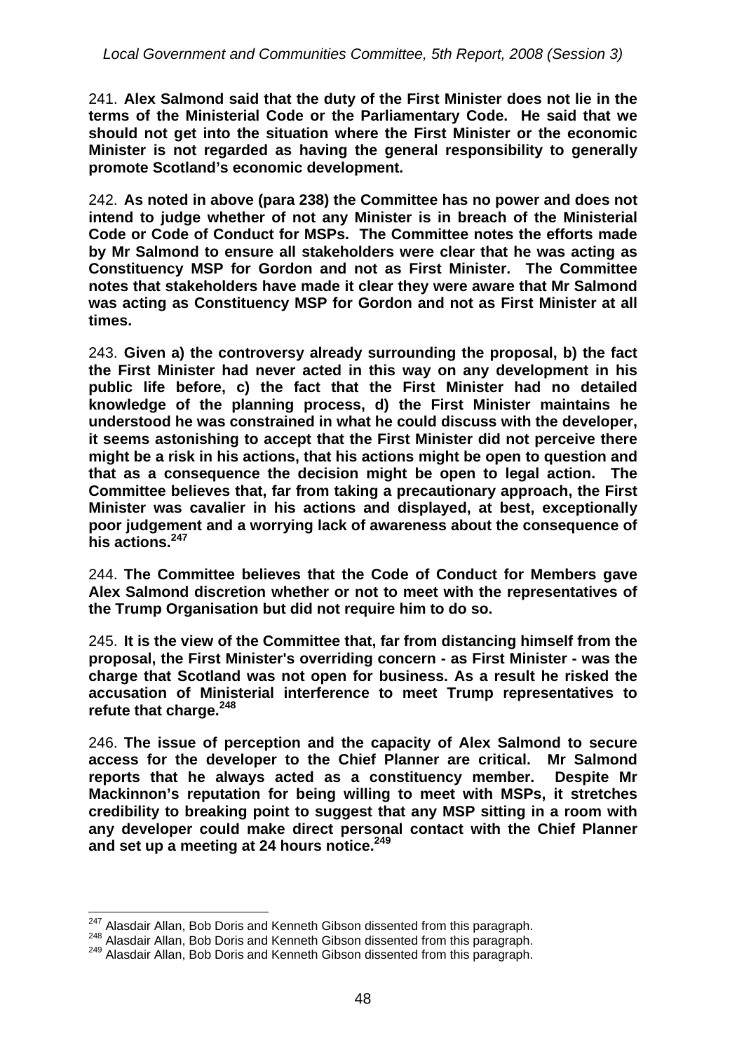241. **Alex Salmond said that the duty of the First Minister does not lie in the terms of the Ministerial Code or the Parliamentary Code. He said that we should not get into the situation where the First Minister or the economic Minister is not regarded as having the general responsibility to generally promote Scotland's economic development.**

242. **As noted in above (para 238) the Committee has no power and does not intend to judge whether of not any Minister is in breach of the Ministerial Code or Code of Conduct for MSPs. The Committee notes the efforts made by Mr Salmond to ensure all stakeholders were clear that he was acting as Constituency MSP for Gordon and not as First Minister. The Committee notes that stakeholders have made it clear they were aware that Mr Salmond was acting as Constituency MSP for Gordon and not as First Minister at all times.**

243. **Given a) the controversy already surrounding the proposal, b) the fact the First Minister had never acted in this way on any development in his public life before, c) the fact that the First Minister had no detailed knowledge of the planning process, d) the First Minister maintains he understood he was constrained in what he could discuss with the developer, it seems astonishing to accept that the First Minister did not perceive there might be a risk in his actions, that his actions might be open to question and that as a consequence the decision might be open to legal action. The Committee believes that, far from taking a precautionary approach, the First Minister was cavalier in his actions and displayed, at best, exceptionally poor judgement and a worrying lack of awareness about the consequence of his actions.**[247]

244. **The Committee believes that the Code of Conduct for Members gave Alex Salmond discretion whether or not to meet with the representatives of the Trump Organisation but did not require him to do so.**

245. **It is the view of the Committee that, far from distancing himself from the proposal, the First Minister's overriding concern - as First Minister - was the charge that Scotland was not open for business. As a result he risked the accusation of Ministerial interference to meet Trump representatives to refute that charge.**[248]

246. **The issue of perception and the capacity of Alex Salmond to secure access for the developer to the Chief Planner are critical. Mr Salmond reports that he always acted as a constituency member. Despite Mr Mackinnon's reputation for being willing to meet with MSPs, it stretches credibility to breaking point to suggest that any MSP sitting in a room with any developer could make direct personal contact with the Chief Planner and set up a meeting at 24 hours notice.**[249]

---

[247] Alasdair Allan, Bob Doris and Kenneth Gibson dissented from this paragraph.

[248] Alasdair Allan, Bob Doris and Kenneth Gibson dissented from this paragraph.

[249] Alasdair Allan, Bob Doris and Kenneth Gibson dissented from this paragraph.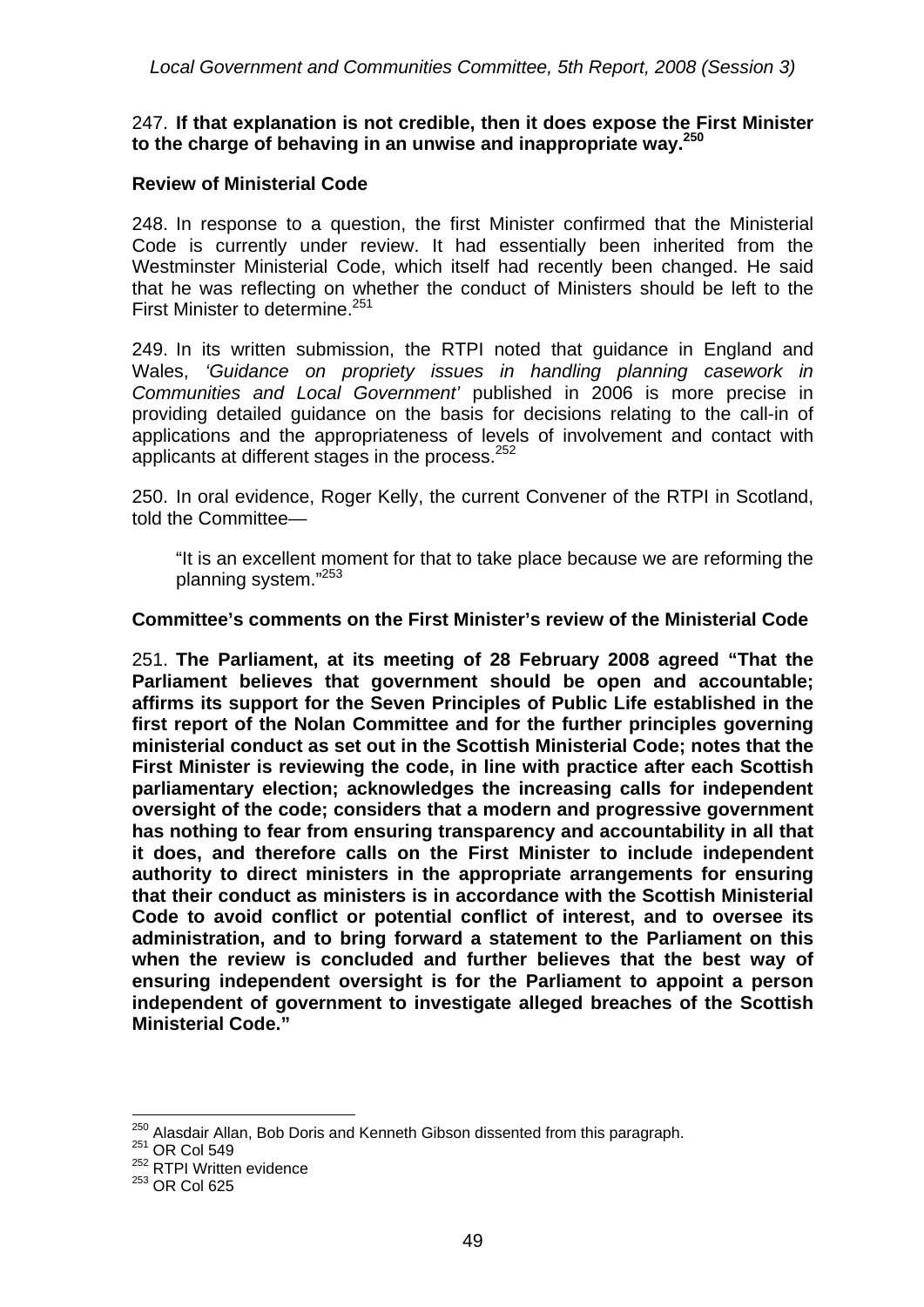247. **If that explanation is not credible, then it does expose the First Minister to the charge of behaving in an unwise and inappropriate way.**[250]

### Review of Ministerial Code

248. In response to a question, the first Minister confirmed that the Ministerial Code is currently under review. It had essentially been inherited from the Westminster Ministerial Code, which itself had recently been changed. He said that he was reflecting on whether the conduct of Ministers should be left to the First Minister to determine.[251]

249. In its written submission, the RTPI noted that guidance in England and Wales, *'Guidance on propriety issues in handling planning casework in Communities and Local Government'* published in 2006 is more precise in providing detailed guidance on the basis for decisions relating to the call-in of applications and the appropriateness of levels of involvement and contact with applicants at different stages in the process.[252]

250. In oral evidence, Roger Kelly, the current Convener of the RTPI in Scotland, told the Committee—

> "It is an excellent moment for that to take place because we are reforming the planning system."[253]

### Committee's comments on the First Minister's review of the Ministerial Code

251. **The Parliament, at its meeting of 28 February 2008 agreed "That the Parliament believes that government should be open and accountable; affirms its support for the Seven Principles of Public Life established in the first report of the Nolan Committee and for the further principles governing ministerial conduct as set out in the Scottish Ministerial Code; notes that the First Minister is reviewing the code, in line with practice after each Scottish parliamentary election; acknowledges the increasing calls for independent oversight of the code; considers that a modern and progressive government has nothing to fear from ensuring transparency and accountability in all that it does, and therefore calls on the First Minister to include independent authority to direct ministers in the appropriate arrangements for ensuring that their conduct as ministers is in accordance with the Scottish Ministerial Code to avoid conflict or potential conflict of interest, and to oversee its administration, and to bring forward a statement to the Parliament on this when the review is concluded and further believes that the best way of ensuring independent oversight is for the Parliament to appoint a person independent of government to investigate alleged breaches of the Scottish Ministerial Code."**

---

[250] Alasdair Allan, Bob Doris and Kenneth Gibson dissented from this paragraph.
[251] OR Col 549
[252] RTPI Written evidence
[253] OR Col 625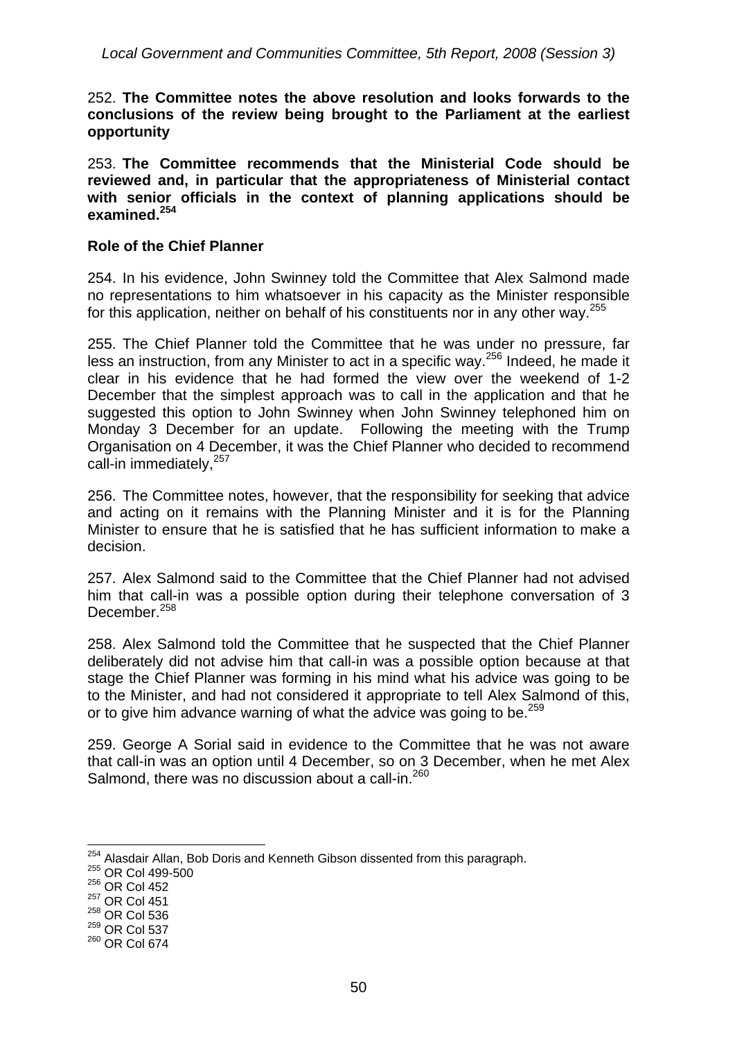252. **The Committee notes the above resolution and looks forwards to the conclusions of the review being brought to the Parliament at the earliest opportunity**

253. **The Committee recommends that the Ministerial Code should be reviewed and, in particular that the appropriateness of Ministerial contact with senior officials in the context of planning applications should be examined.[254]**

### Role of the Chief Planner

254. In his evidence, John Swinney told the Committee that Alex Salmond made no representations to him whatsoever in his capacity as the Minister responsible for this application, neither on behalf of his constituents nor in any other way.[255]

255. The Chief Planner told the Committee that he was under no pressure, far less an instruction, from any Minister to act in a specific way.[256] Indeed, he made it clear in his evidence that he had formed the view over the weekend of 1-2 December that the simplest approach was to call in the application and that he suggested this option to John Swinney when John Swinney telephoned him on Monday 3 December for an update. Following the meeting with the Trump Organisation on 4 December, it was the Chief Planner who decided to recommend call-in immediately,[257]

256. The Committee notes, however, that the responsibility for seeking that advice and acting on it remains with the Planning Minister and it is for the Planning Minister to ensure that he is satisfied that he has sufficient information to make a decision.

257. Alex Salmond said to the Committee that the Chief Planner had not advised him that call-in was a possible option during their telephone conversation of 3 December.[258]

258. Alex Salmond told the Committee that he suspected that the Chief Planner deliberately did not advise him that call-in was a possible option because at that stage the Chief Planner was forming in his mind what his advice was going to be to the Minister, and had not considered it appropriate to tell Alex Salmond of this, or to give him advance warning of what the advice was going to be.[259]

259. George A Sorial said in evidence to the Committee that he was not aware that call-in was an option until 4 December, so on 3 December, when he met Alex Salmond, there was no discussion about a call-in.[260]

---

[254] Alasdair Allan, Bob Doris and Kenneth Gibson dissented from this paragraph.
[255] OR Col 499-500
[256] OR Col 452
[257] OR Col 451
[258] OR Col 536
[259] OR Col 537
[260] OR Col 674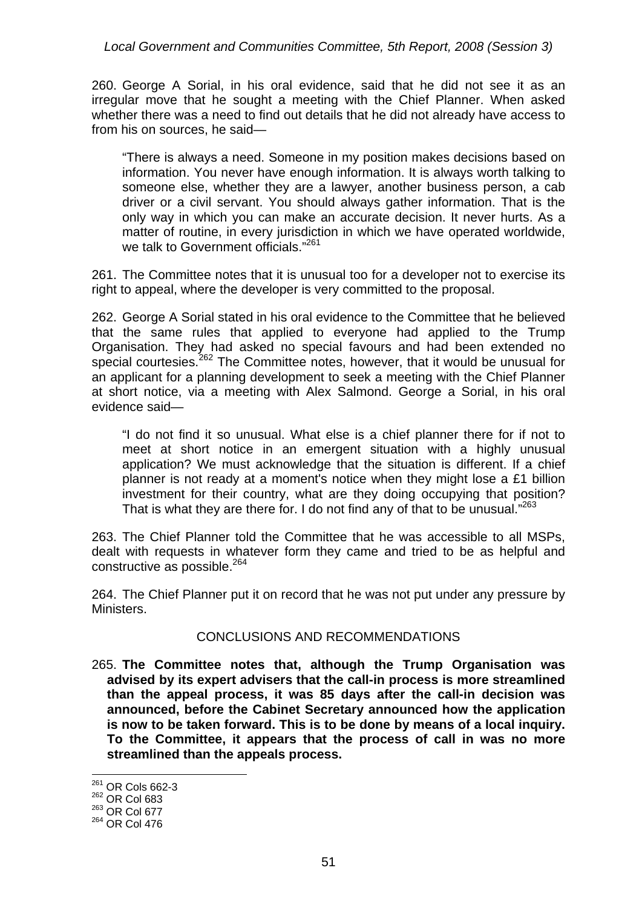260. George A Sorial, in his oral evidence, said that he did not see it as an irregular move that he sought a meeting with the Chief Planner. When asked whether there was a need to find out details that he did not already have access to from his on sources, he said—

> "There is always a need. Someone in my position makes decisions based on information. You never have enough information. It is always worth talking to someone else, whether they are a lawyer, another business person, a cab driver or a civil servant. You should always gather information. That is the only way in which you can make an accurate decision. It never hurts. As a matter of routine, in every jurisdiction in which we have operated worldwide, we talk to Government officials."[261]

261. The Committee notes that it is unusual too for a developer not to exercise its right to appeal, where the developer is very committed to the proposal.

262. George A Sorial stated in his oral evidence to the Committee that he believed that the same rules that applied to everyone had applied to the Trump Organisation. They had asked no special favours and had been extended no special courtesies.[262] The Committee notes, however, that it would be unusual for an applicant for a planning development to seek a meeting with the Chief Planner at short notice, via a meeting with Alex Salmond. George a Sorial, in his oral evidence said—

> "I do not find it so unusual. What else is a chief planner there for if not to meet at short notice in an emergent situation with a highly unusual application? We must acknowledge that the situation is different. If a chief planner is not ready at a moment's notice when they might lose a £1 billion investment for their country, what are they doing occupying that position? That is what they are there for. I do not find any of that to be unusual."[263]

263. The Chief Planner told the Committee that he was accessible to all MSPs, dealt with requests in whatever form they came and tried to be as helpful and constructive as possible.[264]

264. The Chief Planner put it on record that he was not put under any pressure by Ministers.

## CONCLUSIONS AND RECOMMENDATIONS

265. **The Committee notes that, although the Trump Organisation was advised by its expert advisers that the call-in process is more streamlined than the appeal process, it was 85 days after the call-in decision was announced, before the Cabinet Secretary announced how the application is now to be taken forward. This is to be done by means of a local inquiry. To the Committee, it appears that the process of call in was no more streamlined than the appeals process.**

---

[261] OR Cols 662-3
[262] OR Col 683
[263] OR Col 677
[264] OR Col 476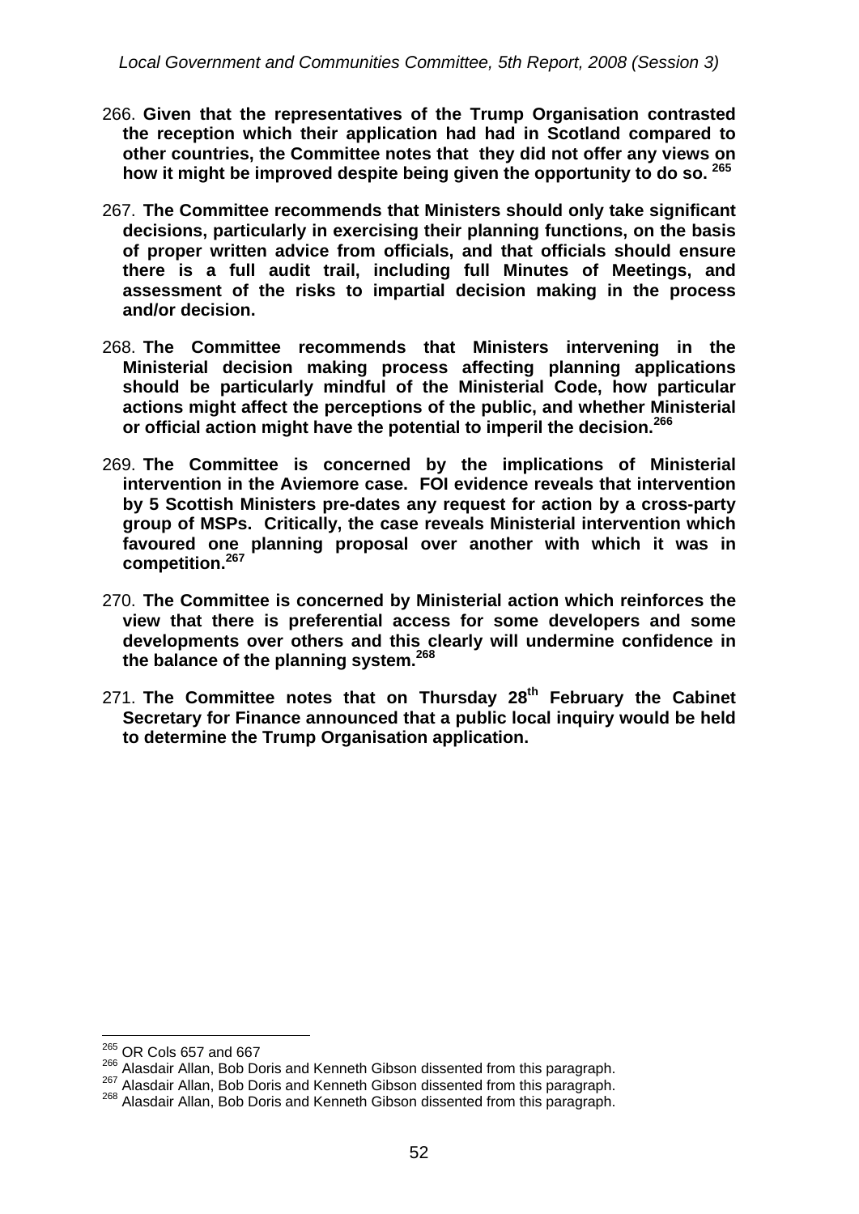266. **Given that the representatives of the Trump Organisation contrasted the reception which their application had had in Scotland compared to other countries, the Committee notes that they did not offer any views on how it might be improved despite being given the opportunity to do so.** [265]

267. **The Committee recommends that Ministers should only take significant decisions, particularly in exercising their planning functions, on the basis of proper written advice from officials, and that officials should ensure there is a full audit trail, including full Minutes of Meetings, and assessment of the risks to impartial decision making in the process and/or decision.**

268. **The Committee recommends that Ministers intervening in the Ministerial decision making process affecting planning applications should be particularly mindful of the Ministerial Code, how particular actions might affect the perceptions of the public, and whether Ministerial or official action might have the potential to imperil the decision.**[266]

269. **The Committee is concerned by the implications of Ministerial intervention in the Aviemore case. FOI evidence reveals that intervention by 5 Scottish Ministers pre-dates any request for action by a cross-party group of MSPs. Critically, the case reveals Ministerial intervention which favoured one planning proposal over another with which it was in competition.**[267]

270. **The Committee is concerned by Ministerial action which reinforces the view that there is preferential access for some developers and some developments over others and this clearly will undermine confidence in the balance of the planning system.**[268]

271. **The Committee notes that on Thursday 28th February the Cabinet Secretary for Finance announced that a public local inquiry would be held to determine the Trump Organisation application.**

---

[265] OR Cols 657 and 667

[266] Alasdair Allan, Bob Doris and Kenneth Gibson dissented from this paragraph.

[267] Alasdair Allan, Bob Doris and Kenneth Gibson dissented from this paragraph.

[268] Alasdair Allan, Bob Doris and Kenneth Gibson dissented from this paragraph.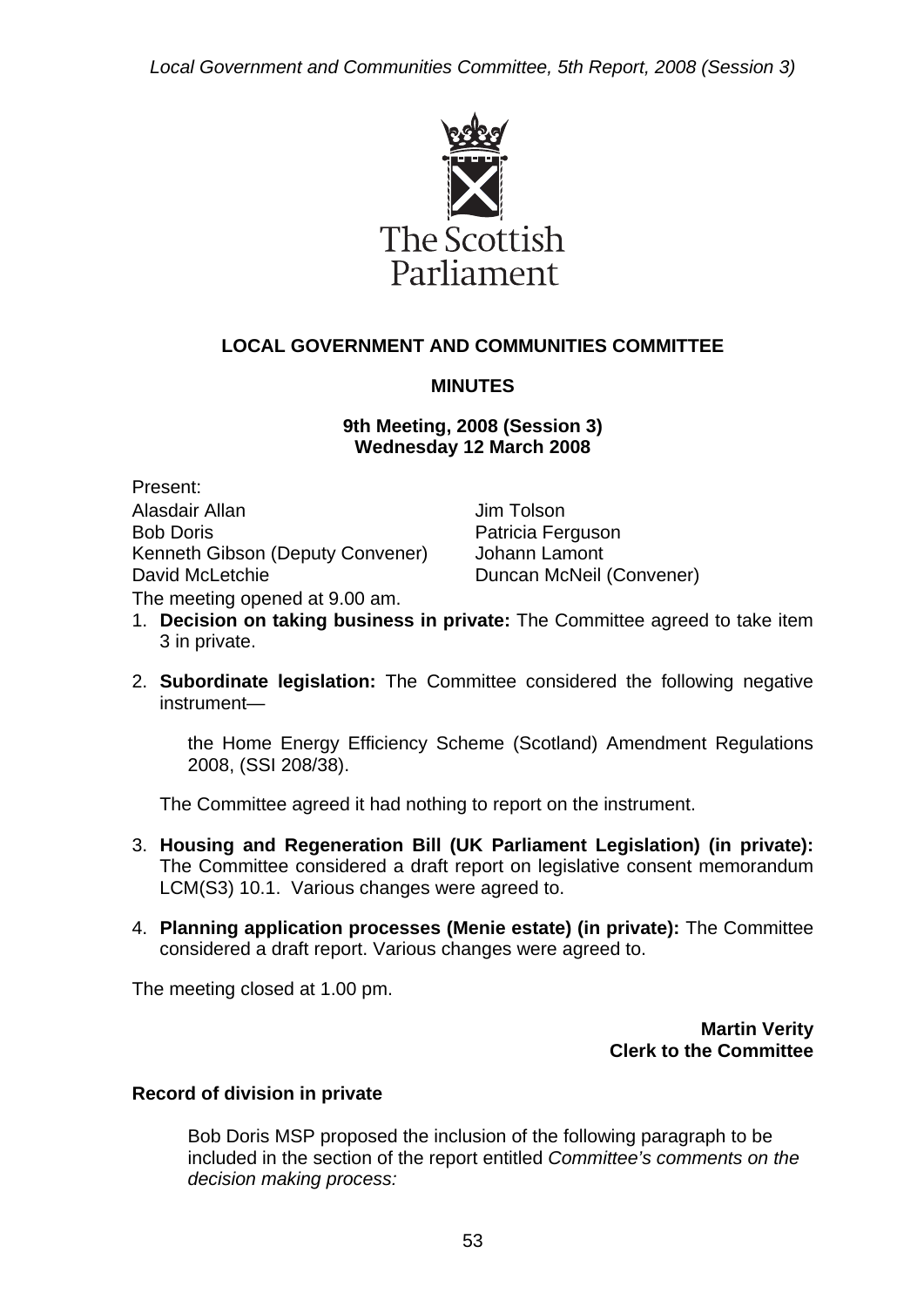**LOCAL GOVERNMENT AND COMMUNITIES COMMITTEE**

**MINUTES**

**9th Meeting, 2008 (Session 3)**
**Wednesday 12 March 2008**

Present:

| | |
|---|---|
| Alasdair Allan | Jim Tolson |
| Bob Doris | Patricia Ferguson |
| Kenneth Gibson (Deputy Convener) | Johann Lamont |
| David McLetchie | Duncan McNeil (Convener) |

The meeting opened at 9.00 am.

1. **Decision on taking business in private:** The Committee agreed to take item 3 in private.

2. **Subordinate legislation:** The Committee considered the following negative instrument—

   the Home Energy Efficiency Scheme (Scotland) Amendment Regulations 2008, (SSI 208/38).

   The Committee agreed it had nothing to report on the instrument.

3. **Housing and Regeneration Bill (UK Parliament Legislation) (in private):** The Committee considered a draft report on legislative consent memorandum LCM(S3) 10.1. Various changes were agreed to.

4. **Planning application processes (Menie estate) (in private):** The Committee considered a draft report. Various changes were agreed to.

The meeting closed at 1.00 pm.

**Martin Verity**
**Clerk to the Committee**

**Record of division in private**

Bob Doris MSP proposed the inclusion of the following paragraph to be included in the section of the report entitled *Committee's comments on the decision making process:*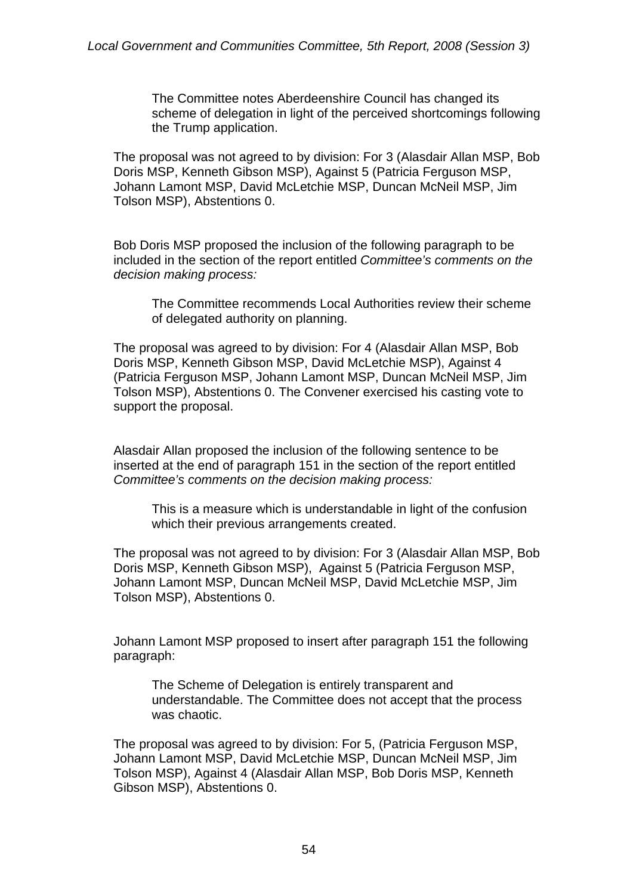> The Committee notes Aberdeenshire Council has changed its scheme of delegation in light of the perceived shortcomings following the Trump application.

The proposal was not agreed to by division: For 3 (Alasdair Allan MSP, Bob Doris MSP, Kenneth Gibson MSP), Against 5 (Patricia Ferguson MSP, Johann Lamont MSP, David McLetchie MSP, Duncan McNeil MSP, Jim Tolson MSP), Abstentions 0.

Bob Doris MSP proposed the inclusion of the following paragraph to be included in the section of the report entitled *Committee's comments on the decision making process:*

> The Committee recommends Local Authorities review their scheme of delegated authority on planning.

The proposal was agreed to by division: For 4 (Alasdair Allan MSP, Bob Doris MSP, Kenneth Gibson MSP, David McLetchie MSP), Against 4 (Patricia Ferguson MSP, Johann Lamont MSP, Duncan McNeil MSP, Jim Tolson MSP), Abstentions 0. The Convener exercised his casting vote to support the proposal.

Alasdair Allan proposed the inclusion of the following sentence to be inserted at the end of paragraph 151 in the section of the report entitled *Committee's comments on the decision making process:*

> This is a measure which is understandable in light of the confusion which their previous arrangements created.

The proposal was not agreed to by division: For 3 (Alasdair Allan MSP, Bob Doris MSP, Kenneth Gibson MSP), Against 5 (Patricia Ferguson MSP, Johann Lamont MSP, Duncan McNeil MSP, David McLetchie MSP, Jim Tolson MSP), Abstentions 0.

Johann Lamont MSP proposed to insert after paragraph 151 the following paragraph:

> The Scheme of Delegation is entirely transparent and understandable. The Committee does not accept that the process was chaotic.

The proposal was agreed to by division: For 5, (Patricia Ferguson MSP, Johann Lamont MSP, David McLetchie MSP, Duncan McNeil MSP, Jim Tolson MSP), Against 4 (Alasdair Allan MSP, Bob Doris MSP, Kenneth Gibson MSP), Abstentions 0.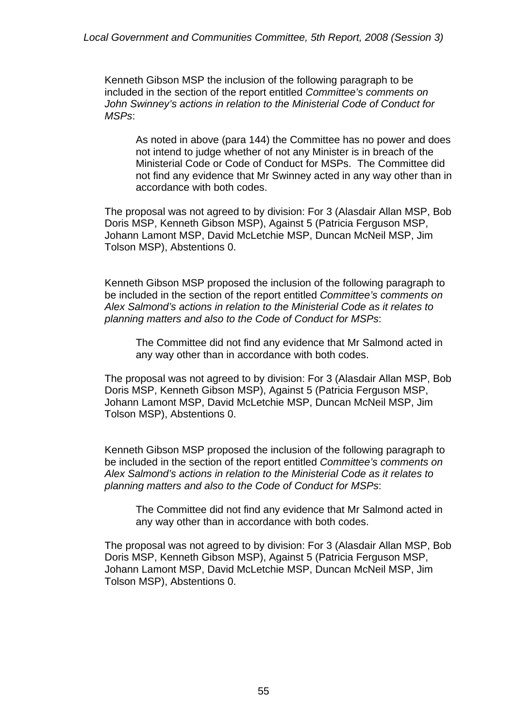Kenneth Gibson MSP the inclusion of the following paragraph to be included in the section of the report entitled *Committee's comments on John Swinney's actions in relation to the Ministerial Code of Conduct for MSPs*:

> As noted in above (para 144) the Committee has no power and does not intend to judge whether of not any Minister is in breach of the Ministerial Code or Code of Conduct for MSPs. The Committee did not find any evidence that Mr Swinney acted in any way other than in accordance with both codes.

The proposal was not agreed to by division: For 3 (Alasdair Allan MSP, Bob Doris MSP, Kenneth Gibson MSP), Against 5 (Patricia Ferguson MSP, Johann Lamont MSP, David McLetchie MSP, Duncan McNeil MSP, Jim Tolson MSP), Abstentions 0.

Kenneth Gibson MSP proposed the inclusion of the following paragraph to be included in the section of the report entitled *Committee's comments on Alex Salmond's actions in relation to the Ministerial Code as it relates to planning matters and also to the Code of Conduct for MSPs*:

> The Committee did not find any evidence that Mr Salmond acted in any way other than in accordance with both codes.

The proposal was not agreed to by division: For 3 (Alasdair Allan MSP, Bob Doris MSP, Kenneth Gibson MSP), Against 5 (Patricia Ferguson MSP, Johann Lamont MSP, David McLetchie MSP, Duncan McNeil MSP, Jim Tolson MSP), Abstentions 0.

Kenneth Gibson MSP proposed the inclusion of the following paragraph to be included in the section of the report entitled *Committee's comments on Alex Salmond's actions in relation to the Ministerial Code as it relates to planning matters and also to the Code of Conduct for MSPs*:

> The Committee did not find any evidence that Mr Salmond acted in any way other than in accordance with both codes.

The proposal was not agreed to by division: For 3 (Alasdair Allan MSP, Bob Doris MSP, Kenneth Gibson MSP), Against 5 (Patricia Ferguson MSP, Johann Lamont MSP, David McLetchie MSP, Duncan McNeil MSP, Jim Tolson MSP), Abstentions 0.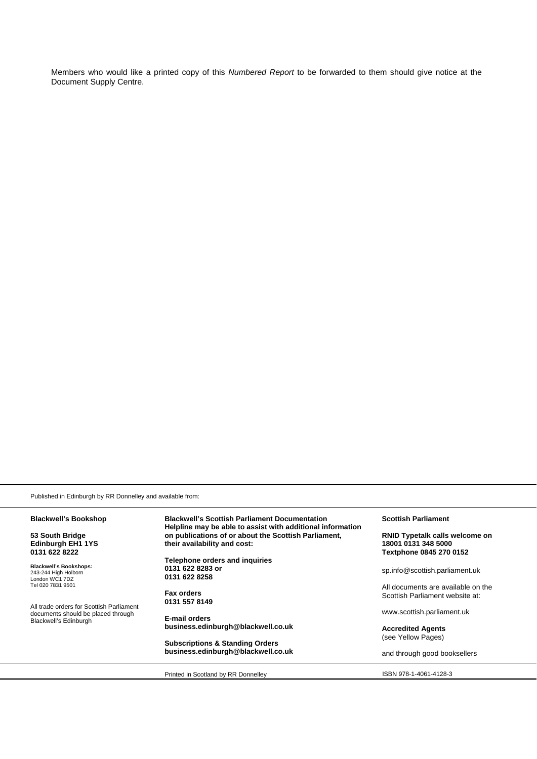Members who would like a printed copy of this *Numbered Report* to be forwarded to them should give notice at the Document Supply Centre.

Published in Edinburgh by RR Donnelley and available from:

**Blackwell's Bookshop**

**53 South Bridge**
**Edinburgh EH1 1YS**
**0131 622 8222**

**Blackwell's Bookshops:**
243-244 High Holborn
London WC1 7DZ
Tel 020 7831 9501

All trade orders for Scottish Parliament documents should be placed through Blackwell's Edinburgh

**Blackwell's Scottish Parliament Documentation Helpline may be able to assist with additional information on publications of or about the Scottish Parliament, their availability and cost:**

**Telephone orders and inquiries**
**0131 622 8283 or**
**0131 622 8258**

**Fax orders**
**0131 557 8149**

**E-mail orders**
**business.edinburgh@blackwell.co.uk**

**Subscriptions & Standing Orders**
**business.edinburgh@blackwell.co.uk**

**Scottish Parliament**

**RNID Typetalk calls welcome on**
**18001 0131 348 5000**
**Textphone 0845 270 0152**

sp.info@scottish.parliament.uk

All documents are available on the Scottish Parliament website at:

www.scottish.parliament.uk

**Accredited Agents**
(see Yellow Pages)

and through good booksellers

Printed in Scotland by RR Donnelley

ISBN 978-1-4061-4128-3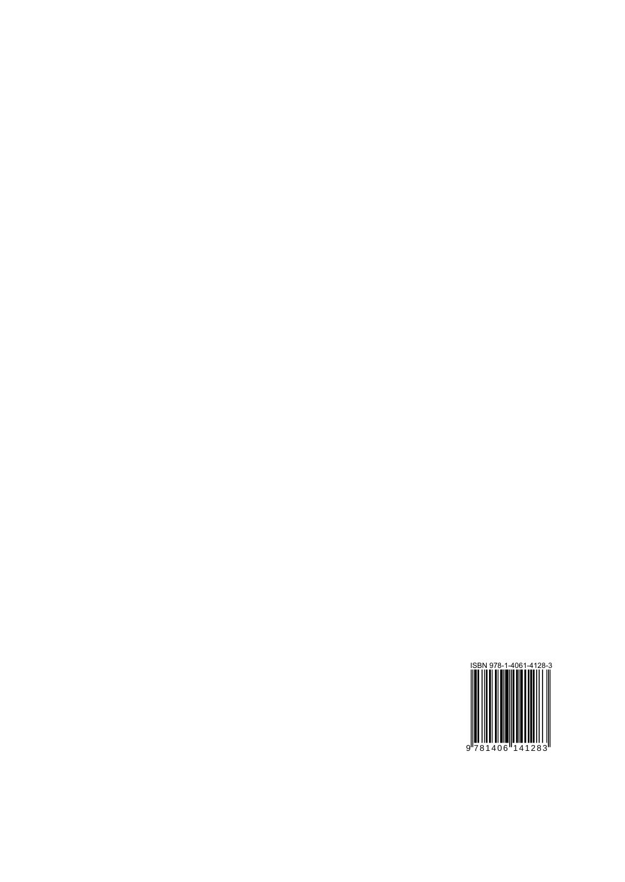ISBN 978-1-4061-4128-3

9 781406 141283